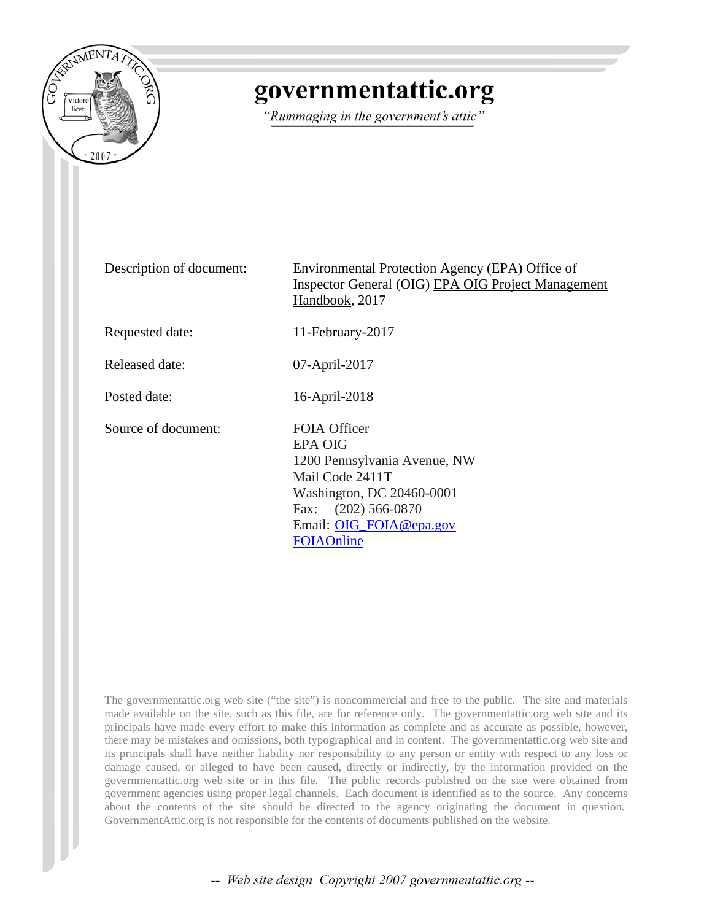# governmentattic.org

*"Rummaging in the government's attic"*

| | |
|---|---|
| Description of document: | Environmental Protection Agency (EPA) Office of Inspector General (OIG) EPA OIG Project Management Handbook, 2017 |
| Requested date: | 11-February-2017 |
| Released date: | 07-April-2017 |
| Posted date: | 16-April-2018 |
| Source of document: | FOIA Officer<br>EPA OIG<br>1200 Pennsylvania Avenue, NW<br>Mail Code 2411T<br>Washington, DC 20460-0001<br>Fax: (202) 566-0870<br>Email: OIG_FOIA@epa.gov<br>FOIAOnline |

The governmentattic.org web site ("the site") is noncommercial and free to the public. The site and materials made available on the site, such as this file, are for reference only. The governmentattic.org web site and its principals have made every effort to make this information as complete and as accurate as possible, however, there may be mistakes and omissions, both typographical and in content. The governmentattic.org web site and its principals shall have neither liability nor responsibility to any person or entity with respect to any loss or damage caused, or alleged to have been caused, directly or indirectly, by the information provided on the governmentattic.org web site or in this file. The public records published on the site were obtained from government agencies using proper legal channels. Each document is identified as to the source. Any concerns about the contents of the site should be directed to the agency originating the document in question. GovernmentAttic.org is not responsible for the contents of documents published on the website.

*-- Web site design Copyright 2007 governmentattic.org --*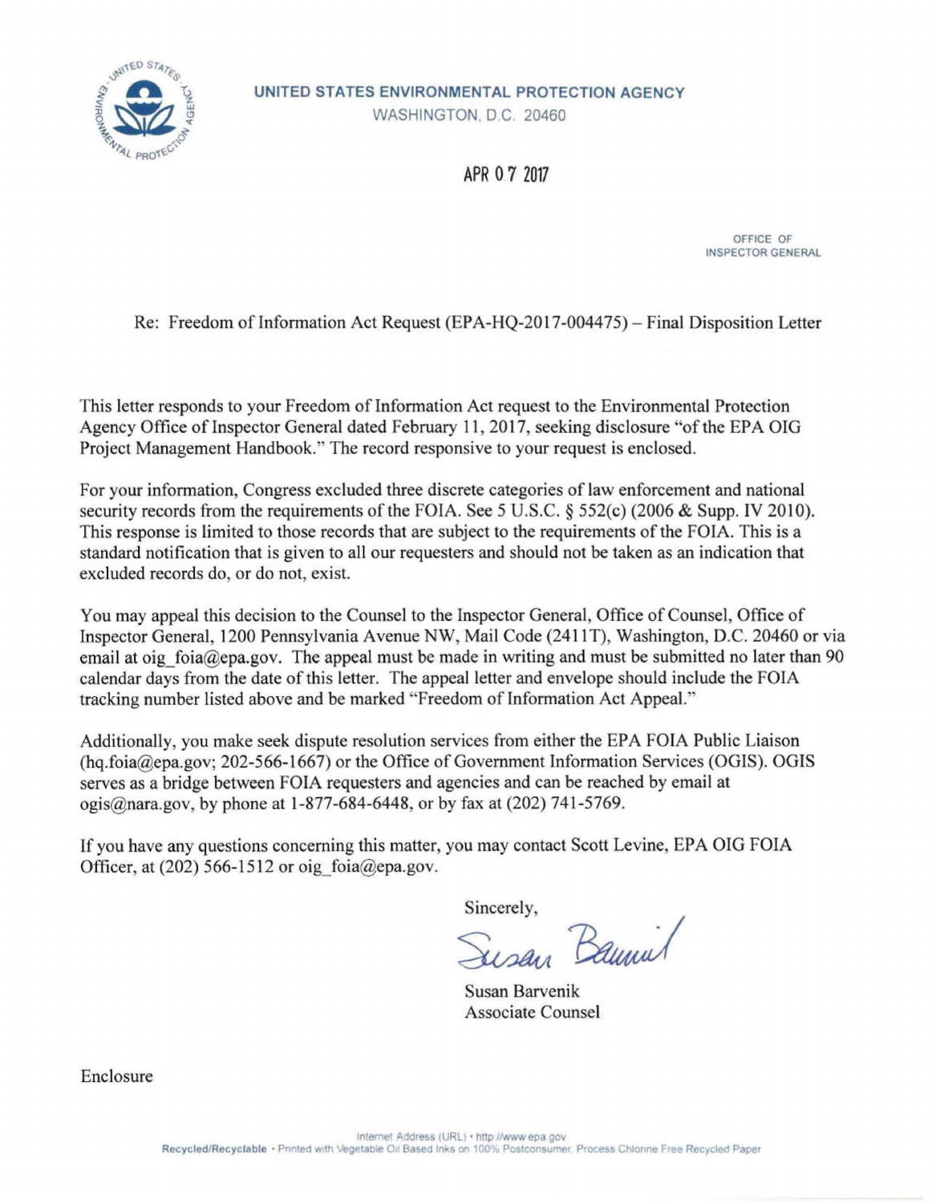**UNITED STATES ENVIRONMENTAL PROTECTION AGENCY**
WASHINGTON, D.C. 20460

APR 07 2017

OFFICE OF
INSPECTOR GENERAL

Re: Freedom of Information Act Request (EPA-HQ-2017-004475) – Final Disposition Letter

This letter responds to your Freedom of Information Act request to the Environmental Protection Agency Office of Inspector General dated February 11, 2017, seeking disclosure "of the EPA OIG Project Management Handbook." The record responsive to your request is enclosed.

For your information, Congress excluded three discrete categories of law enforcement and national security records from the requirements of the FOIA. See 5 U.S.C. § 552(c) (2006 & Supp. IV 2010). This response is limited to those records that are subject to the requirements of the FOIA. This is a standard notification that is given to all our requesters and should not be taken as an indication that excluded records do, or do not, exist.

You may appeal this decision to the Counsel to the Inspector General, Office of Counsel, Office of Inspector General, 1200 Pennsylvania Avenue NW, Mail Code (2411T), Washington, D.C. 20460 or via email at oig_foia@epa.gov. The appeal must be made in writing and must be submitted no later than 90 calendar days from the date of this letter. The appeal letter and envelope should include the FOIA tracking number listed above and be marked "Freedom of Information Act Appeal."

Additionally, you make seek dispute resolution services from either the EPA FOIA Public Liaison (hq.foia@epa.gov; 202-566-1667) or the Office of Government Information Services (OGIS). OGIS serves as a bridge between FOIA requesters and agencies and can be reached by email at ogis@nara.gov, by phone at 1-877-684-6448, or by fax at (202) 741-5769.

If you have any questions concerning this matter, you may contact Scott Levine, EPA OIG FOIA Officer, at (202) 566-1512 or oig_foia@epa.gov.

Sincerely,

Susan Barvenik
Associate Counsel

Enclosure

Internet Address (URL) • http://www.epa.gov
Recycled/Recyclable • Printed with Vegetable Oil Based Inks on 100% Postconsumer, Process Chlorine Free Recycled Paper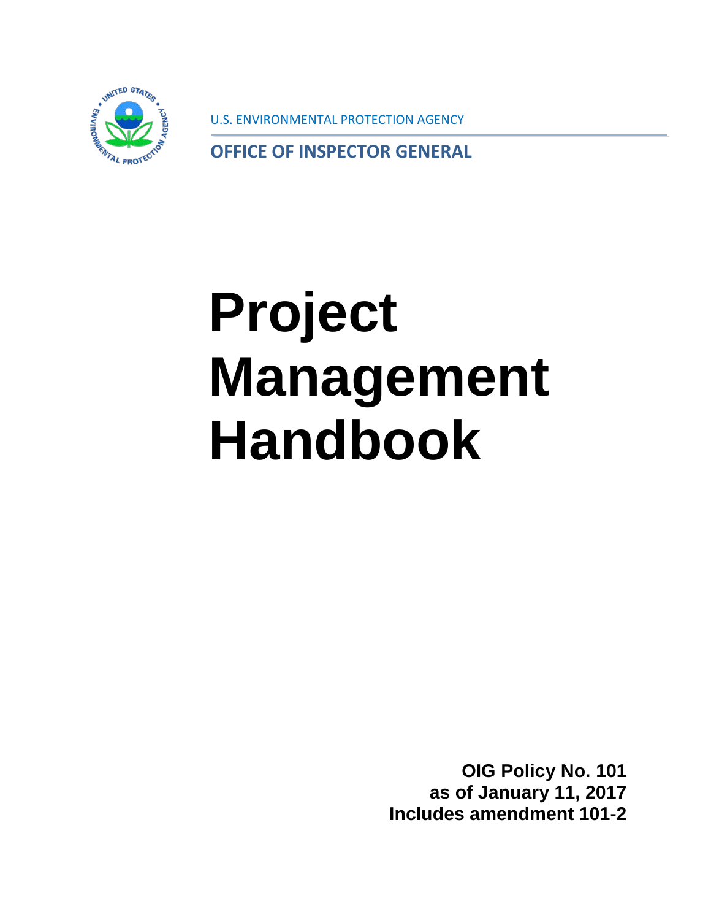U.S. ENVIRONMENTAL PROTECTION AGENCY

**OFFICE OF INSPECTOR GENERAL**

# Project Management Handbook

**OIG Policy No. 101**
**as of January 11, 2017**
**Includes amendment 101-2**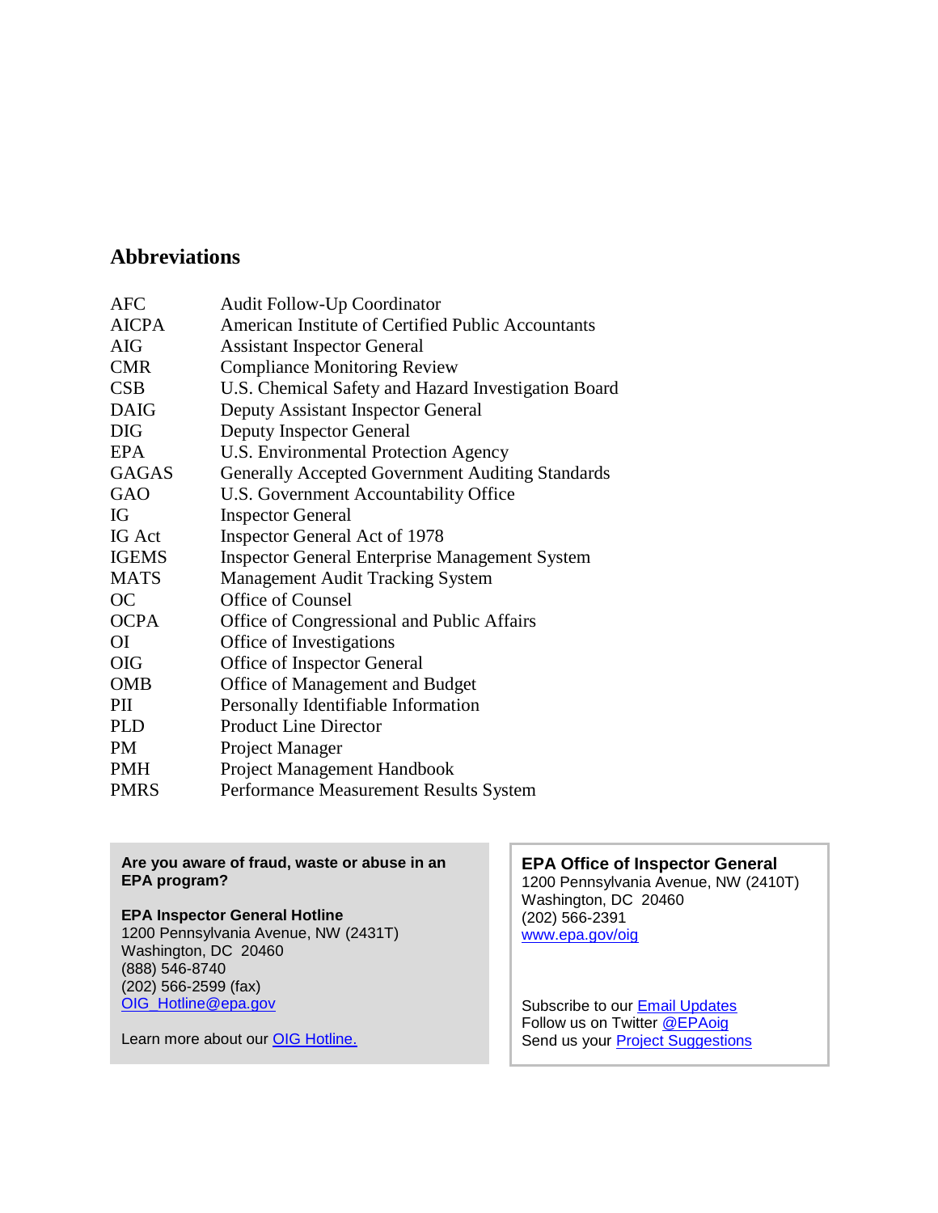## Abbreviations

| | |
|---|---|
| AFC | Audit Follow-Up Coordinator |
| AICPA | American Institute of Certified Public Accountants |
| AIG | Assistant Inspector General |
| CMR | Compliance Monitoring Review |
| CSB | U.S. Chemical Safety and Hazard Investigation Board |
| DAIG | Deputy Assistant Inspector General |
| DIG | Deputy Inspector General |
| EPA | U.S. Environmental Protection Agency |
| GAGAS | Generally Accepted Government Auditing Standards |
| GAO | U.S. Government Accountability Office |
| IG | Inspector General |
| IG Act | Inspector General Act of 1978 |
| IGEMS | Inspector General Enterprise Management System |
| MATS | Management Audit Tracking System |
| OC | Office of Counsel |
| OCPA | Office of Congressional and Public Affairs |
| OI | Office of Investigations |
| OIG | Office of Inspector General |
| OMB | Office of Management and Budget |
| PII | Personally Identifiable Information |
| PLD | Product Line Director |
| PM | Project Manager |
| PMH | Project Management Handbook |
| PMRS | Performance Measurement Results System |

**Are you aware of fraud, waste or abuse in an EPA program?**

**EPA Inspector General Hotline**
1200 Pennsylvania Avenue, NW (2431T)
Washington, DC 20460
(888) 546-8740
(202) 566-2599 (fax)
OIG_Hotline@epa.gov

Learn more about our OIG Hotline.

**EPA Office of Inspector General**
1200 Pennsylvania Avenue, NW (2410T)
Washington, DC 20460
(202) 566-2391
www.epa.gov/oig

Subscribe to our Email Updates
Follow us on Twitter @EPAoig
Send us your Project Suggestions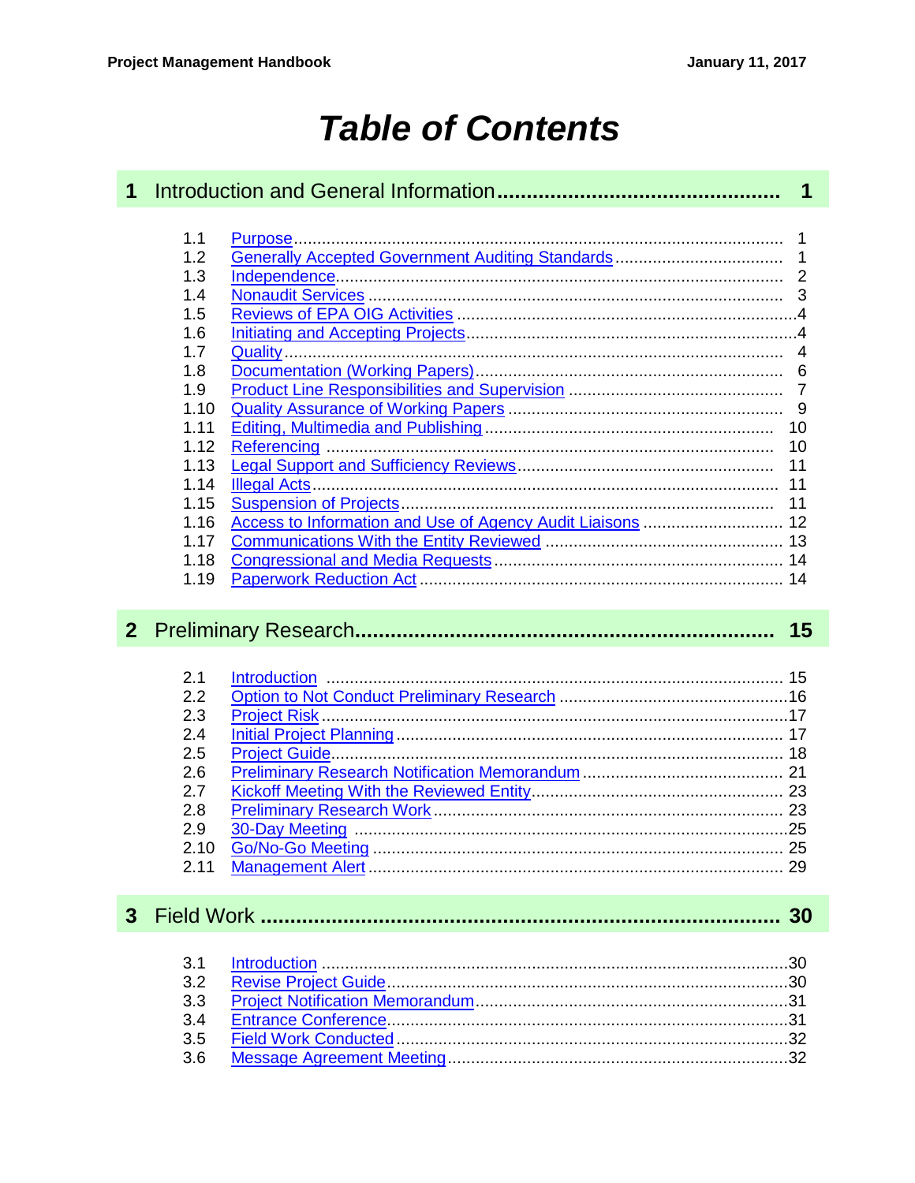# Table of Contents

## 1 Introduction and General Information ............................................. 1

1.1 Purpose ............................................................................................. 1
1.2 Generally Accepted Government Auditing Standards ........................ 1
1.3 Independence .................................................................................... 2
1.4 Nonaudit Services .............................................................................. 3
1.5 Reviews of EPA OIG Activities ........................................................... 4
1.6 Initiating and Accepting Projects ........................................................ 4
1.7 Quality ................................................................................................ 4
1.8 Documentation (Working Papers) ...................................................... 6
1.9 Product Line Responsibilities and Supervision ................................... 7
1.10 Quality Assurance of Working Papers .............................................. 9
1.11 Editing, Multimedia and Publishing ................................................. 10
1.12 Referencing .................................................................................... 10
1.13 Legal Support and Sufficiency Reviews ........................................... 11
1.14 Illegal Acts ...................................................................................... 11
1.15 Suspension of Projects ................................................................... 11
1.16 Access to Information and Use of Agency Audit Liaisons ............... 12
1.17 Communications With the Entity Reviewed .................................... 13
1.18 Congressional and Media Requests ................................................ 14
1.19 Paperwork Reduction Act ................................................................ 14

## 2 Preliminary Research ................................................................... 15

2.1 Introduction ....................................................................................... 15
2.2 Option to Not Conduct Preliminary Research ................................... 16
2.3 Project Risk ....................................................................................... 17
2.4 Initial Project Planning ...................................................................... 17
2.5 Project Guide .................................................................................... 18
2.6 Preliminary Research Notification Memorandum ............................. 21
2.7 Kickoff Meeting With the Reviewed Entity ......................................... 23
2.8 Preliminary Research Work .............................................................. 23
2.9 30-Day Meeting ................................................................................ 25
2.10 Go/No-Go Meeting .......................................................................... 25
2.11 Management Alert ........................................................................... 29

## 3 Field Work ...................................................................................... 30

3.1 Introduction ....................................................................................... 30
3.2 Revise Project Guide ......................................................................... 30
3.3 Project Notification Memorandum ..................................................... 31
3.4 Entrance Conference ........................................................................ 31
3.5 Field Work Conducted ....................................................................... 32
3.6 Message Agreement Meeting ............................................................ 32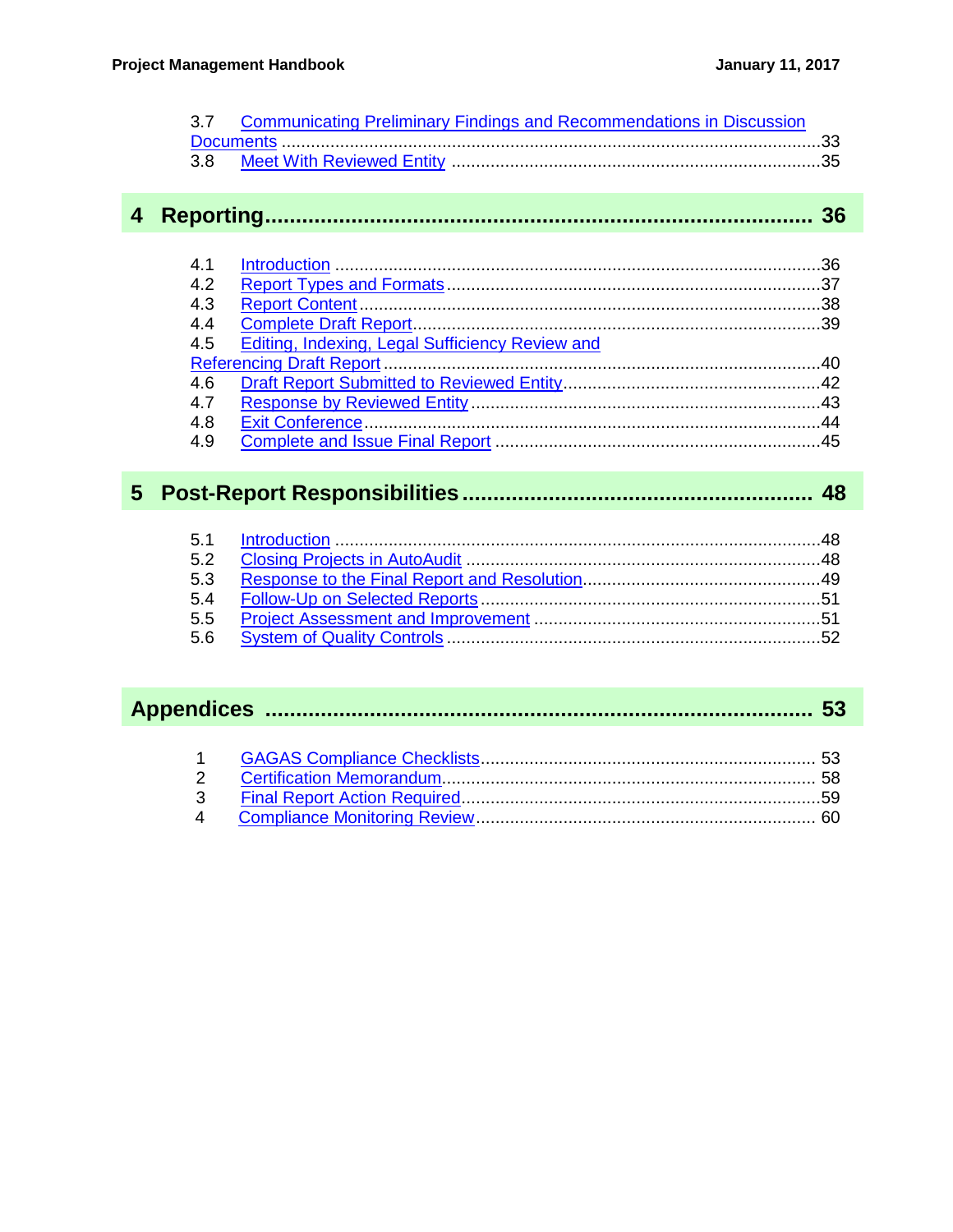3.7 Communicating Preliminary Findings and Recommendations in Discussion Documents ....33
3.8 Meet With Reviewed Entity ....35

## 4 Reporting.... 36

4.1 Introduction ....36
4.2 Report Types and Formats ....37
4.3 Report Content ....38
4.4 Complete Draft Report ....39
4.5 Editing, Indexing, Legal Sufficiency Review and Referencing Draft Report ....40
4.6 Draft Report Submitted to Reviewed Entity ....42
4.7 Response by Reviewed Entity ....43
4.8 Exit Conference ....44
4.9 Complete and Issue Final Report ....45

## 5 Post-Report Responsibilities.... 48

5.1 Introduction ....48
5.2 Closing Projects in AutoAudit ....48
5.3 Response to the Final Report and Resolution ....49
5.4 Follow-Up on Selected Reports ....51
5.5 Project Assessment and Improvement ....51
5.6 System of Quality Controls ....52

## Appendices .... 53

1 GAGAS Compliance Checklists .... 53
2 Certification Memorandum .... 58
3 Final Report Action Required ....59
4 Compliance Monitoring Review .... 60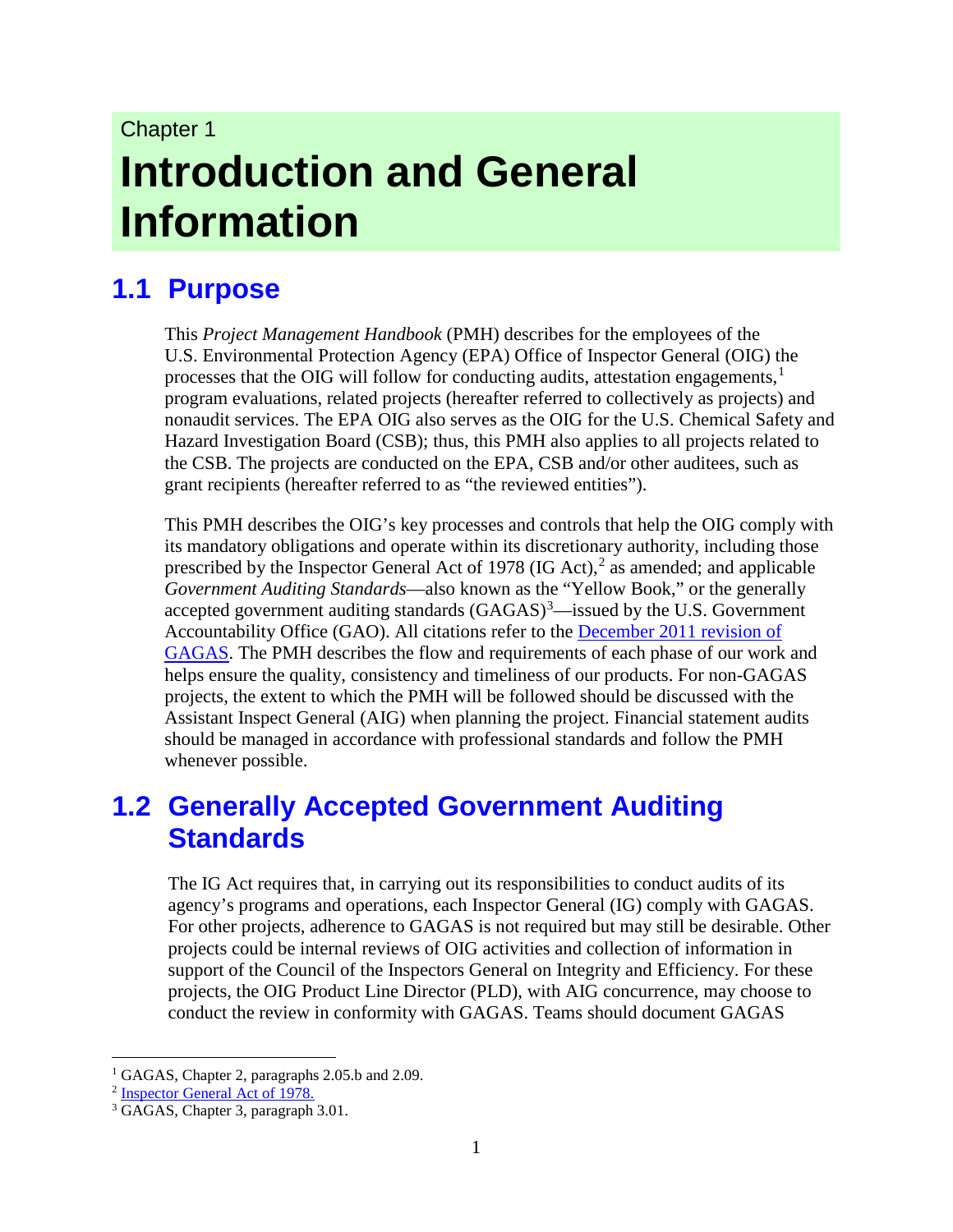Chapter 1

# Introduction and General Information

## 1.1 Purpose

This *Project Management Handbook* (PMH) describes for the employees of the U.S. Environmental Protection Agency (EPA) Office of Inspector General (OIG) the processes that the OIG will follow for conducting audits, attestation engagements,[1] program evaluations, related projects (hereafter referred to collectively as projects) and nonaudit services. The EPA OIG also serves as the OIG for the U.S. Chemical Safety and Hazard Investigation Board (CSB); thus, this PMH also applies to all projects related to the CSB. The projects are conducted on the EPA, CSB and/or other auditees, such as grant recipients (hereafter referred to as "the reviewed entities").

This PMH describes the OIG's key processes and controls that help the OIG comply with its mandatory obligations and operate within its discretionary authority, including those prescribed by the Inspector General Act of 1978 (IG Act),[2] as amended; and applicable *Government Auditing Standards*—also known as the "Yellow Book," or the generally accepted government auditing standards (GAGAS)[3]—issued by the U.S. Government Accountability Office (GAO). All citations refer to the December 2011 revision of GAGAS. The PMH describes the flow and requirements of each phase of our work and helps ensure the quality, consistency and timeliness of our products. For non-GAGAS projects, the extent to which the PMH will be followed should be discussed with the Assistant Inspect General (AIG) when planning the project. Financial statement audits should be managed in accordance with professional standards and follow the PMH whenever possible.

## 1.2 Generally Accepted Government Auditing Standards

The IG Act requires that, in carrying out its responsibilities to conduct audits of its agency's programs and operations, each Inspector General (IG) comply with GAGAS. For other projects, adherence to GAGAS is not required but may still be desirable. Other projects could be internal reviews of OIG activities and collection of information in support of the Council of the Inspectors General on Integrity and Efficiency. For these projects, the OIG Product Line Director (PLD), with AIG concurrence, may choose to conduct the review in conformity with GAGAS. Teams should document GAGAS

---

[1] GAGAS, Chapter 2, paragraphs 2.05.b and 2.09.

[2] Inspector General Act of 1978.

[3] GAGAS, Chapter 3, paragraph 3.01.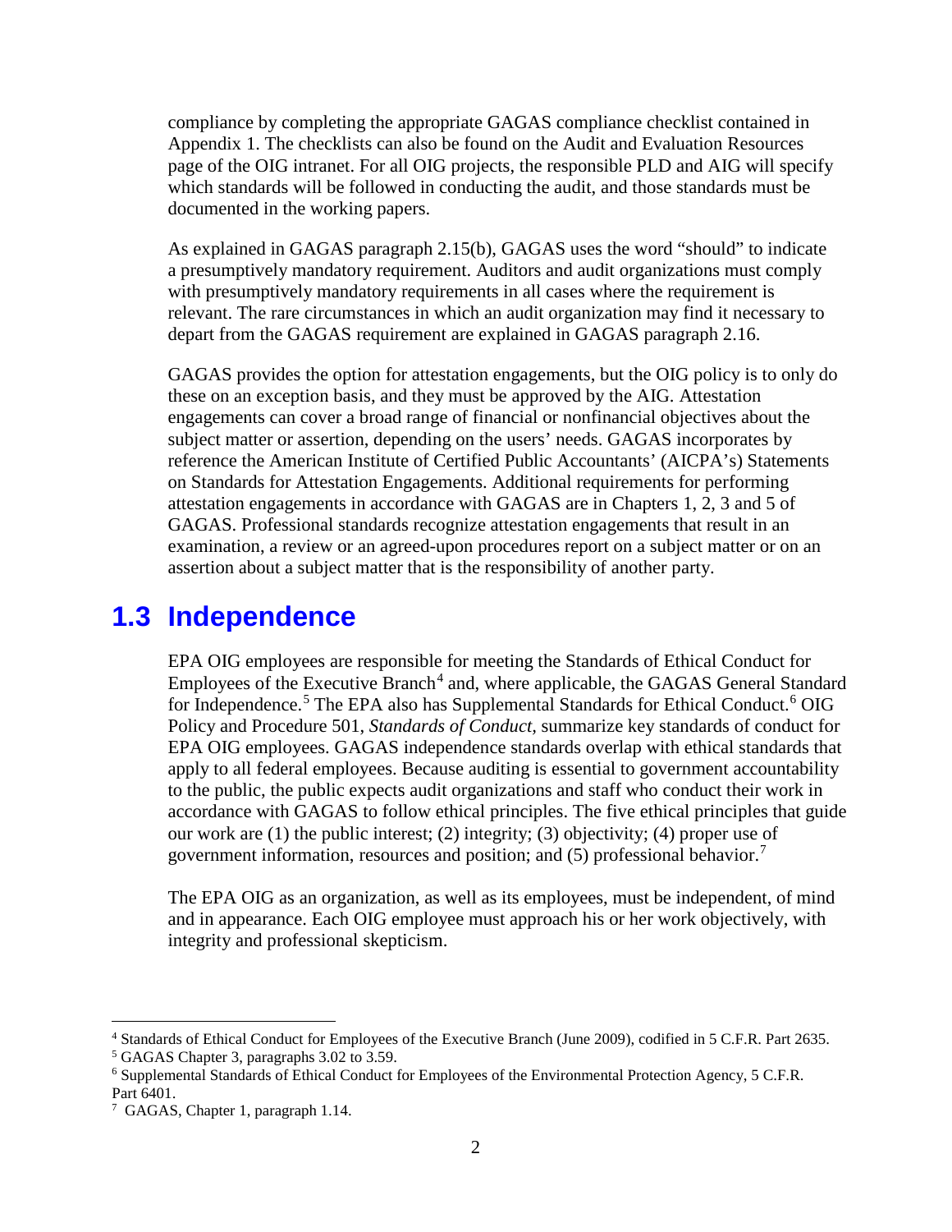compliance by completing the appropriate GAGAS compliance checklist contained in Appendix 1. The checklists can also be found on the Audit and Evaluation Resources page of the OIG intranet. For all OIG projects, the responsible PLD and AIG will specify which standards will be followed in conducting the audit, and those standards must be documented in the working papers.

As explained in GAGAS paragraph 2.15(b), GAGAS uses the word "should" to indicate a presumptively mandatory requirement. Auditors and audit organizations must comply with presumptively mandatory requirements in all cases where the requirement is relevant. The rare circumstances in which an audit organization may find it necessary to depart from the GAGAS requirement are explained in GAGAS paragraph 2.16.

GAGAS provides the option for attestation engagements, but the OIG policy is to only do these on an exception basis, and they must be approved by the AIG. Attestation engagements can cover a broad range of financial or nonfinancial objectives about the subject matter or assertion, depending on the users' needs. GAGAS incorporates by reference the American Institute of Certified Public Accountants' (AICPA's) Statements on Standards for Attestation Engagements. Additional requirements for performing attestation engagements in accordance with GAGAS are in Chapters 1, 2, 3 and 5 of GAGAS. Professional standards recognize attestation engagements that result in an examination, a review or an agreed-upon procedures report on a subject matter or on an assertion about a subject matter that is the responsibility of another party.

## 1.3 Independence

EPA OIG employees are responsible for meeting the Standards of Ethical Conduct for Employees of the Executive Branch[4] and, where applicable, the GAGAS General Standard for Independence.[5] The EPA also has Supplemental Standards for Ethical Conduct.[6] OIG Policy and Procedure 501, *Standards of Conduct,* summarize key standards of conduct for EPA OIG employees. GAGAS independence standards overlap with ethical standards that apply to all federal employees. Because auditing is essential to government accountability to the public, the public expects audit organizations and staff who conduct their work in accordance with GAGAS to follow ethical principles. The five ethical principles that guide our work are (1) the public interest; (2) integrity; (3) objectivity; (4) proper use of government information, resources and position; and (5) professional behavior.[7]

The EPA OIG as an organization, as well as its employees, must be independent, of mind and in appearance. Each OIG employee must approach his or her work objectively, with integrity and professional skepticism.

---

[4] Standards of Ethical Conduct for Employees of the Executive Branch (June 2009), codified in 5 C.F.R. Part 2635.

[5] GAGAS Chapter 3, paragraphs 3.02 to 3.59.

[6] Supplemental Standards of Ethical Conduct for Employees of the Environmental Protection Agency, 5 C.F.R. Part 6401.

[7] GAGAS, Chapter 1, paragraph 1.14.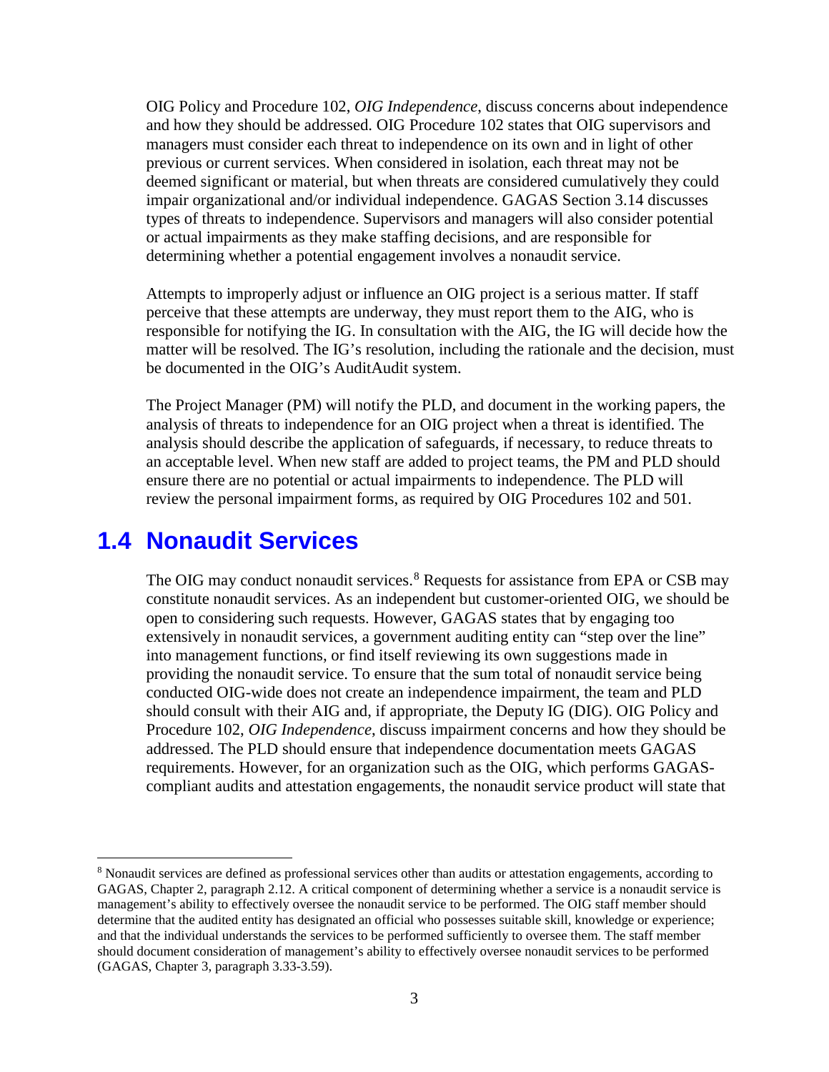OIG Policy and Procedure 102, *OIG Independence*, discuss concerns about independence and how they should be addressed. OIG Procedure 102 states that OIG supervisors and managers must consider each threat to independence on its own and in light of other previous or current services. When considered in isolation, each threat may not be deemed significant or material, but when threats are considered cumulatively they could impair organizational and/or individual independence. GAGAS Section 3.14 discusses types of threats to independence. Supervisors and managers will also consider potential or actual impairments as they make staffing decisions, and are responsible for determining whether a potential engagement involves a nonaudit service.

Attempts to improperly adjust or influence an OIG project is a serious matter. If staff perceive that these attempts are underway, they must report them to the AIG, who is responsible for notifying the IG. In consultation with the AIG, the IG will decide how the matter will be resolved. The IG's resolution, including the rationale and the decision, must be documented in the OIG's AuditAudit system.

The Project Manager (PM) will notify the PLD, and document in the working papers, the analysis of threats to independence for an OIG project when a threat is identified. The analysis should describe the application of safeguards, if necessary, to reduce threats to an acceptable level. When new staff are added to project teams, the PM and PLD should ensure there are no potential or actual impairments to independence. The PLD will review the personal impairment forms, as required by OIG Procedures 102 and 501.

## 1.4 Nonaudit Services

The OIG may conduct nonaudit services.[8] Requests for assistance from EPA or CSB may constitute nonaudit services. As an independent but customer-oriented OIG, we should be open to considering such requests. However, GAGAS states that by engaging too extensively in nonaudit services, a government auditing entity can "step over the line" into management functions, or find itself reviewing its own suggestions made in providing the nonaudit service. To ensure that the sum total of nonaudit service being conducted OIG-wide does not create an independence impairment, the team and PLD should consult with their AIG and, if appropriate, the Deputy IG (DIG). OIG Policy and Procedure 102, *OIG Independence*, discuss impairment concerns and how they should be addressed. The PLD should ensure that independence documentation meets GAGAS requirements. However, for an organization such as the OIG, which performs GAGAS-compliant audits and attestation engagements, the nonaudit service product will state that

[8] Nonaudit services are defined as professional services other than audits or attestation engagements, according to GAGAS, Chapter 2, paragraph 2.12. A critical component of determining whether a service is a nonaudit service is management's ability to effectively oversee the nonaudit service to be performed. The OIG staff member should determine that the audited entity has designated an official who possesses suitable skill, knowledge or experience; and that the individual understands the services to be performed sufficiently to oversee them. The staff member should document consideration of management's ability to effectively oversee nonaudit services to be performed (GAGAS, Chapter 3, paragraph 3.33-3.59).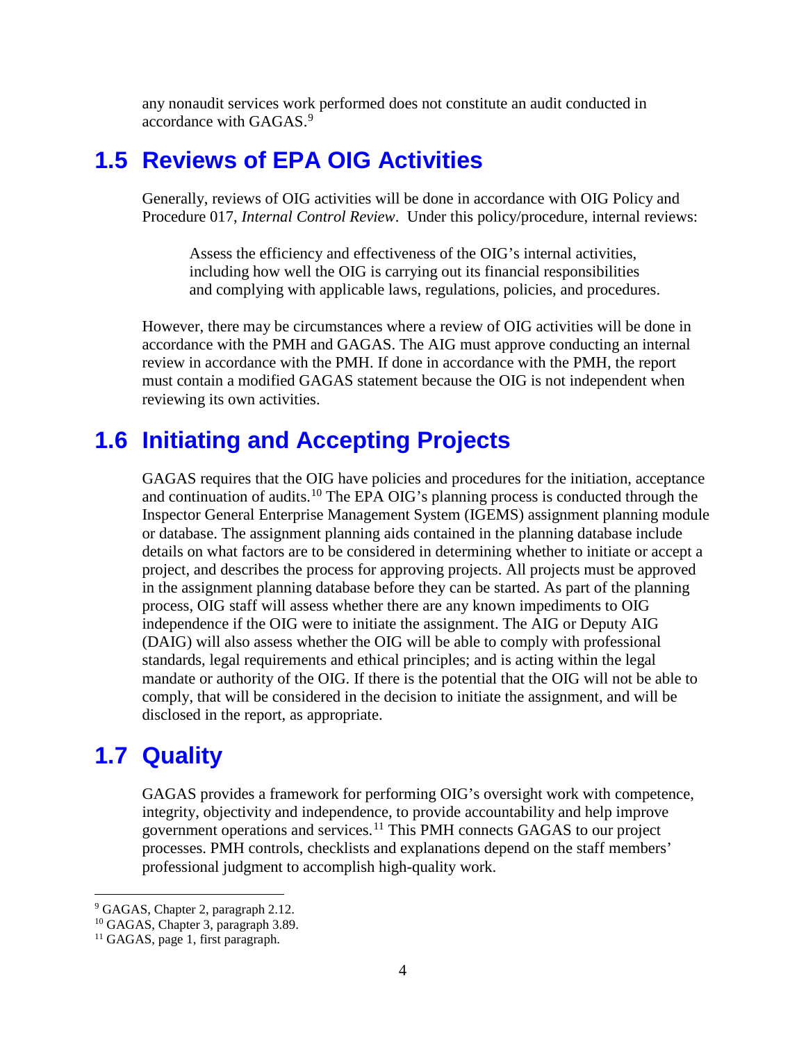any nonaudit services work performed does not constitute an audit conducted in accordance with GAGAS.[9]

## 1.5 Reviews of EPA OIG Activities

Generally, reviews of OIG activities will be done in accordance with OIG Policy and Procedure 017, *Internal Control Review*. Under this policy/procedure, internal reviews:

> Assess the efficiency and effectiveness of the OIG's internal activities, including how well the OIG is carrying out its financial responsibilities and complying with applicable laws, regulations, policies, and procedures.

However, there may be circumstances where a review of OIG activities will be done in accordance with the PMH and GAGAS. The AIG must approve conducting an internal review in accordance with the PMH. If done in accordance with the PMH, the report must contain a modified GAGAS statement because the OIG is not independent when reviewing its own activities.

## 1.6 Initiating and Accepting Projects

GAGAS requires that the OIG have policies and procedures for the initiation, acceptance and continuation of audits.[10] The EPA OIG's planning process is conducted through the Inspector General Enterprise Management System (IGEMS) assignment planning module or database. The assignment planning aids contained in the planning database include details on what factors are to be considered in determining whether to initiate or accept a project, and describes the process for approving projects. All projects must be approved in the assignment planning database before they can be started. As part of the planning process, OIG staff will assess whether there are any known impediments to OIG independence if the OIG were to initiate the assignment. The AIG or Deputy AIG (DAIG) will also assess whether the OIG will be able to comply with professional standards, legal requirements and ethical principles; and is acting within the legal mandate or authority of the OIG. If there is the potential that the OIG will not be able to comply, that will be considered in the decision to initiate the assignment, and will be disclosed in the report, as appropriate.

## 1.7 Quality

GAGAS provides a framework for performing OIG's oversight work with competence, integrity, objectivity and independence, to provide accountability and help improve government operations and services.[11] This PMH connects GAGAS to our project processes. PMH controls, checklists and explanations depend on the staff members' professional judgment to accomplish high-quality work.

---

[9] GAGAS, Chapter 2, paragraph 2.12.
[10] GAGAS, Chapter 3, paragraph 3.89.
[11] GAGAS, page 1, first paragraph.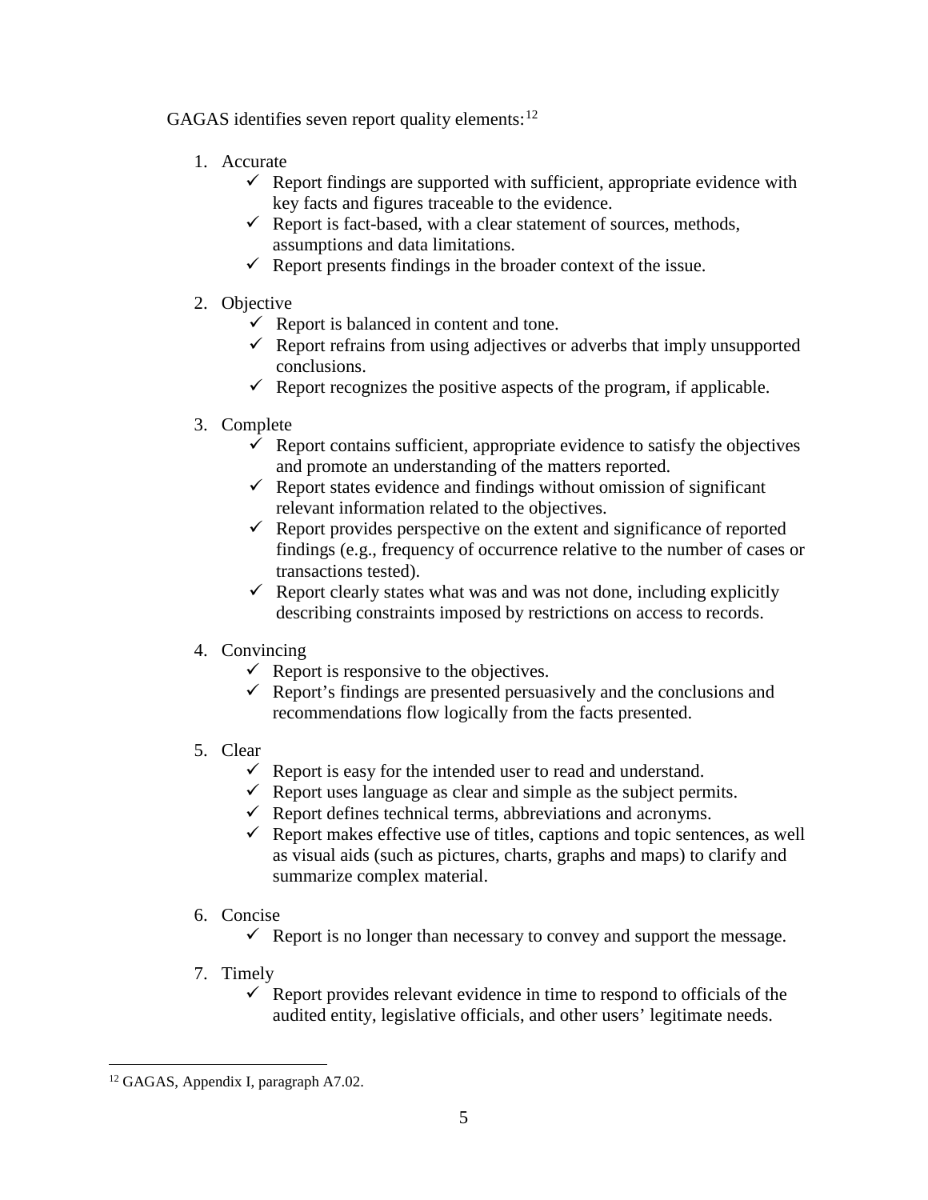GAGAS identifies seven report quality elements:[12]

1. Accurate
   - ✓ Report findings are supported with sufficient, appropriate evidence with key facts and figures traceable to the evidence.
   - ✓ Report is fact-based, with a clear statement of sources, methods, assumptions and data limitations.
   - ✓ Report presents findings in the broader context of the issue.

2. Objective
   - ✓ Report is balanced in content and tone.
   - ✓ Report refrains from using adjectives or adverbs that imply unsupported conclusions.
   - ✓ Report recognizes the positive aspects of the program, if applicable.

3. Complete
   - ✓ Report contains sufficient, appropriate evidence to satisfy the objectives and promote an understanding of the matters reported.
   - ✓ Report states evidence and findings without omission of significant relevant information related to the objectives.
   - ✓ Report provides perspective on the extent and significance of reported findings (e.g., frequency of occurrence relative to the number of cases or transactions tested).
   - ✓ Report clearly states what was and was not done, including explicitly describing constraints imposed by restrictions on access to records.

4. Convincing
   - ✓ Report is responsive to the objectives.
   - ✓ Report's findings are presented persuasively and the conclusions and recommendations flow logically from the facts presented.

5. Clear
   - ✓ Report is easy for the intended user to read and understand.
   - ✓ Report uses language as clear and simple as the subject permits.
   - ✓ Report defines technical terms, abbreviations and acronyms.
   - ✓ Report makes effective use of titles, captions and topic sentences, as well as visual aids (such as pictures, charts, graphs and maps) to clarify and summarize complex material.

6. Concise
   - ✓ Report is no longer than necessary to convey and support the message.

7. Timely
   - ✓ Report provides relevant evidence in time to respond to officials of the audited entity, legislative officials, and other users' legitimate needs.

---

[12] GAGAS, Appendix I, paragraph A7.02.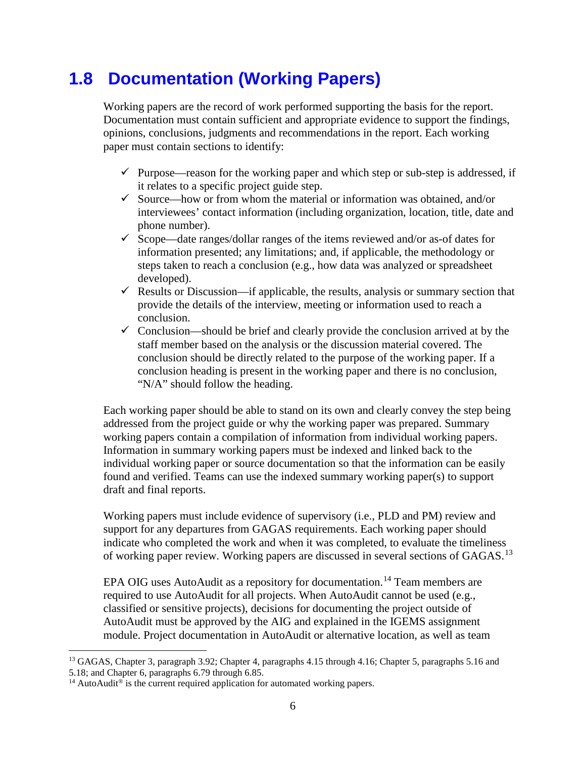## 1.8 Documentation (Working Papers)

Working papers are the record of work performed supporting the basis for the report. Documentation must contain sufficient and appropriate evidence to support the findings, opinions, conclusions, judgments and recommendations in the report. Each working paper must contain sections to identify:

- ✓ Purpose—reason for the working paper and which step or sub-step is addressed, if it relates to a specific project guide step.
- ✓ Source—how or from whom the material or information was obtained, and/or interviewees' contact information (including organization, location, title, date and phone number).
- ✓ Scope—date ranges/dollar ranges of the items reviewed and/or as-of dates for information presented; any limitations; and, if applicable, the methodology or steps taken to reach a conclusion (e.g., how data was analyzed or spreadsheet developed).
- ✓ Results or Discussion—if applicable, the results, analysis or summary section that provide the details of the interview, meeting or information used to reach a conclusion.
- ✓ Conclusion—should be brief and clearly provide the conclusion arrived at by the staff member based on the analysis or the discussion material covered. The conclusion should be directly related to the purpose of the working paper. If a conclusion heading is present in the working paper and there is no conclusion, "N/A" should follow the heading.

Each working paper should be able to stand on its own and clearly convey the step being addressed from the project guide or why the working paper was prepared. Summary working papers contain a compilation of information from individual working papers. Information in summary working papers must be indexed and linked back to the individual working paper or source documentation so that the information can be easily found and verified. Teams can use the indexed summary working paper(s) to support draft and final reports.

Working papers must include evidence of supervisory (i.e., PLD and PM) review and support for any departures from GAGAS requirements. Each working paper should indicate who completed the work and when it was completed, to evaluate the timeliness of working paper review. Working papers are discussed in several sections of GAGAS.[13]

EPA OIG uses AutoAudit as a repository for documentation.[14] Team members are required to use AutoAudit for all projects. When AutoAudit cannot be used (e.g., classified or sensitive projects), decisions for documenting the project outside of AutoAudit must be approved by the AIG and explained in the IGEMS assignment module. Project documentation in AutoAudit or alternative location, as well as team

---

[13] GAGAS, Chapter 3, paragraph 3.92; Chapter 4, paragraphs 4.15 through 4.16; Chapter 5, paragraphs 5.16 and 5.18; and Chapter 6, paragraphs 6.79 through 6.85.

[14] AutoAudit® is the current required application for automated working papers.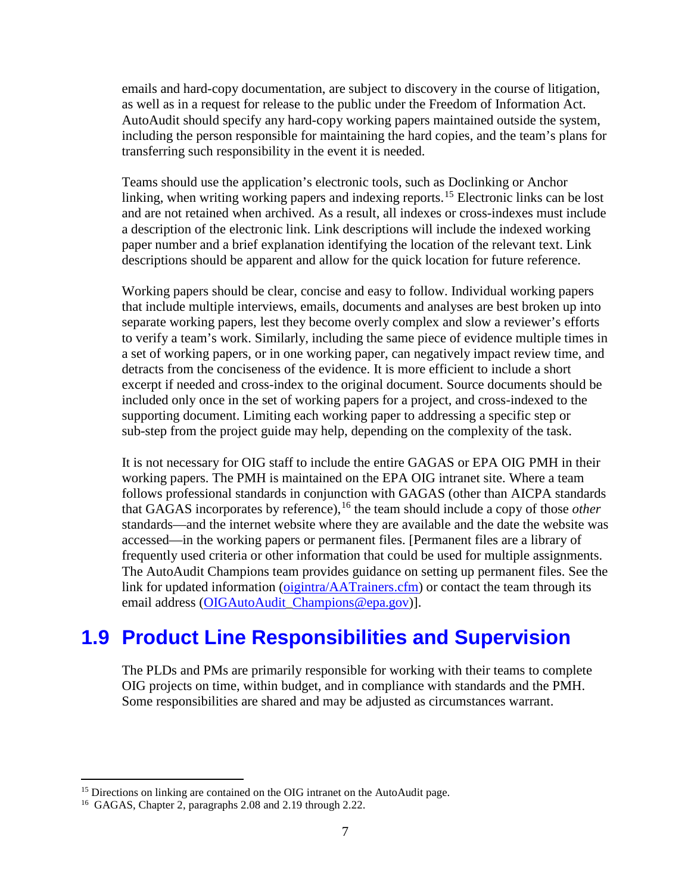emails and hard-copy documentation, are subject to discovery in the course of litigation, as well as in a request for release to the public under the Freedom of Information Act. AutoAudit should specify any hard-copy working papers maintained outside the system, including the person responsible for maintaining the hard copies, and the team's plans for transferring such responsibility in the event it is needed.

Teams should use the application's electronic tools, such as Doclinking or Anchor linking, when writing working papers and indexing reports.[15] Electronic links can be lost and are not retained when archived. As a result, all indexes or cross-indexes must include a description of the electronic link. Link descriptions will include the indexed working paper number and a brief explanation identifying the location of the relevant text. Link descriptions should be apparent and allow for the quick location for future reference.

Working papers should be clear, concise and easy to follow. Individual working papers that include multiple interviews, emails, documents and analyses are best broken up into separate working papers, lest they become overly complex and slow a reviewer's efforts to verify a team's work. Similarly, including the same piece of evidence multiple times in a set of working papers, or in one working paper, can negatively impact review time, and detracts from the conciseness of the evidence. It is more efficient to include a short excerpt if needed and cross-index to the original document. Source documents should be included only once in the set of working papers for a project, and cross-indexed to the supporting document. Limiting each working paper to addressing a specific step or sub-step from the project guide may help, depending on the complexity of the task.

It is not necessary for OIG staff to include the entire GAGAS or EPA OIG PMH in their working papers. The PMH is maintained on the EPA OIG intranet site. Where a team follows professional standards in conjunction with GAGAS (other than AICPA standards that GAGAS incorporates by reference),[16] the team should include a copy of those *other* standards—and the internet website where they are available and the date the website was accessed—in the working papers or permanent files. [Permanent files are a library of frequently used criteria or other information that could be used for multiple assignments. The AutoAudit Champions team provides guidance on setting up permanent files. See the link for updated information (oigintra/AATrainers.cfm) or contact the team through its email address (OIGAutoAudit_Champions@epa.gov)].

## 1.9 Product Line Responsibilities and Supervision

The PLDs and PMs are primarily responsible for working with their teams to complete OIG projects on time, within budget, and in compliance with standards and the PMH. Some responsibilities are shared and may be adjusted as circumstances warrant.

---

[15] Directions on linking are contained on the OIG intranet on the AutoAudit page.

[16] GAGAS, Chapter 2, paragraphs 2.08 and 2.19 through 2.22.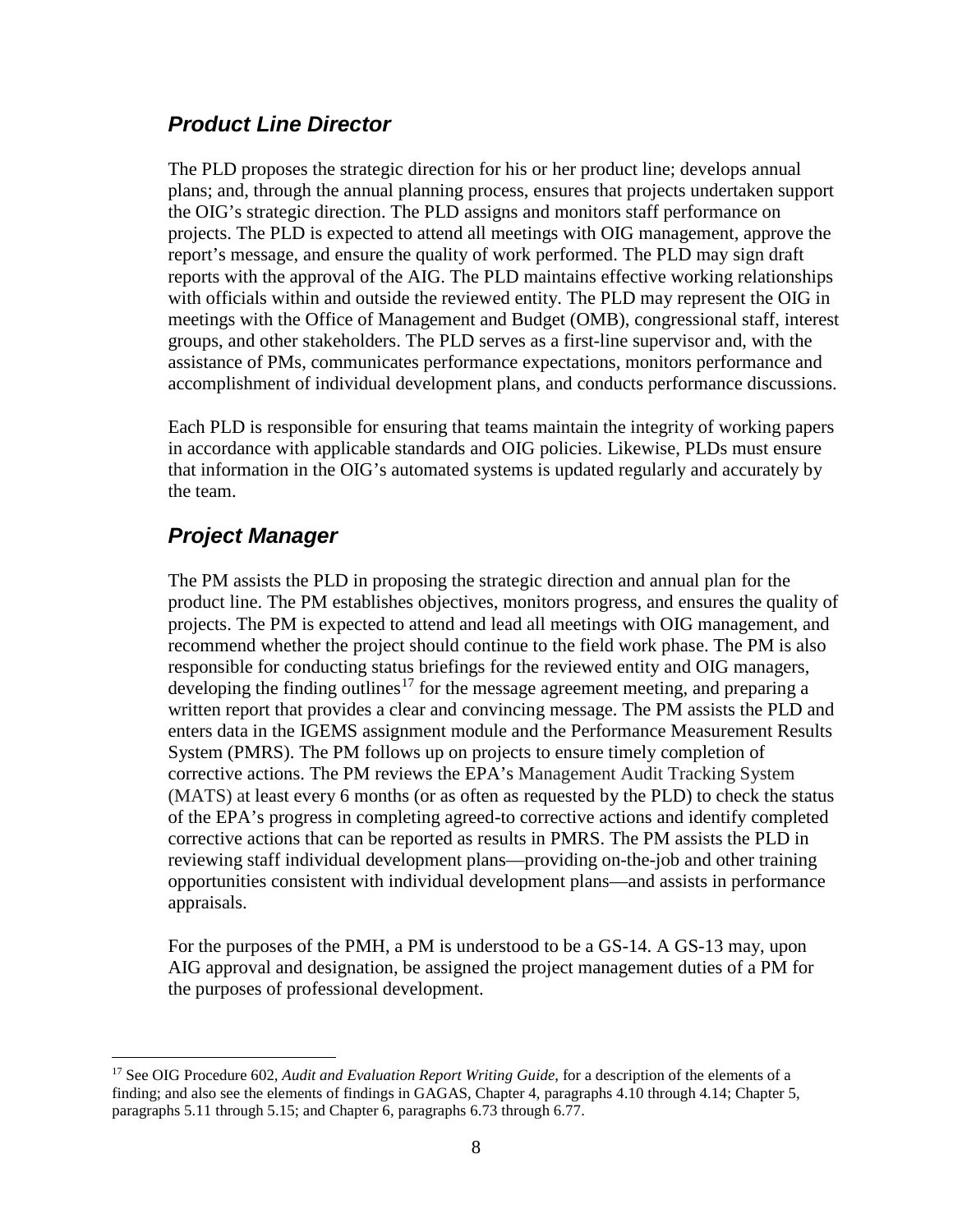### *Product Line Director*

The PLD proposes the strategic direction for his or her product line; develops annual plans; and, through the annual planning process, ensures that projects undertaken support the OIG's strategic direction. The PLD assigns and monitors staff performance on projects. The PLD is expected to attend all meetings with OIG management, approve the report's message, and ensure the quality of work performed. The PLD may sign draft reports with the approval of the AIG. The PLD maintains effective working relationships with officials within and outside the reviewed entity. The PLD may represent the OIG in meetings with the Office of Management and Budget (OMB), congressional staff, interest groups, and other stakeholders. The PLD serves as a first-line supervisor and, with the assistance of PMs, communicates performance expectations, monitors performance and accomplishment of individual development plans, and conducts performance discussions.

Each PLD is responsible for ensuring that teams maintain the integrity of working papers in accordance with applicable standards and OIG policies. Likewise, PLDs must ensure that information in the OIG's automated systems is updated regularly and accurately by the team.

### *Project Manager*

The PM assists the PLD in proposing the strategic direction and annual plan for the product line. The PM establishes objectives, monitors progress, and ensures the quality of projects. The PM is expected to attend and lead all meetings with OIG management, and recommend whether the project should continue to the field work phase. The PM is also responsible for conducting status briefings for the reviewed entity and OIG managers, developing the finding outlines[17] for the message agreement meeting, and preparing a written report that provides a clear and convincing message. The PM assists the PLD and enters data in the IGEMS assignment module and the Performance Measurement Results System (PMRS). The PM follows up on projects to ensure timely completion of corrective actions. The PM reviews the EPA's Management Audit Tracking System (MATS) at least every 6 months (or as often as requested by the PLD) to check the status of the EPA's progress in completing agreed-to corrective actions and identify completed corrective actions that can be reported as results in PMRS. The PM assists the PLD in reviewing staff individual development plans—providing on-the-job and other training opportunities consistent with individual development plans—and assists in performance appraisals.

For the purposes of the PMH, a PM is understood to be a GS-14. A GS-13 may, upon AIG approval and designation, be assigned the project management duties of a PM for the purposes of professional development.

---

[17] See OIG Procedure 602, *Audit and Evaluation Report Writing Guide*, for a description of the elements of a finding; and also see the elements of findings in GAGAS, Chapter 4, paragraphs 4.10 through 4.14; Chapter 5, paragraphs 5.11 through 5.15; and Chapter 6, paragraphs 6.73 through 6.77.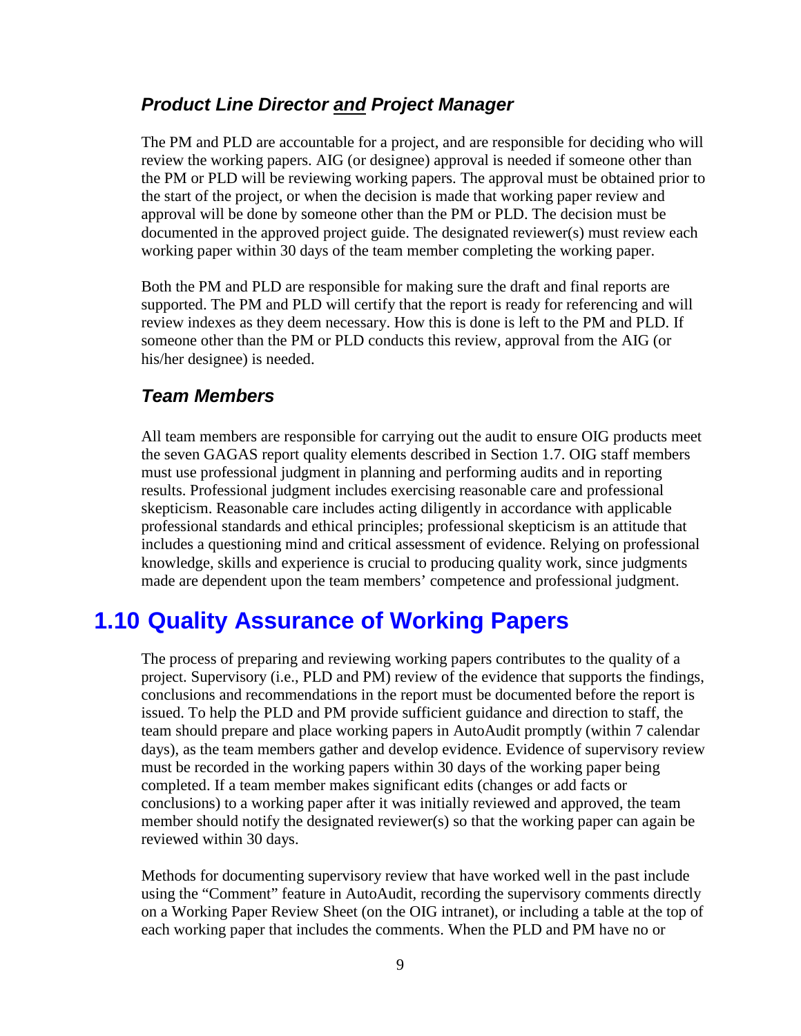### *Product Line Director <u>and</u> Project Manager*

The PM and PLD are accountable for a project, and are responsible for deciding who will review the working papers. AIG (or designee) approval is needed if someone other than the PM or PLD will be reviewing working papers. The approval must be obtained prior to the start of the project, or when the decision is made that working paper review and approval will be done by someone other than the PM or PLD. The decision must be documented in the approved project guide. The designated reviewer(s) must review each working paper within 30 days of the team member completing the working paper.

Both the PM and PLD are responsible for making sure the draft and final reports are supported. The PM and PLD will certify that the report is ready for referencing and will review indexes as they deem necessary. How this is done is left to the PM and PLD. If someone other than the PM or PLD conducts this review, approval from the AIG (or his/her designee) is needed.

### *Team Members*

All team members are responsible for carrying out the audit to ensure OIG products meet the seven GAGAS report quality elements described in Section 1.7. OIG staff members must use professional judgment in planning and performing audits and in reporting results. Professional judgment includes exercising reasonable care and professional skepticism. Reasonable care includes acting diligently in accordance with applicable professional standards and ethical principles; professional skepticism is an attitude that includes a questioning mind and critical assessment of evidence. Relying on professional knowledge, skills and experience is crucial to producing quality work, since judgments made are dependent upon the team members' competence and professional judgment.

## 1.10 Quality Assurance of Working Papers

The process of preparing and reviewing working papers contributes to the quality of a project. Supervisory (i.e., PLD and PM) review of the evidence that supports the findings, conclusions and recommendations in the report must be documented before the report is issued. To help the PLD and PM provide sufficient guidance and direction to staff, the team should prepare and place working papers in AutoAudit promptly (within 7 calendar days), as the team members gather and develop evidence. Evidence of supervisory review must be recorded in the working papers within 30 days of the working paper being completed. If a team member makes significant edits (changes or add facts or conclusions) to a working paper after it was initially reviewed and approved, the team member should notify the designated reviewer(s) so that the working paper can again be reviewed within 30 days.

Methods for documenting supervisory review that have worked well in the past include using the "Comment" feature in AutoAudit, recording the supervisory comments directly on a Working Paper Review Sheet (on the OIG intranet), or including a table at the top of each working paper that includes the comments. When the PLD and PM have no or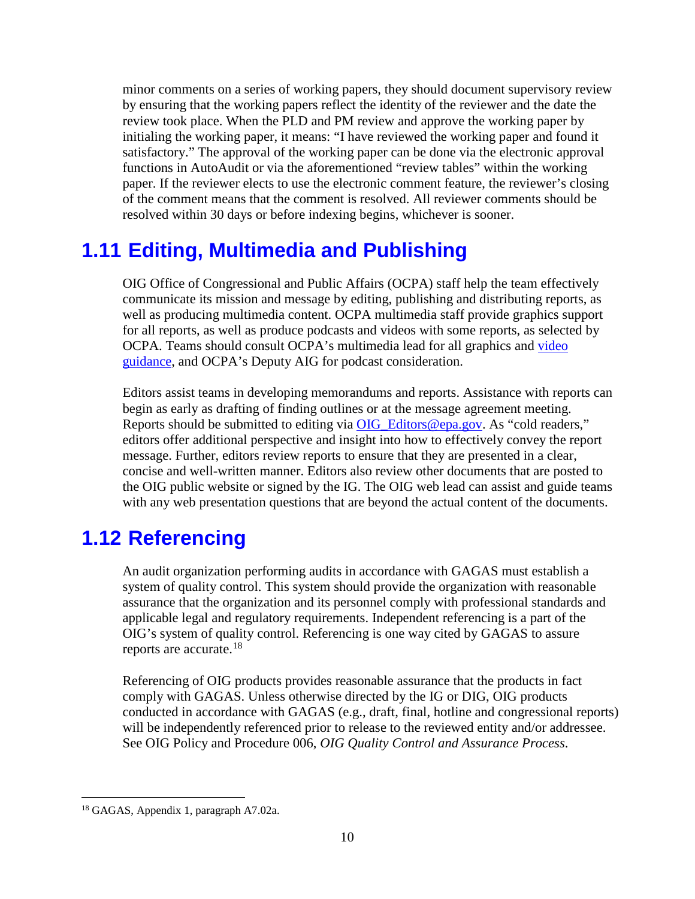minor comments on a series of working papers, they should document supervisory review by ensuring that the working papers reflect the identity of the reviewer and the date the review took place. When the PLD and PM review and approve the working paper by initialing the working paper, it means: "I have reviewed the working paper and found it satisfactory." The approval of the working paper can be done via the electronic approval functions in AutoAudit or via the aforementioned "review tables" within the working paper. If the reviewer elects to use the electronic comment feature, the reviewer's closing of the comment means that the comment is resolved. All reviewer comments should be resolved within 30 days or before indexing begins, whichever is sooner.

## 1.11 Editing, Multimedia and Publishing

OIG Office of Congressional and Public Affairs (OCPA) staff help the team effectively communicate its mission and message by editing, publishing and distributing reports, as well as producing multimedia content. OCPA multimedia staff provide graphics support for all reports, as well as produce podcasts and videos with some reports, as selected by OCPA. Teams should consult OCPA's multimedia lead for all graphics and video guidance, and OCPA's Deputy AIG for podcast consideration.

Editors assist teams in developing memorandums and reports. Assistance with reports can begin as early as drafting of finding outlines or at the message agreement meeting. Reports should be submitted to editing via OIG_Editors@epa.gov. As "cold readers," editors offer additional perspective and insight into how to effectively convey the report message. Further, editors review reports to ensure that they are presented in a clear, concise and well-written manner. Editors also review other documents that are posted to the OIG public website or signed by the IG. The OIG web lead can assist and guide teams with any web presentation questions that are beyond the actual content of the documents.

## 1.12 Referencing

An audit organization performing audits in accordance with GAGAS must establish a system of quality control. This system should provide the organization with reasonable assurance that the organization and its personnel comply with professional standards and applicable legal and regulatory requirements. Independent referencing is a part of the OIG's system of quality control. Referencing is one way cited by GAGAS to assure reports are accurate.[18]

Referencing of OIG products provides reasonable assurance that the products in fact comply with GAGAS. Unless otherwise directed by the IG or DIG, OIG products conducted in accordance with GAGAS (e.g., draft, final, hotline and congressional reports) will be independently referenced prior to release to the reviewed entity and/or addressee. See OIG Policy and Procedure 006, *OIG Quality Control and Assurance Process*.

[18] GAGAS, Appendix 1, paragraph A7.02a.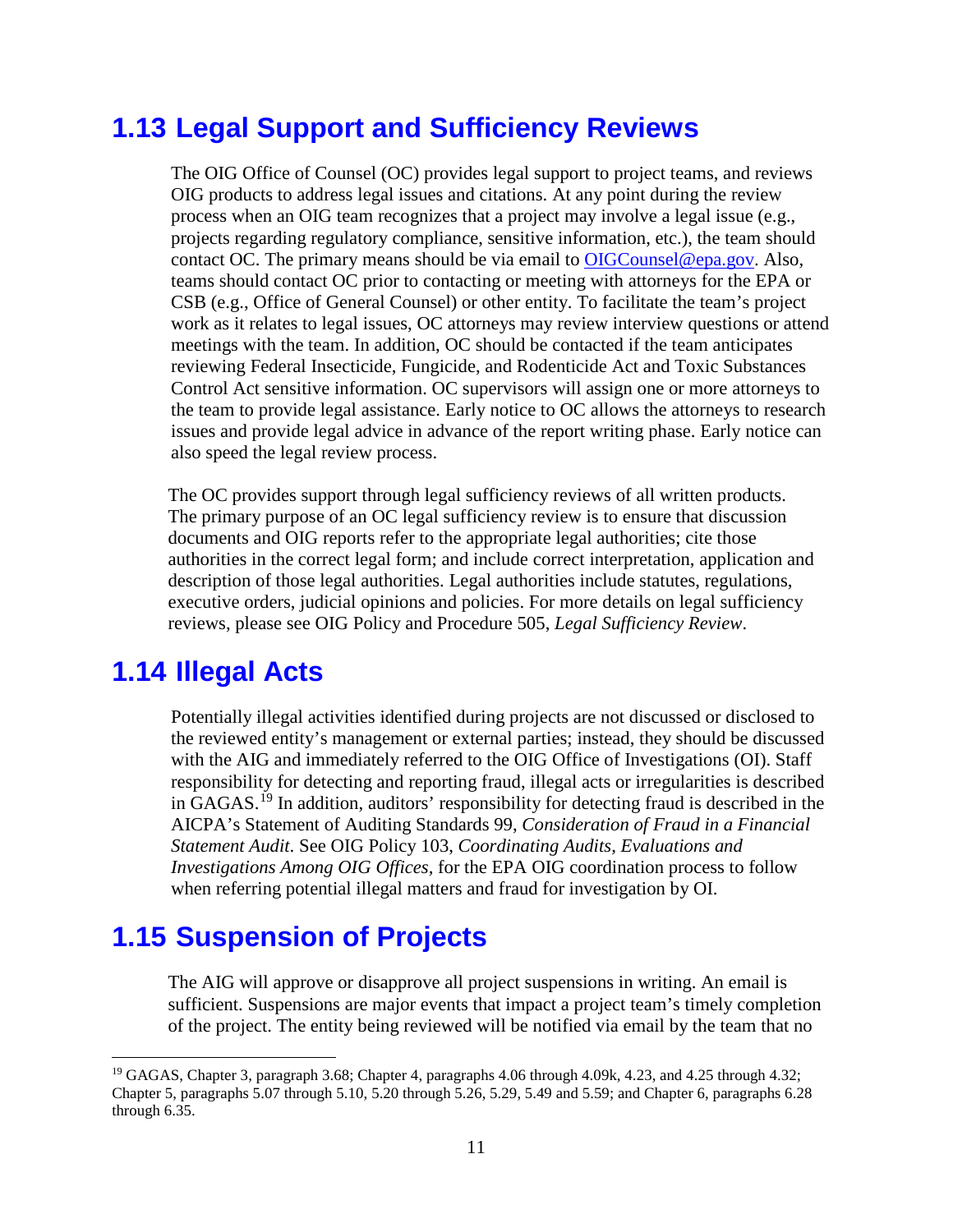## 1.13 Legal Support and Sufficiency Reviews

The OIG Office of Counsel (OC) provides legal support to project teams, and reviews OIG products to address legal issues and citations. At any point during the review process when an OIG team recognizes that a project may involve a legal issue (e.g., projects regarding regulatory compliance, sensitive information, etc.), the team should contact OC. The primary means should be via email to OIGCounsel@epa.gov. Also, teams should contact OC prior to contacting or meeting with attorneys for the EPA or CSB (e.g., Office of General Counsel) or other entity. To facilitate the team's project work as it relates to legal issues, OC attorneys may review interview questions or attend meetings with the team. In addition, OC should be contacted if the team anticipates reviewing Federal Insecticide, Fungicide, and Rodenticide Act and Toxic Substances Control Act sensitive information. OC supervisors will assign one or more attorneys to the team to provide legal assistance. Early notice to OC allows the attorneys to research issues and provide legal advice in advance of the report writing phase. Early notice can also speed the legal review process.

The OC provides support through legal sufficiency reviews of all written products. The primary purpose of an OC legal sufficiency review is to ensure that discussion documents and OIG reports refer to the appropriate legal authorities; cite those authorities in the correct legal form; and include correct interpretation, application and description of those legal authorities. Legal authorities include statutes, regulations, executive orders, judicial opinions and policies. For more details on legal sufficiency reviews, please see OIG Policy and Procedure 505, *Legal Sufficiency Review*.

## 1.14 Illegal Acts

Potentially illegal activities identified during projects are not discussed or disclosed to the reviewed entity's management or external parties; instead, they should be discussed with the AIG and immediately referred to the OIG Office of Investigations (OI). Staff responsibility for detecting and reporting fraud, illegal acts or irregularities is described in GAGAS.[19] In addition, auditors' responsibility for detecting fraud is described in the AICPA's Statement of Auditing Standards 99, *Consideration of Fraud in a Financial Statement Audit*. See OIG Policy 103, *Coordinating Audits, Evaluations and Investigations Among OIG Offices,* for the EPA OIG coordination process to follow when referring potential illegal matters and fraud for investigation by OI.

## 1.15 Suspension of Projects

The AIG will approve or disapprove all project suspensions in writing. An email is sufficient. Suspensions are major events that impact a project team's timely completion of the project. The entity being reviewed will be notified via email by the team that no

---

[19] GAGAS, Chapter 3, paragraph 3.68; Chapter 4, paragraphs 4.06 through 4.09k, 4.23, and 4.25 through 4.32; Chapter 5, paragraphs 5.07 through 5.10, 5.20 through 5.26, 5.29, 5.49 and 5.59; and Chapter 6, paragraphs 6.28 through 6.35.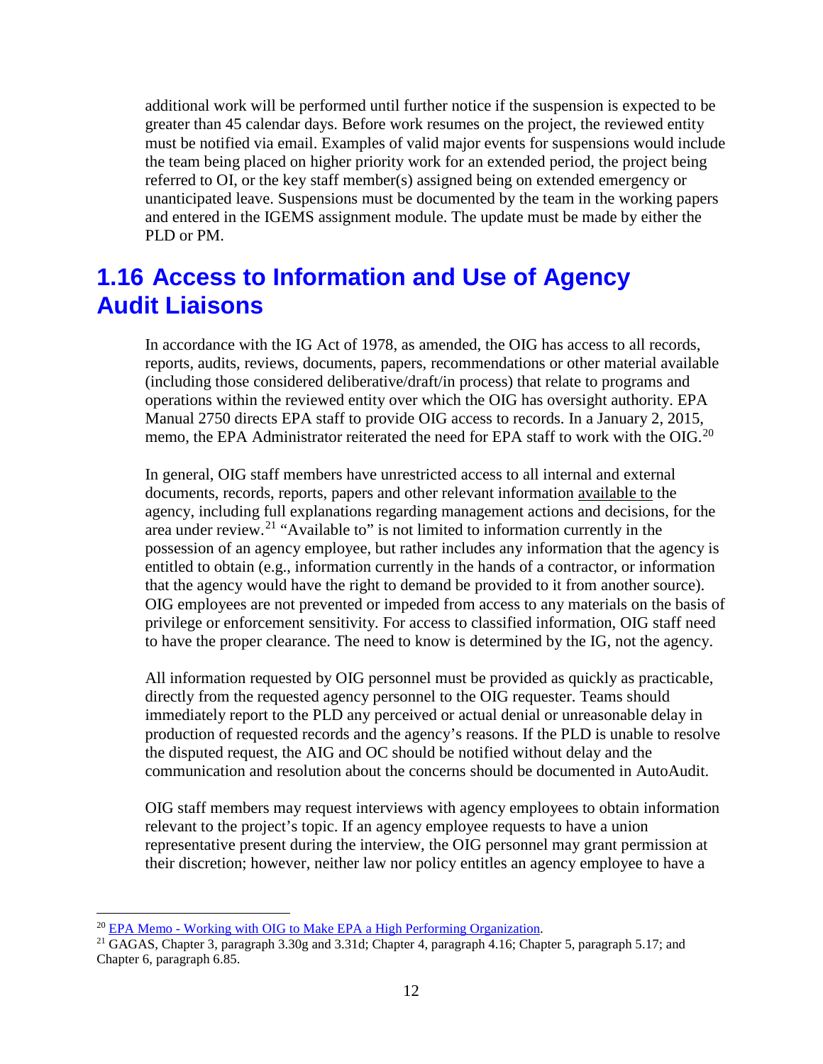additional work will be performed until further notice if the suspension is expected to be greater than 45 calendar days. Before work resumes on the project, the reviewed entity must be notified via email. Examples of valid major events for suspensions would include the team being placed on higher priority work for an extended period, the project being referred to OI, or the key staff member(s) assigned being on extended emergency or unanticipated leave. Suspensions must be documented by the team in the working papers and entered in the IGEMS assignment module. The update must be made by either the PLD or PM.

## 1.16 Access to Information and Use of Agency Audit Liaisons

In accordance with the IG Act of 1978, as amended, the OIG has access to all records, reports, audits, reviews, documents, papers, recommendations or other material available (including those considered deliberative/draft/in process) that relate to programs and operations within the reviewed entity over which the OIG has oversight authority. EPA Manual 2750 directs EPA staff to provide OIG access to records. In a January 2, 2015, memo, the EPA Administrator reiterated the need for EPA staff to work with the OIG.[20]

In general, OIG staff members have unrestricted access to all internal and external documents, records, reports, papers and other relevant information available to the agency, including full explanations regarding management actions and decisions, for the area under review.[21] "Available to" is not limited to information currently in the possession of an agency employee, but rather includes any information that the agency is entitled to obtain (e.g., information currently in the hands of a contractor, or information that the agency would have the right to demand be provided to it from another source). OIG employees are not prevented or impeded from access to any materials on the basis of privilege or enforcement sensitivity. For access to classified information, OIG staff need to have the proper clearance. The need to know is determined by the IG, not the agency.

All information requested by OIG personnel must be provided as quickly as practicable, directly from the requested agency personnel to the OIG requester. Teams should immediately report to the PLD any perceived or actual denial or unreasonable delay in production of requested records and the agency's reasons. If the PLD is unable to resolve the disputed request, the AIG and OC should be notified without delay and the communication and resolution about the concerns should be documented in AutoAudit.

OIG staff members may request interviews with agency employees to obtain information relevant to the project's topic. If an agency employee requests to have a union representative present during the interview, the OIG personnel may grant permission at their discretion; however, neither law nor policy entitles an agency employee to have a

---

[20] EPA Memo - Working with OIG to Make EPA a High Performing Organization.

[21] GAGAS, Chapter 3, paragraph 3.30g and 3.31d; Chapter 4, paragraph 4.16; Chapter 5, paragraph 5.17; and Chapter 6, paragraph 6.85.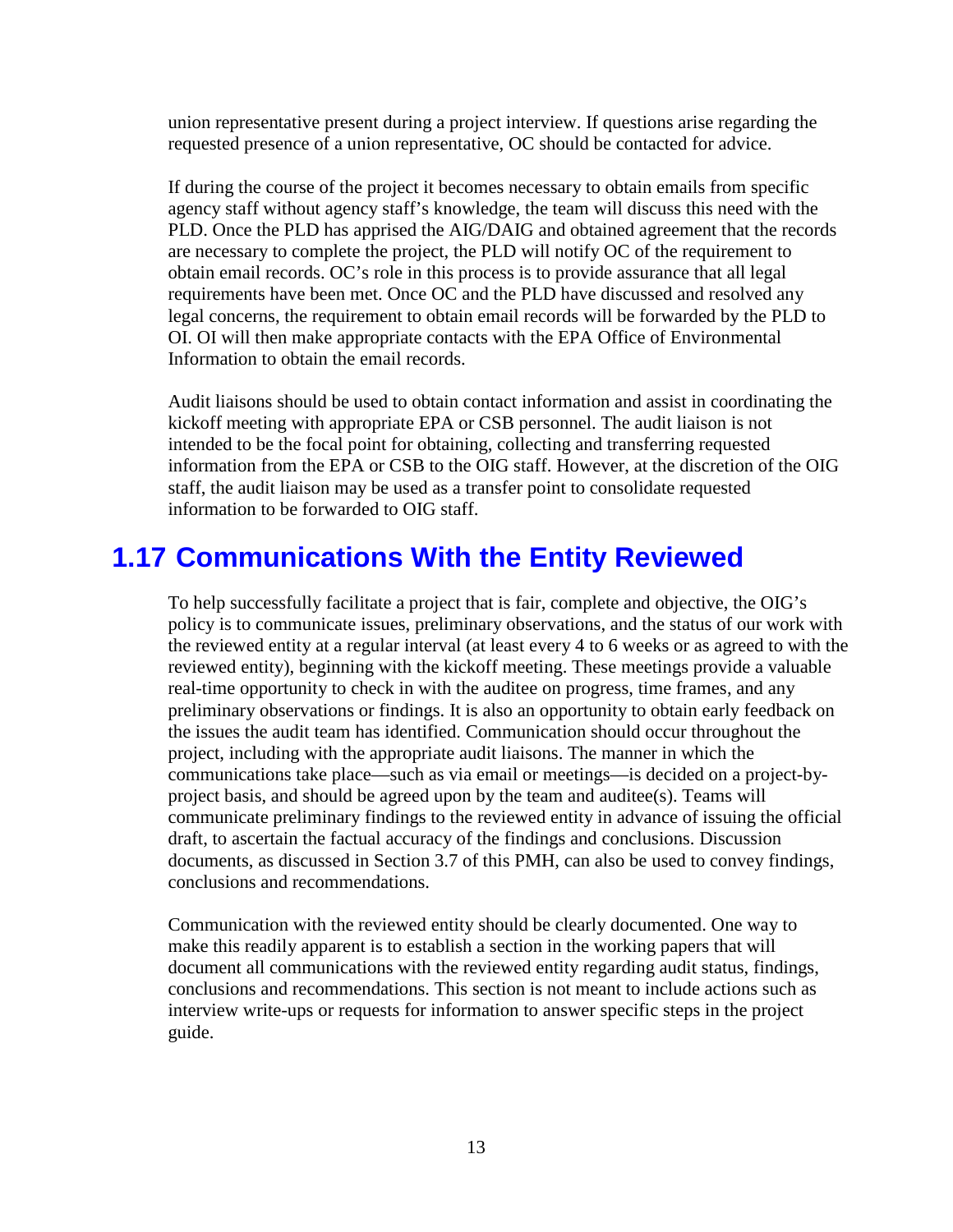union representative present during a project interview. If questions arise regarding the requested presence of a union representative, OC should be contacted for advice.

If during the course of the project it becomes necessary to obtain emails from specific agency staff without agency staff's knowledge, the team will discuss this need with the PLD. Once the PLD has apprised the AIG/DAIG and obtained agreement that the records are necessary to complete the project, the PLD will notify OC of the requirement to obtain email records. OC's role in this process is to provide assurance that all legal requirements have been met. Once OC and the PLD have discussed and resolved any legal concerns, the requirement to obtain email records will be forwarded by the PLD to OI. OI will then make appropriate contacts with the EPA Office of Environmental Information to obtain the email records.

Audit liaisons should be used to obtain contact information and assist in coordinating the kickoff meeting with appropriate EPA or CSB personnel. The audit liaison is not intended to be the focal point for obtaining, collecting and transferring requested information from the EPA or CSB to the OIG staff. However, at the discretion of the OIG staff, the audit liaison may be used as a transfer point to consolidate requested information to be forwarded to OIG staff.

## 1.17 Communications With the Entity Reviewed

To help successfully facilitate a project that is fair, complete and objective, the OIG's policy is to communicate issues, preliminary observations, and the status of our work with the reviewed entity at a regular interval (at least every 4 to 6 weeks or as agreed to with the reviewed entity), beginning with the kickoff meeting. These meetings provide a valuable real-time opportunity to check in with the auditee on progress, time frames, and any preliminary observations or findings. It is also an opportunity to obtain early feedback on the issues the audit team has identified. Communication should occur throughout the project, including with the appropriate audit liaisons. The manner in which the communications take place—such as via email or meetings—is decided on a project-by-project basis, and should be agreed upon by the team and auditee(s). Teams will communicate preliminary findings to the reviewed entity in advance of issuing the official draft, to ascertain the factual accuracy of the findings and conclusions. Discussion documents, as discussed in Section 3.7 of this PMH, can also be used to convey findings, conclusions and recommendations.

Communication with the reviewed entity should be clearly documented. One way to make this readily apparent is to establish a section in the working papers that will document all communications with the reviewed entity regarding audit status, findings, conclusions and recommendations. This section is not meant to include actions such as interview write-ups or requests for information to answer specific steps in the project guide.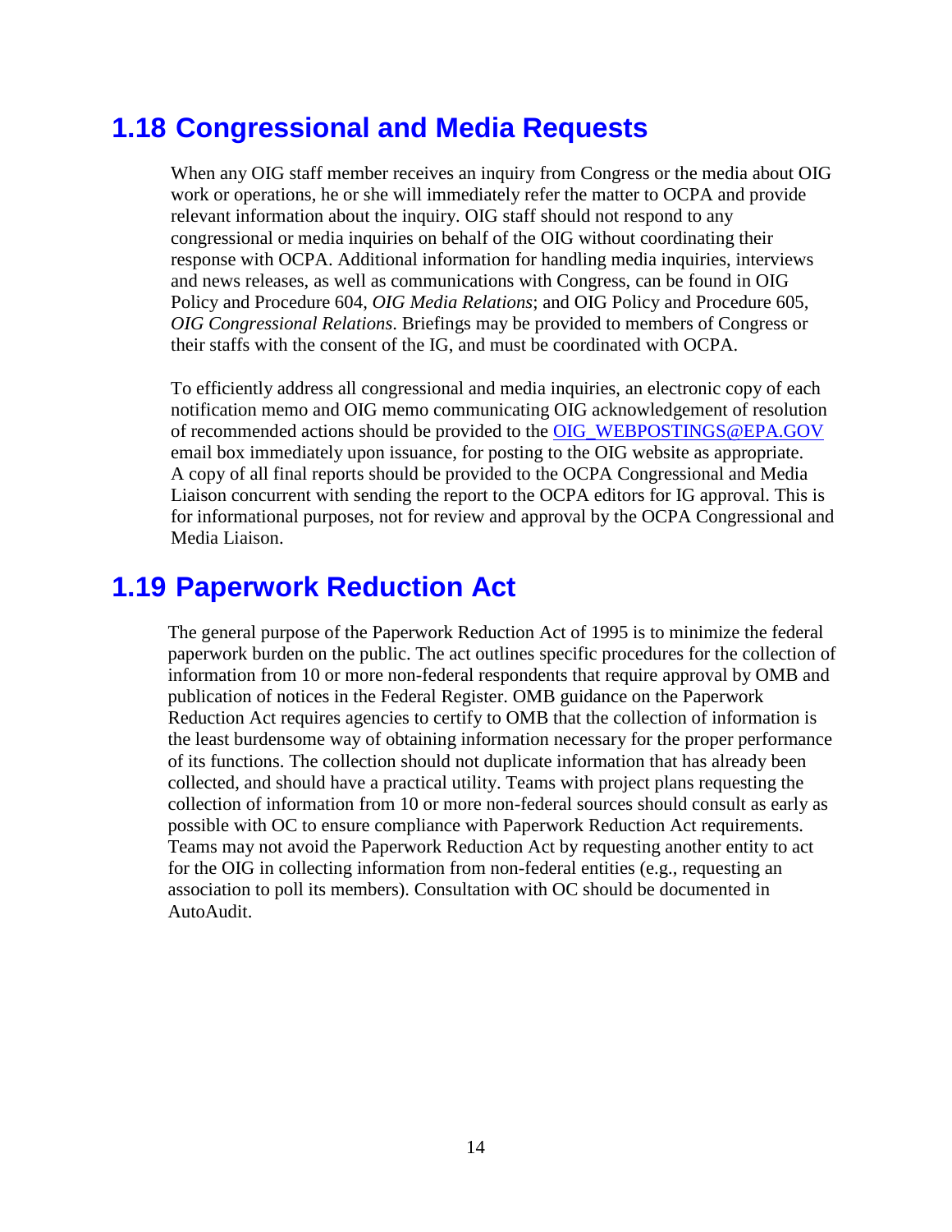## 1.18 Congressional and Media Requests

When any OIG staff member receives an inquiry from Congress or the media about OIG work or operations, he or she will immediately refer the matter to OCPA and provide relevant information about the inquiry. OIG staff should not respond to any congressional or media inquiries on behalf of the OIG without coordinating their response with OCPA. Additional information for handling media inquiries, interviews and news releases, as well as communications with Congress, can be found in OIG Policy and Procedure 604, *OIG Media Relations*; and OIG Policy and Procedure 605, *OIG Congressional Relations*. Briefings may be provided to members of Congress or their staffs with the consent of the IG, and must be coordinated with OCPA.

To efficiently address all congressional and media inquiries, an electronic copy of each notification memo and OIG memo communicating OIG acknowledgement of resolution of recommended actions should be provided to the OIG_WEBPOSTINGS@EPA.GOV email box immediately upon issuance, for posting to the OIG website as appropriate. A copy of all final reports should be provided to the OCPA Congressional and Media Liaison concurrent with sending the report to the OCPA editors for IG approval. This is for informational purposes, not for review and approval by the OCPA Congressional and Media Liaison.

## 1.19 Paperwork Reduction Act

The general purpose of the Paperwork Reduction Act of 1995 is to minimize the federal paperwork burden on the public. The act outlines specific procedures for the collection of information from 10 or more non-federal respondents that require approval by OMB and publication of notices in the Federal Register. OMB guidance on the Paperwork Reduction Act requires agencies to certify to OMB that the collection of information is the least burdensome way of obtaining information necessary for the proper performance of its functions. The collection should not duplicate information that has already been collected, and should have a practical utility. Teams with project plans requesting the collection of information from 10 or more non-federal sources should consult as early as possible with OC to ensure compliance with Paperwork Reduction Act requirements. Teams may not avoid the Paperwork Reduction Act by requesting another entity to act for the OIG in collecting information from non-federal entities (e.g., requesting an association to poll its members). Consultation with OC should be documented in AutoAudit.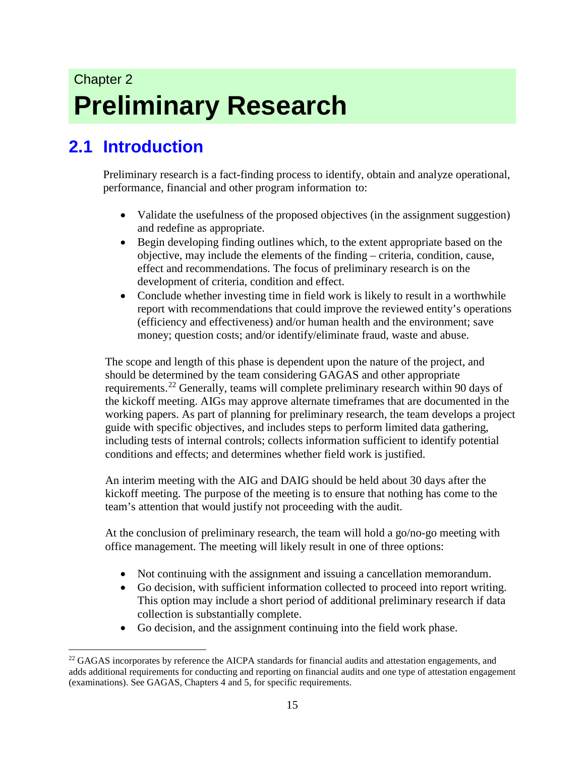Chapter 2

# Preliminary Research

## 2.1 Introduction

Preliminary research is a fact-finding process to identify, obtain and analyze operational, performance, financial and other program information to:

- Validate the usefulness of the proposed objectives (in the assignment suggestion) and redefine as appropriate.
- Begin developing finding outlines which, to the extent appropriate based on the objective, may include the elements of the finding – criteria, condition, cause, effect and recommendations. The focus of preliminary research is on the development of criteria, condition and effect.
- Conclude whether investing time in field work is likely to result in a worthwhile report with recommendations that could improve the reviewed entity's operations (efficiency and effectiveness) and/or human health and the environment; save money; question costs; and/or identify/eliminate fraud, waste and abuse.

The scope and length of this phase is dependent upon the nature of the project, and should be determined by the team considering GAGAS and other appropriate requirements.[22] Generally, teams will complete preliminary research within 90 days of the kickoff meeting. AIGs may approve alternate timeframes that are documented in the working papers. As part of planning for preliminary research, the team develops a project guide with specific objectives, and includes steps to perform limited data gathering, including tests of internal controls; collects information sufficient to identify potential conditions and effects; and determines whether field work is justified.

An interim meeting with the AIG and DAIG should be held about 30 days after the kickoff meeting. The purpose of the meeting is to ensure that nothing has come to the team's attention that would justify not proceeding with the audit.

At the conclusion of preliminary research, the team will hold a go/no-go meeting with office management. The meeting will likely result in one of three options:

- Not continuing with the assignment and issuing a cancellation memorandum.
- Go decision, with sufficient information collected to proceed into report writing. This option may include a short period of additional preliminary research if data collection is substantially complete.
- Go decision, and the assignment continuing into the field work phase.

[22] GAGAS incorporates by reference the AICPA standards for financial audits and attestation engagements, and adds additional requirements for conducting and reporting on financial audits and one type of attestation engagement (examinations). See GAGAS, Chapters 4 and 5, for specific requirements.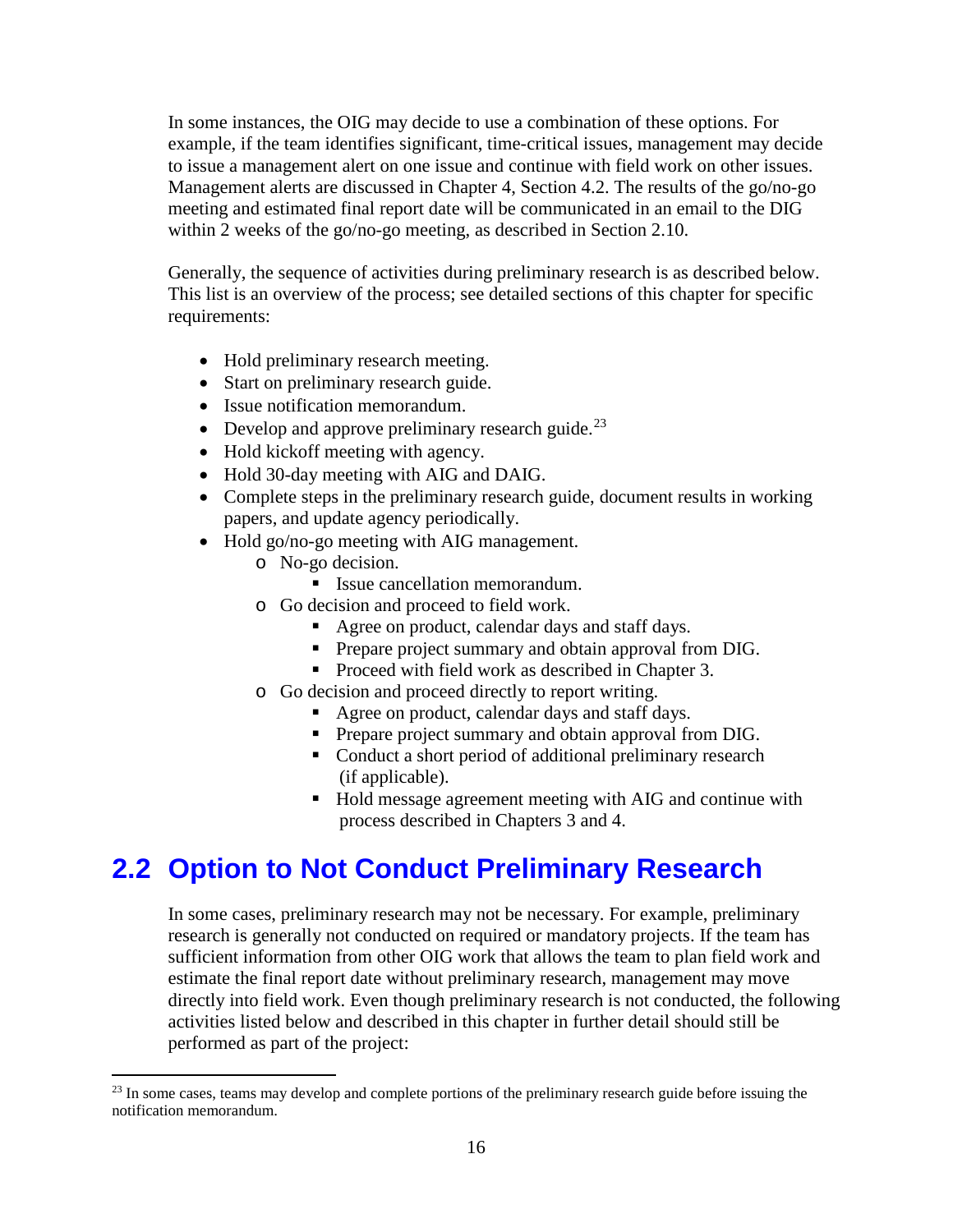In some instances, the OIG may decide to use a combination of these options. For example, if the team identifies significant, time-critical issues, management may decide to issue a management alert on one issue and continue with field work on other issues. Management alerts are discussed in Chapter 4, Section 4.2. The results of the go/no-go meeting and estimated final report date will be communicated in an email to the DIG within 2 weeks of the go/no-go meeting, as described in Section 2.10.

Generally, the sequence of activities during preliminary research is as described below. This list is an overview of the process; see detailed sections of this chapter for specific requirements:

- Hold preliminary research meeting.
- Start on preliminary research guide.
- Issue notification memorandum.
- Develop and approve preliminary research guide.[23]
- Hold kickoff meeting with agency.
- Hold 30-day meeting with AIG and DAIG.
- Complete steps in the preliminary research guide, document results in working papers, and update agency periodically.
- Hold go/no-go meeting with AIG management.
  - No-go decision.
    - Issue cancellation memorandum.
  - Go decision and proceed to field work.
    - Agree on product, calendar days and staff days.
    - Prepare project summary and obtain approval from DIG.
    - Proceed with field work as described in Chapter 3.
  - Go decision and proceed directly to report writing.
    - Agree on product, calendar days and staff days.
    - Prepare project summary and obtain approval from DIG.
    - Conduct a short period of additional preliminary research (if applicable).
    - Hold message agreement meeting with AIG and continue with process described in Chapters 3 and 4.

## 2.2 Option to Not Conduct Preliminary Research

In some cases, preliminary research may not be necessary. For example, preliminary research is generally not conducted on required or mandatory projects. If the team has sufficient information from other OIG work that allows the team to plan field work and estimate the final report date without preliminary research, management may move directly into field work. Even though preliminary research is not conducted, the following activities listed below and described in this chapter in further detail should still be performed as part of the project:

[23] In some cases, teams may develop and complete portions of the preliminary research guide before issuing the notification memorandum.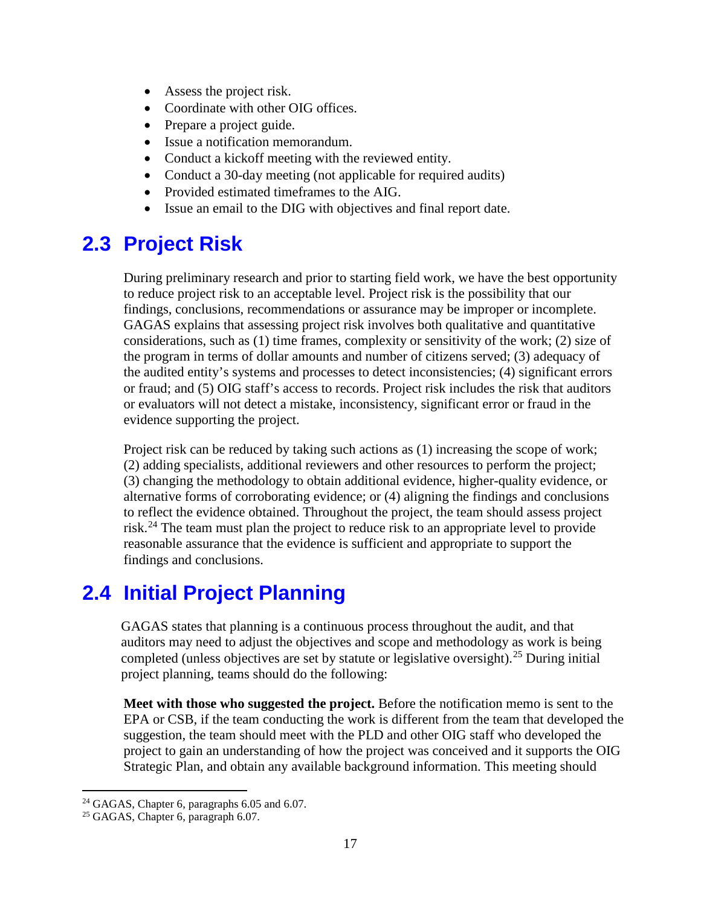- Assess the project risk.
- Coordinate with other OIG offices.
- Prepare a project guide.
- Issue a notification memorandum.
- Conduct a kickoff meeting with the reviewed entity.
- Conduct a 30-day meeting (not applicable for required audits)
- Provided estimated timeframes to the AIG.
- Issue an email to the DIG with objectives and final report date.

## 2.3 Project Risk

During preliminary research and prior to starting field work, we have the best opportunity to reduce project risk to an acceptable level. Project risk is the possibility that our findings, conclusions, recommendations or assurance may be improper or incomplete. GAGAS explains that assessing project risk involves both qualitative and quantitative considerations, such as (1) time frames, complexity or sensitivity of the work; (2) size of the program in terms of dollar amounts and number of citizens served; (3) adequacy of the audited entity's systems and processes to detect inconsistencies; (4) significant errors or fraud; and (5) OIG staff's access to records. Project risk includes the risk that auditors or evaluators will not detect a mistake, inconsistency, significant error or fraud in the evidence supporting the project.

Project risk can be reduced by taking such actions as (1) increasing the scope of work; (2) adding specialists, additional reviewers and other resources to perform the project; (3) changing the methodology to obtain additional evidence, higher-quality evidence, or alternative forms of corroborating evidence; or (4) aligning the findings and conclusions to reflect the evidence obtained. Throughout the project, the team should assess project risk.[24] The team must plan the project to reduce risk to an appropriate level to provide reasonable assurance that the evidence is sufficient and appropriate to support the findings and conclusions.

## 2.4 Initial Project Planning

GAGAS states that planning is a continuous process throughout the audit, and that auditors may need to adjust the objectives and scope and methodology as work is being completed (unless objectives are set by statute or legislative oversight).[25] During initial project planning, teams should do the following:

**Meet with those who suggested the project.** Before the notification memo is sent to the EPA or CSB, if the team conducting the work is different from the team that developed the suggestion, the team should meet with the PLD and other OIG staff who developed the project to gain an understanding of how the project was conceived and it supports the OIG Strategic Plan, and obtain any available background information. This meeting should

[24] GAGAS, Chapter 6, paragraphs 6.05 and 6.07.

[25] GAGAS, Chapter 6, paragraph 6.07.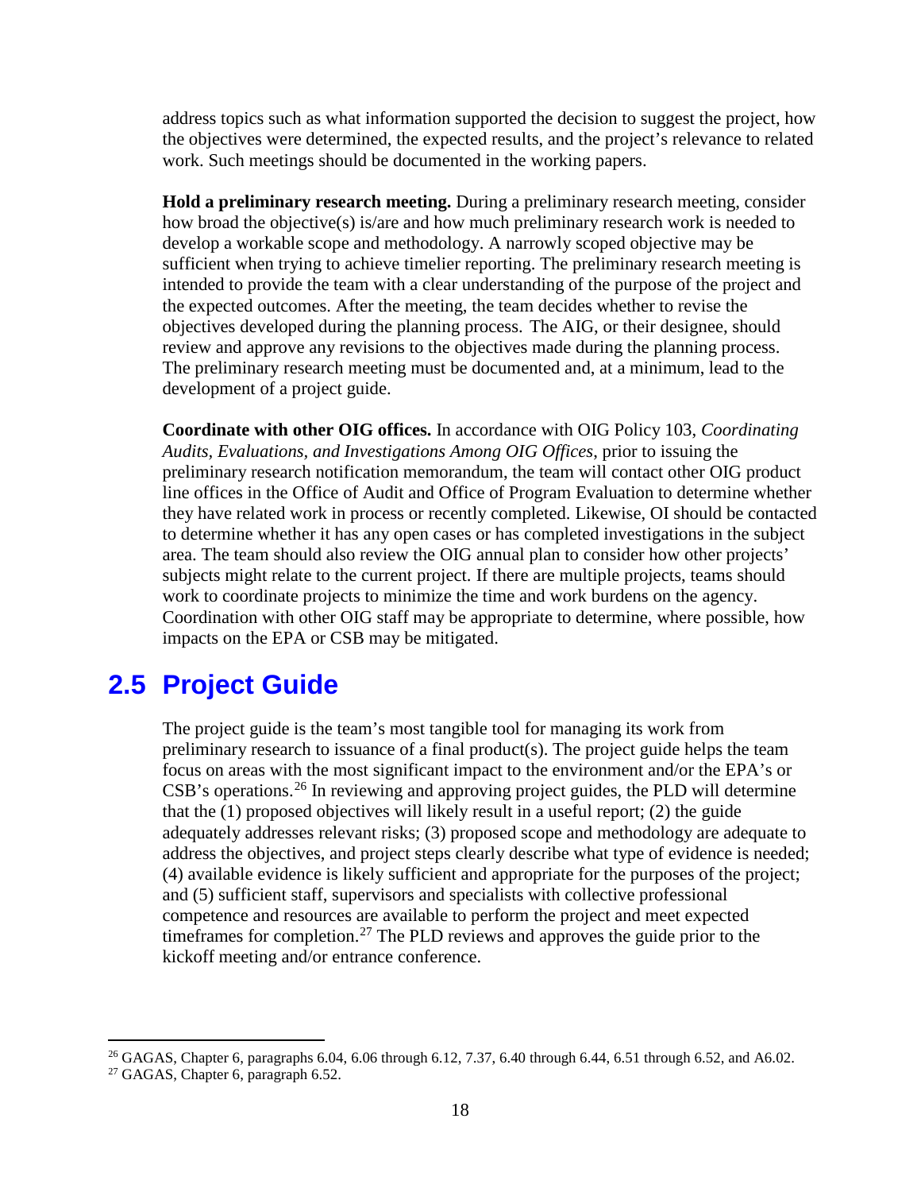address topics such as what information supported the decision to suggest the project, how the objectives were determined, the expected results, and the project's relevance to related work. Such meetings should be documented in the working papers.

**Hold a preliminary research meeting.** During a preliminary research meeting, consider how broad the objective(s) is/are and how much preliminary research work is needed to develop a workable scope and methodology. A narrowly scoped objective may be sufficient when trying to achieve timelier reporting. The preliminary research meeting is intended to provide the team with a clear understanding of the purpose of the project and the expected outcomes. After the meeting, the team decides whether to revise the objectives developed during the planning process. The AIG, or their designee, should review and approve any revisions to the objectives made during the planning process. The preliminary research meeting must be documented and, at a minimum, lead to the development of a project guide.

**Coordinate with other OIG offices.** In accordance with OIG Policy 103, *Coordinating Audits, Evaluations, and Investigations Among OIG Offices*, prior to issuing the preliminary research notification memorandum, the team will contact other OIG product line offices in the Office of Audit and Office of Program Evaluation to determine whether they have related work in process or recently completed. Likewise, OI should be contacted to determine whether it has any open cases or has completed investigations in the subject area. The team should also review the OIG annual plan to consider how other projects' subjects might relate to the current project. If there are multiple projects, teams should work to coordinate projects to minimize the time and work burdens on the agency. Coordination with other OIG staff may be appropriate to determine, where possible, how impacts on the EPA or CSB may be mitigated.

## 2.5 Project Guide

The project guide is the team's most tangible tool for managing its work from preliminary research to issuance of a final product(s). The project guide helps the team focus on areas with the most significant impact to the environment and/or the EPA's or CSB's operations.[26] In reviewing and approving project guides, the PLD will determine that the (1) proposed objectives will likely result in a useful report; (2) the guide adequately addresses relevant risks; (3) proposed scope and methodology are adequate to address the objectives, and project steps clearly describe what type of evidence is needed; (4) available evidence is likely sufficient and appropriate for the purposes of the project; and (5) sufficient staff, supervisors and specialists with collective professional competence and resources are available to perform the project and meet expected timeframes for completion.[27] The PLD reviews and approves the guide prior to the kickoff meeting and/or entrance conference.

[26] GAGAS, Chapter 6, paragraphs 6.04, 6.06 through 6.12, 7.37, 6.40 through 6.44, 6.51 through 6.52, and A6.02.

[27] GAGAS, Chapter 6, paragraph 6.52.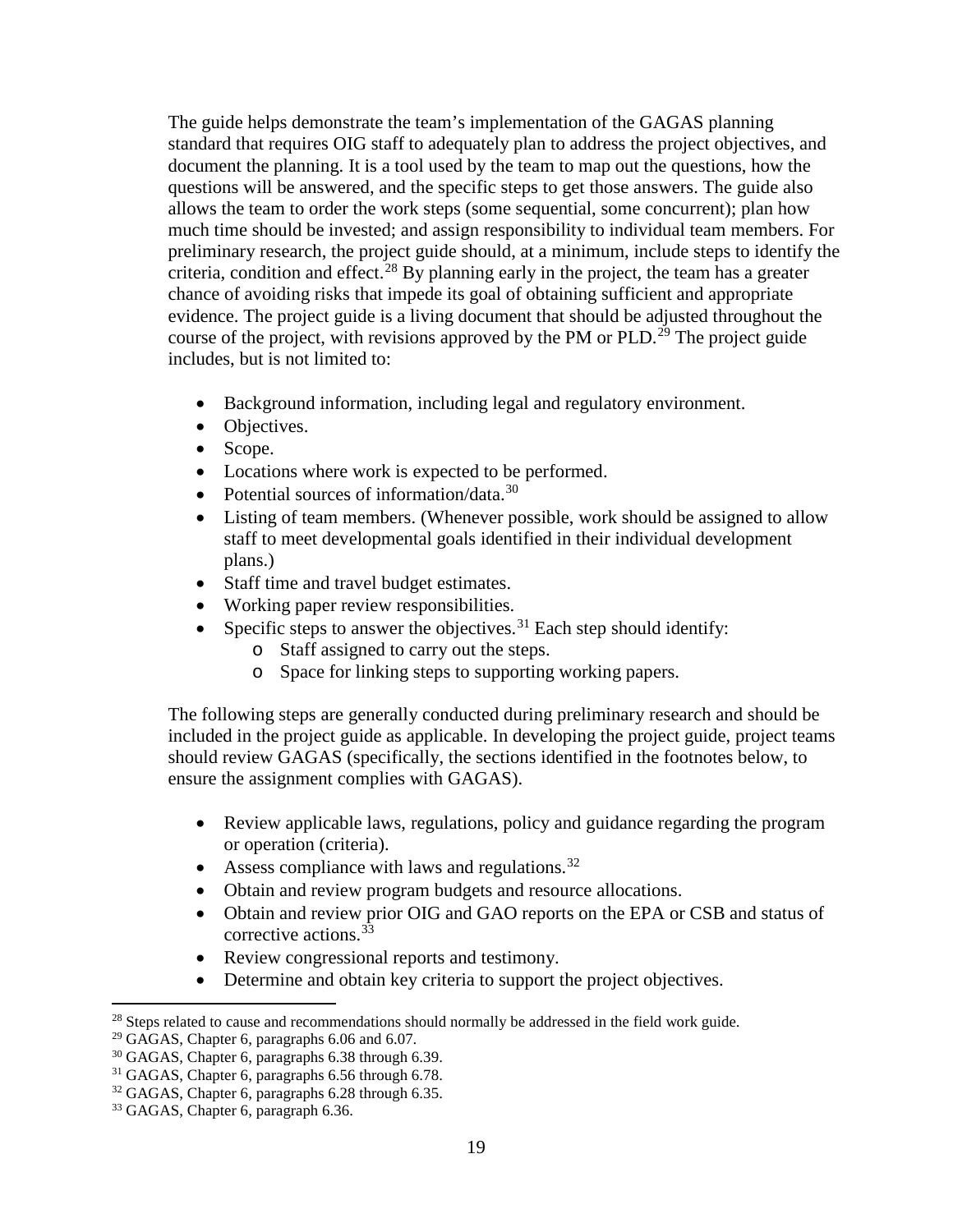The guide helps demonstrate the team's implementation of the GAGAS planning standard that requires OIG staff to adequately plan to address the project objectives, and document the planning. It is a tool used by the team to map out the questions, how the questions will be answered, and the specific steps to get those answers. The guide also allows the team to order the work steps (some sequential, some concurrent); plan how much time should be invested; and assign responsibility to individual team members. For preliminary research, the project guide should, at a minimum, include steps to identify the criteria, condition and effect.[28] By planning early in the project, the team has a greater chance of avoiding risks that impede its goal of obtaining sufficient and appropriate evidence. The project guide is a living document that should be adjusted throughout the course of the project, with revisions approved by the PM or PLD.[29] The project guide includes, but is not limited to:

- Background information, including legal and regulatory environment.
- Objectives.
- Scope.
- Locations where work is expected to be performed.
- Potential sources of information/data.[30]
- Listing of team members. (Whenever possible, work should be assigned to allow staff to meet developmental goals identified in their individual development plans.)
- Staff time and travel budget estimates.
- Working paper review responsibilities.
- Specific steps to answer the objectives.[31] Each step should identify:
    - Staff assigned to carry out the steps.
    - Space for linking steps to supporting working papers.

The following steps are generally conducted during preliminary research and should be included in the project guide as applicable. In developing the project guide, project teams should review GAGAS (specifically, the sections identified in the footnotes below, to ensure the assignment complies with GAGAS).

- Review applicable laws, regulations, policy and guidance regarding the program or operation (criteria).
- Assess compliance with laws and regulations.[32]
- Obtain and review program budgets and resource allocations.
- Obtain and review prior OIG and GAO reports on the EPA or CSB and status of corrective actions.[33]
- Review congressional reports and testimony.
- Determine and obtain key criteria to support the project objectives.

---

[28] Steps related to cause and recommendations should normally be addressed in the field work guide.

[29] GAGAS, Chapter 6, paragraphs 6.06 and 6.07.

[30] GAGAS, Chapter 6, paragraphs 6.38 through 6.39.

[31] GAGAS, Chapter 6, paragraphs 6.56 through 6.78.

[32] GAGAS, Chapter 6, paragraphs 6.28 through 6.35.

[33] GAGAS, Chapter 6, paragraph 6.36.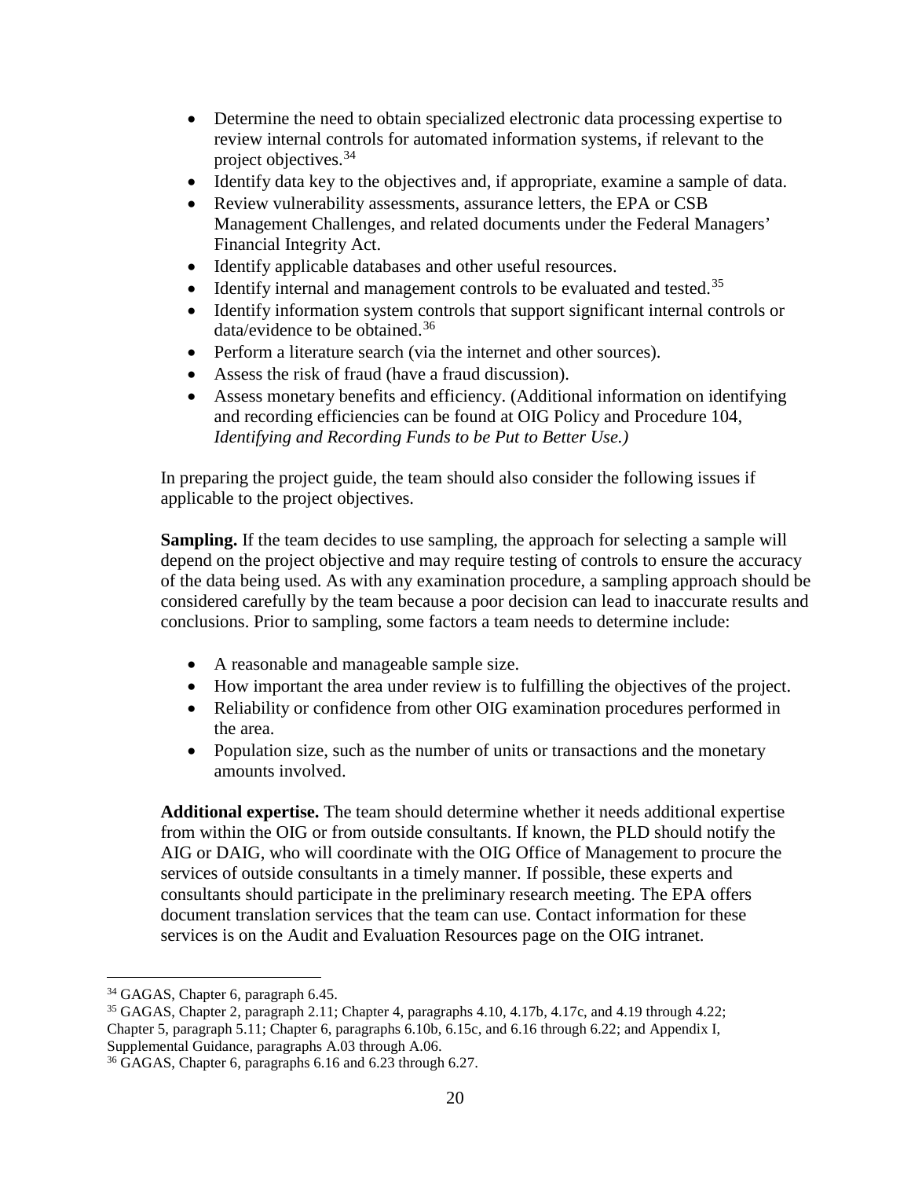- Determine the need to obtain specialized electronic data processing expertise to review internal controls for automated information systems, if relevant to the project objectives.[34]
- Identify data key to the objectives and, if appropriate, examine a sample of data.
- Review vulnerability assessments, assurance letters, the EPA or CSB Management Challenges, and related documents under the Federal Managers' Financial Integrity Act.
- Identify applicable databases and other useful resources.
- Identify internal and management controls to be evaluated and tested.[35]
- Identify information system controls that support significant internal controls or data/evidence to be obtained.[36]
- Perform a literature search (via the internet and other sources).
- Assess the risk of fraud (have a fraud discussion).
- Assess monetary benefits and efficiency. (Additional information on identifying and recording efficiencies can be found at OIG Policy and Procedure 104, *Identifying and Recording Funds to be Put to Better Use.)*

In preparing the project guide, the team should also consider the following issues if applicable to the project objectives.

**Sampling.** If the team decides to use sampling, the approach for selecting a sample will depend on the project objective and may require testing of controls to ensure the accuracy of the data being used. As with any examination procedure, a sampling approach should be considered carefully by the team because a poor decision can lead to inaccurate results and conclusions. Prior to sampling, some factors a team needs to determine include:

- A reasonable and manageable sample size.
- How important the area under review is to fulfilling the objectives of the project.
- Reliability or confidence from other OIG examination procedures performed in the area.
- Population size, such as the number of units or transactions and the monetary amounts involved.

**Additional expertise.** The team should determine whether it needs additional expertise from within the OIG or from outside consultants. If known, the PLD should notify the AIG or DAIG, who will coordinate with the OIG Office of Management to procure the services of outside consultants in a timely manner. If possible, these experts and consultants should participate in the preliminary research meeting. The EPA offers document translation services that the team can use. Contact information for these services is on the Audit and Evaluation Resources page on the OIG intranet.

---

[34] GAGAS, Chapter 6, paragraph 6.45.

[35] GAGAS, Chapter 2, paragraph 2.11; Chapter 4, paragraphs 4.10, 4.17b, 4.17c, and 4.19 through 4.22; Chapter 5, paragraph 5.11; Chapter 6, paragraphs 6.10b, 6.15c, and 6.16 through 6.22; and Appendix I, Supplemental Guidance, paragraphs A.03 through A.06.

[36] GAGAS, Chapter 6, paragraphs 6.16 and 6.23 through 6.27.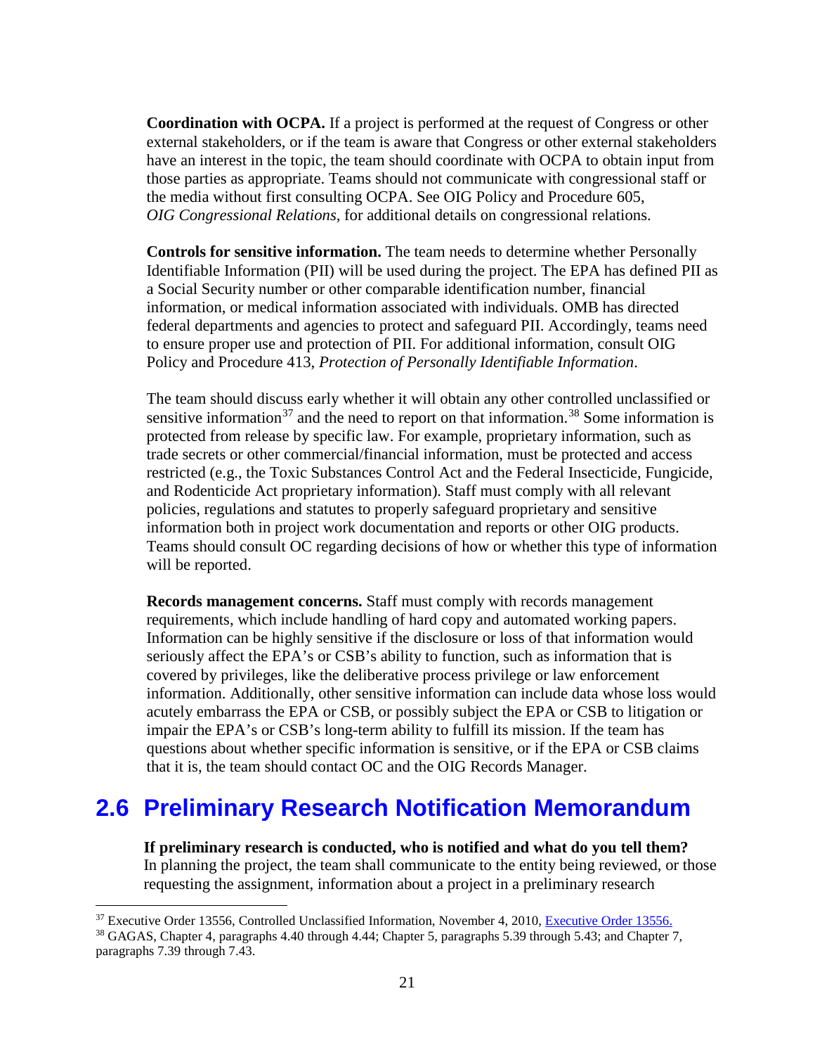**Coordination with OCPA.** If a project is performed at the request of Congress or other external stakeholders, or if the team is aware that Congress or other external stakeholders have an interest in the topic, the team should coordinate with OCPA to obtain input from those parties as appropriate. Teams should not communicate with congressional staff or the media without first consulting OCPA. See OIG Policy and Procedure 605, *OIG Congressional Relations*, for additional details on congressional relations.

**Controls for sensitive information.** The team needs to determine whether Personally Identifiable Information (PII) will be used during the project. The EPA has defined PII as a Social Security number or other comparable identification number, financial information, or medical information associated with individuals. OMB has directed federal departments and agencies to protect and safeguard PII. Accordingly, teams need to ensure proper use and protection of PII. For additional information, consult OIG Policy and Procedure 413, *Protection of Personally Identifiable Information*.

The team should discuss early whether it will obtain any other controlled unclassified or sensitive information[37] and the need to report on that information.[38] Some information is protected from release by specific law. For example, proprietary information, such as trade secrets or other commercial/financial information, must be protected and access restricted (e.g., the Toxic Substances Control Act and the Federal Insecticide, Fungicide, and Rodenticide Act proprietary information). Staff must comply with all relevant policies, regulations and statutes to properly safeguard proprietary and sensitive information both in project work documentation and reports or other OIG products. Teams should consult OC regarding decisions of how or whether this type of information will be reported.

**Records management concerns.** Staff must comply with records management requirements, which include handling of hard copy and automated working papers. Information can be highly sensitive if the disclosure or loss of that information would seriously affect the EPA's or CSB's ability to function, such as information that is covered by privileges, like the deliberative process privilege or law enforcement information. Additionally, other sensitive information can include data whose loss would acutely embarrass the EPA or CSB, or possibly subject the EPA or CSB to litigation or impair the EPA's or CSB's long-term ability to fulfill its mission. If the team has questions about whether specific information is sensitive, or if the EPA or CSB claims that it is, the team should contact OC and the OIG Records Manager.

## 2.6 Preliminary Research Notification Memorandum

**If preliminary research is conducted, who is notified and what do you tell them?**
In planning the project, the team shall communicate to the entity being reviewed, or those requesting the assignment, information about a project in a preliminary research

---

[37] Executive Order 13556, Controlled Unclassified Information, November 4, 2010, Executive Order 13556.

[38] GAGAS, Chapter 4, paragraphs 4.40 through 4.44; Chapter 5, paragraphs 5.39 through 5.43; and Chapter 7, paragraphs 7.39 through 7.43.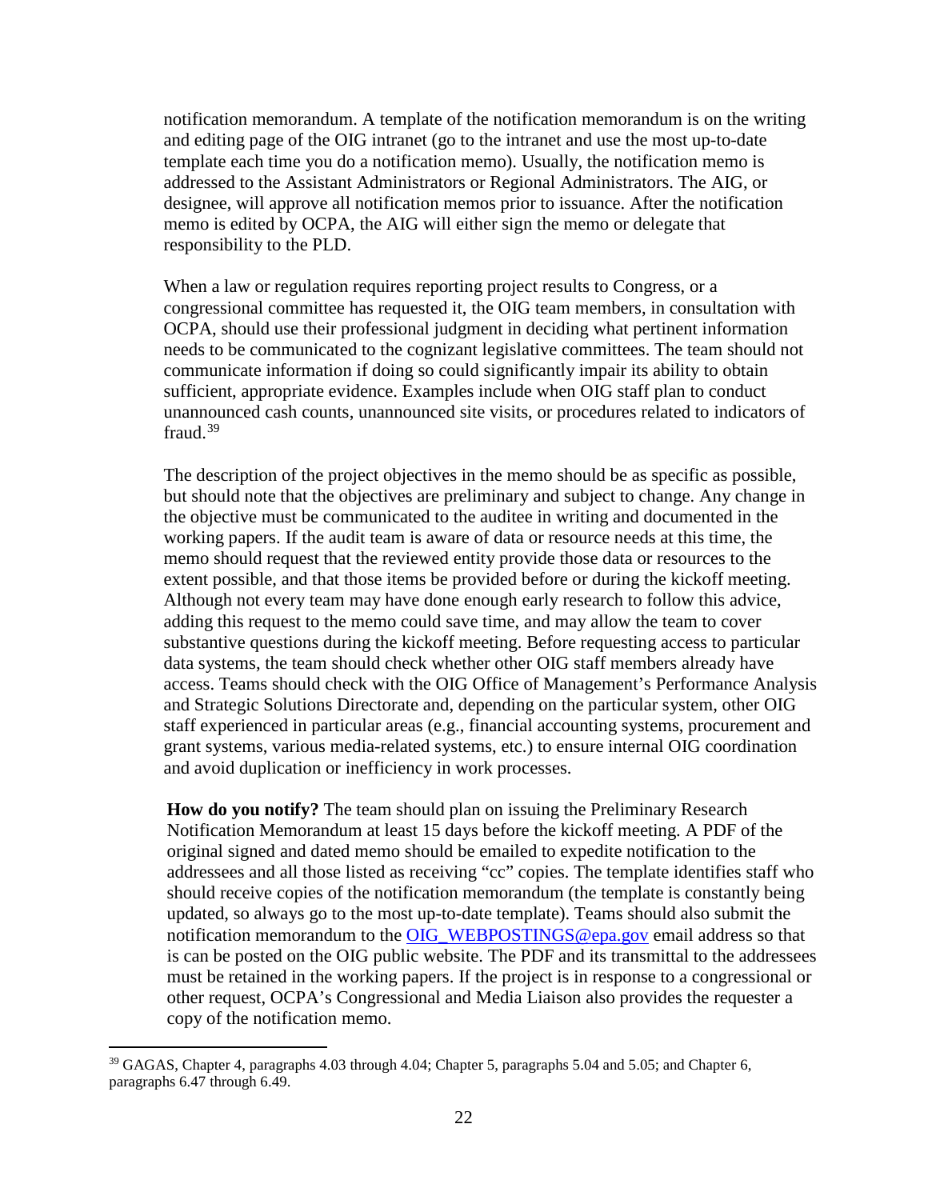notification memorandum. A template of the notification memorandum is on the writing and editing page of the OIG intranet (go to the intranet and use the most up-to-date template each time you do a notification memo). Usually, the notification memo is addressed to the Assistant Administrators or Regional Administrators. The AIG, or designee, will approve all notification memos prior to issuance. After the notification memo is edited by OCPA, the AIG will either sign the memo or delegate that responsibility to the PLD.

When a law or regulation requires reporting project results to Congress, or a congressional committee has requested it, the OIG team members, in consultation with OCPA, should use their professional judgment in deciding what pertinent information needs to be communicated to the cognizant legislative committees. The team should not communicate information if doing so could significantly impair its ability to obtain sufficient, appropriate evidence. Examples include when OIG staff plan to conduct unannounced cash counts, unannounced site visits, or procedures related to indicators of fraud.[39]

The description of the project objectives in the memo should be as specific as possible, but should note that the objectives are preliminary and subject to change. Any change in the objective must be communicated to the auditee in writing and documented in the working papers. If the audit team is aware of data or resource needs at this time, the memo should request that the reviewed entity provide those data or resources to the extent possible, and that those items be provided before or during the kickoff meeting. Although not every team may have done enough early research to follow this advice, adding this request to the memo could save time, and may allow the team to cover substantive questions during the kickoff meeting. Before requesting access to particular data systems, the team should check whether other OIG staff members already have access. Teams should check with the OIG Office of Management's Performance Analysis and Strategic Solutions Directorate and, depending on the particular system, other OIG staff experienced in particular areas (e.g., financial accounting systems, procurement and grant systems, various media-related systems, etc.) to ensure internal OIG coordination and avoid duplication or inefficiency in work processes.

**How do you notify?** The team should plan on issuing the Preliminary Research Notification Memorandum at least 15 days before the kickoff meeting. A PDF of the original signed and dated memo should be emailed to expedite notification to the addressees and all those listed as receiving "cc" copies. The template identifies staff who should receive copies of the notification memorandum (the template is constantly being updated, so always go to the most up-to-date template). Teams should also submit the notification memorandum to the OIG_WEBPOSTINGS@epa.gov email address so that is can be posted on the OIG public website. The PDF and its transmittal to the addressees must be retained in the working papers. If the project is in response to a congressional or other request, OCPA's Congressional and Media Liaison also provides the requester a copy of the notification memo.

---

[39] GAGAS, Chapter 4, paragraphs 4.03 through 4.04; Chapter 5, paragraphs 5.04 and 5.05; and Chapter 6, paragraphs 6.47 through 6.49.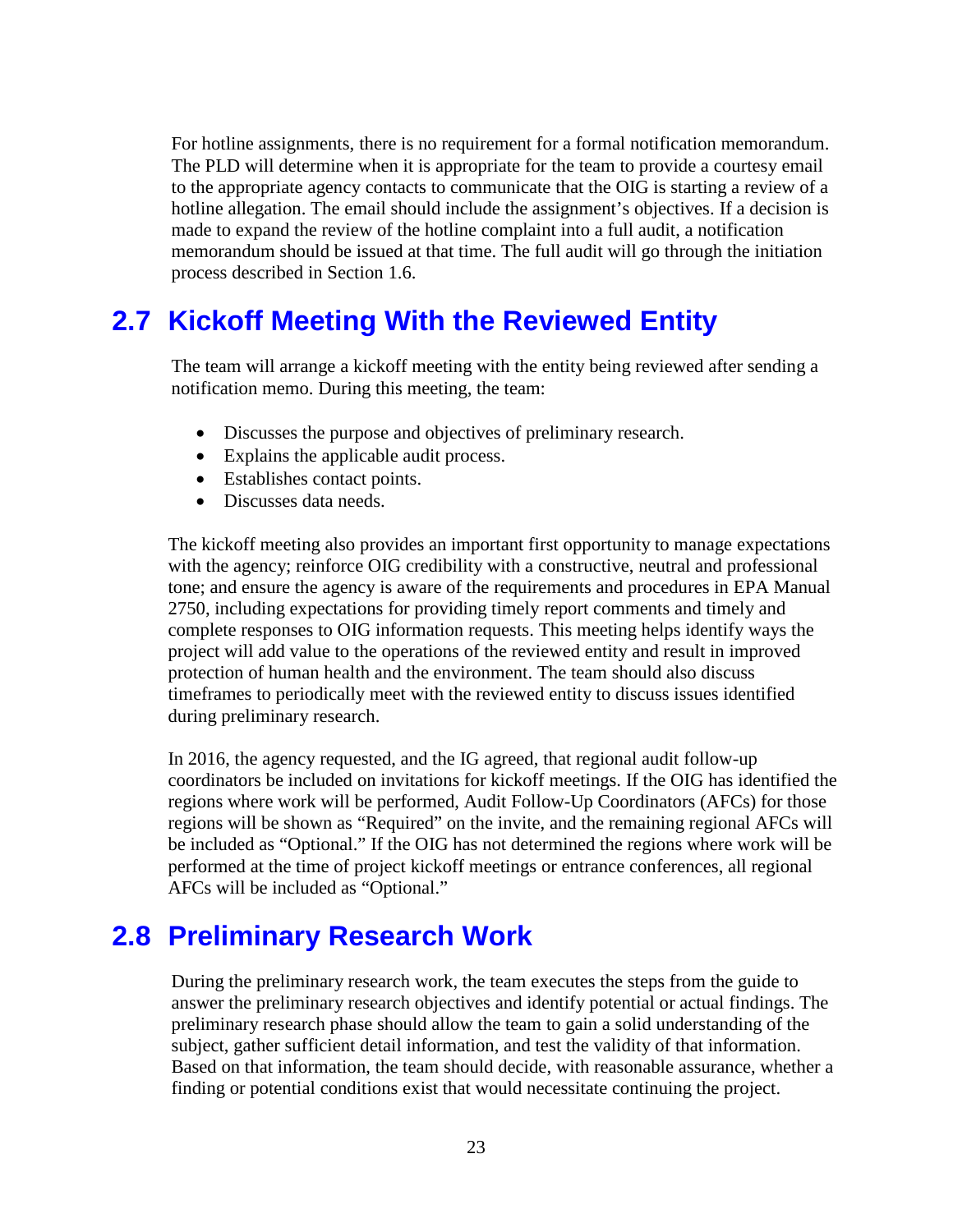For hotline assignments, there is no requirement for a formal notification memorandum. The PLD will determine when it is appropriate for the team to provide a courtesy email to the appropriate agency contacts to communicate that the OIG is starting a review of a hotline allegation. The email should include the assignment's objectives. If a decision is made to expand the review of the hotline complaint into a full audit, a notification memorandum should be issued at that time. The full audit will go through the initiation process described in Section 1.6.

## 2.7 Kickoff Meeting With the Reviewed Entity

The team will arrange a kickoff meeting with the entity being reviewed after sending a notification memo. During this meeting, the team:

- Discusses the purpose and objectives of preliminary research.
- Explains the applicable audit process.
- Establishes contact points.
- Discusses data needs.

The kickoff meeting also provides an important first opportunity to manage expectations with the agency; reinforce OIG credibility with a constructive, neutral and professional tone; and ensure the agency is aware of the requirements and procedures in EPA Manual 2750, including expectations for providing timely report comments and timely and complete responses to OIG information requests. This meeting helps identify ways the project will add value to the operations of the reviewed entity and result in improved protection of human health and the environment. The team should also discuss timeframes to periodically meet with the reviewed entity to discuss issues identified during preliminary research.

In 2016, the agency requested, and the IG agreed, that regional audit follow-up coordinators be included on invitations for kickoff meetings. If the OIG has identified the regions where work will be performed, Audit Follow-Up Coordinators (AFCs) for those regions will be shown as "Required" on the invite, and the remaining regional AFCs will be included as "Optional." If the OIG has not determined the regions where work will be performed at the time of project kickoff meetings or entrance conferences, all regional AFCs will be included as "Optional."

## 2.8 Preliminary Research Work

During the preliminary research work, the team executes the steps from the guide to answer the preliminary research objectives and identify potential or actual findings. The preliminary research phase should allow the team to gain a solid understanding of the subject, gather sufficient detail information, and test the validity of that information. Based on that information, the team should decide, with reasonable assurance, whether a finding or potential conditions exist that would necessitate continuing the project.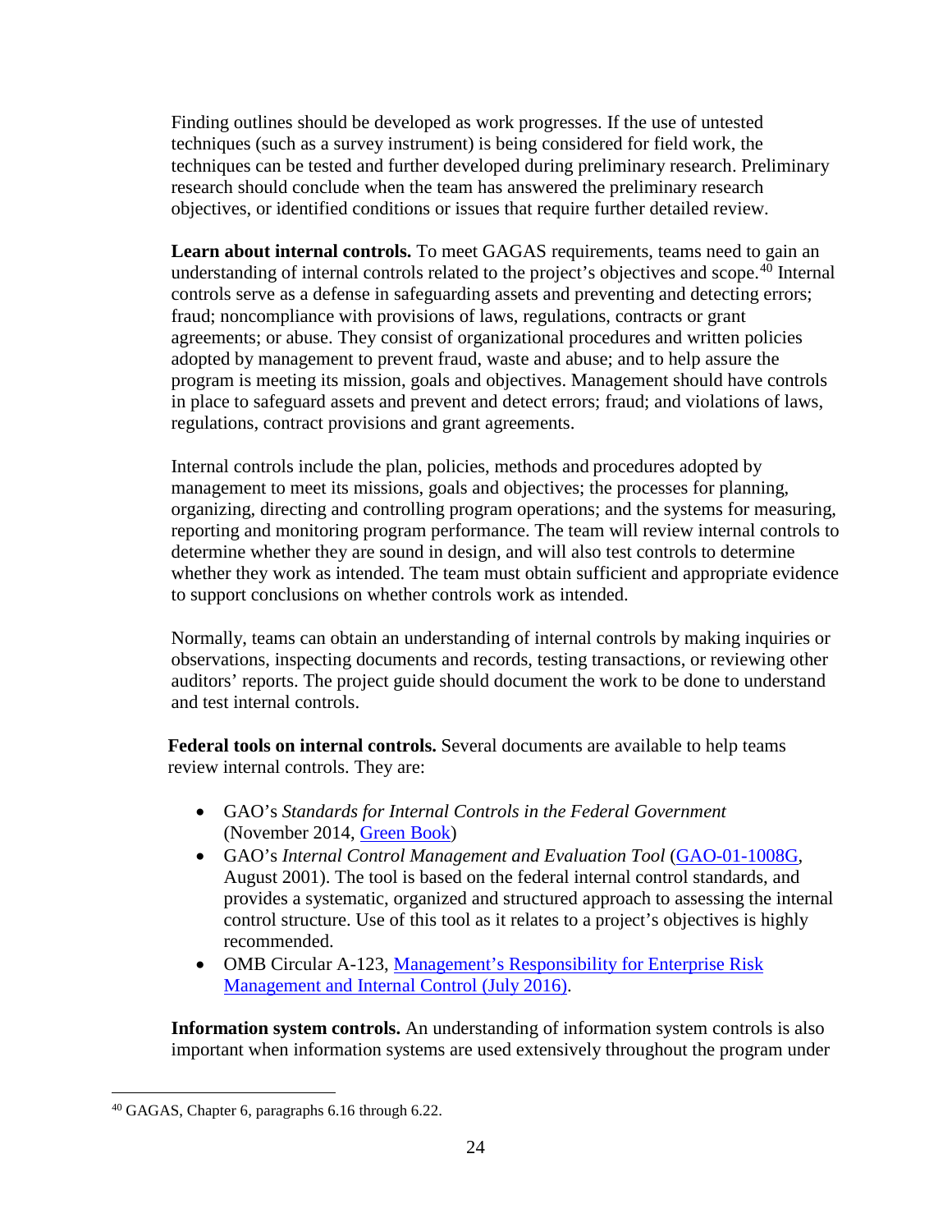Finding outlines should be developed as work progresses. If the use of untested techniques (such as a survey instrument) is being considered for field work, the techniques can be tested and further developed during preliminary research. Preliminary research should conclude when the team has answered the preliminary research objectives, or identified conditions or issues that require further detailed review.

**Learn about internal controls.** To meet GAGAS requirements, teams need to gain an understanding of internal controls related to the project's objectives and scope.[40] Internal controls serve as a defense in safeguarding assets and preventing and detecting errors; fraud; noncompliance with provisions of laws, regulations, contracts or grant agreements; or abuse. They consist of organizational procedures and written policies adopted by management to prevent fraud, waste and abuse; and to help assure the program is meeting its mission, goals and objectives. Management should have controls in place to safeguard assets and prevent and detect errors; fraud; and violations of laws, regulations, contract provisions and grant agreements.

Internal controls include the plan, policies, methods and procedures adopted by management to meet its missions, goals and objectives; the processes for planning, organizing, directing and controlling program operations; and the systems for measuring, reporting and monitoring program performance. The team will review internal controls to determine whether they are sound in design, and will also test controls to determine whether they work as intended. The team must obtain sufficient and appropriate evidence to support conclusions on whether controls work as intended.

Normally, teams can obtain an understanding of internal controls by making inquiries or observations, inspecting documents and records, testing transactions, or reviewing other auditors' reports. The project guide should document the work to be done to understand and test internal controls.

**Federal tools on internal controls.** Several documents are available to help teams review internal controls. They are:

- GAO's *Standards for Internal Controls in the Federal Government* (November 2014, Green Book)
- GAO's *Internal Control Management and Evaluation Tool* (GAO-01-1008G, August 2001). The tool is based on the federal internal control standards, and provides a systematic, organized and structured approach to assessing the internal control structure. Use of this tool as it relates to a project's objectives is highly recommended.
- OMB Circular A-123, Management's Responsibility for Enterprise Risk Management and Internal Control (July 2016).

**Information system controls.** An understanding of information system controls is also important when information systems are used extensively throughout the program under

[40] GAGAS, Chapter 6, paragraphs 6.16 through 6.22.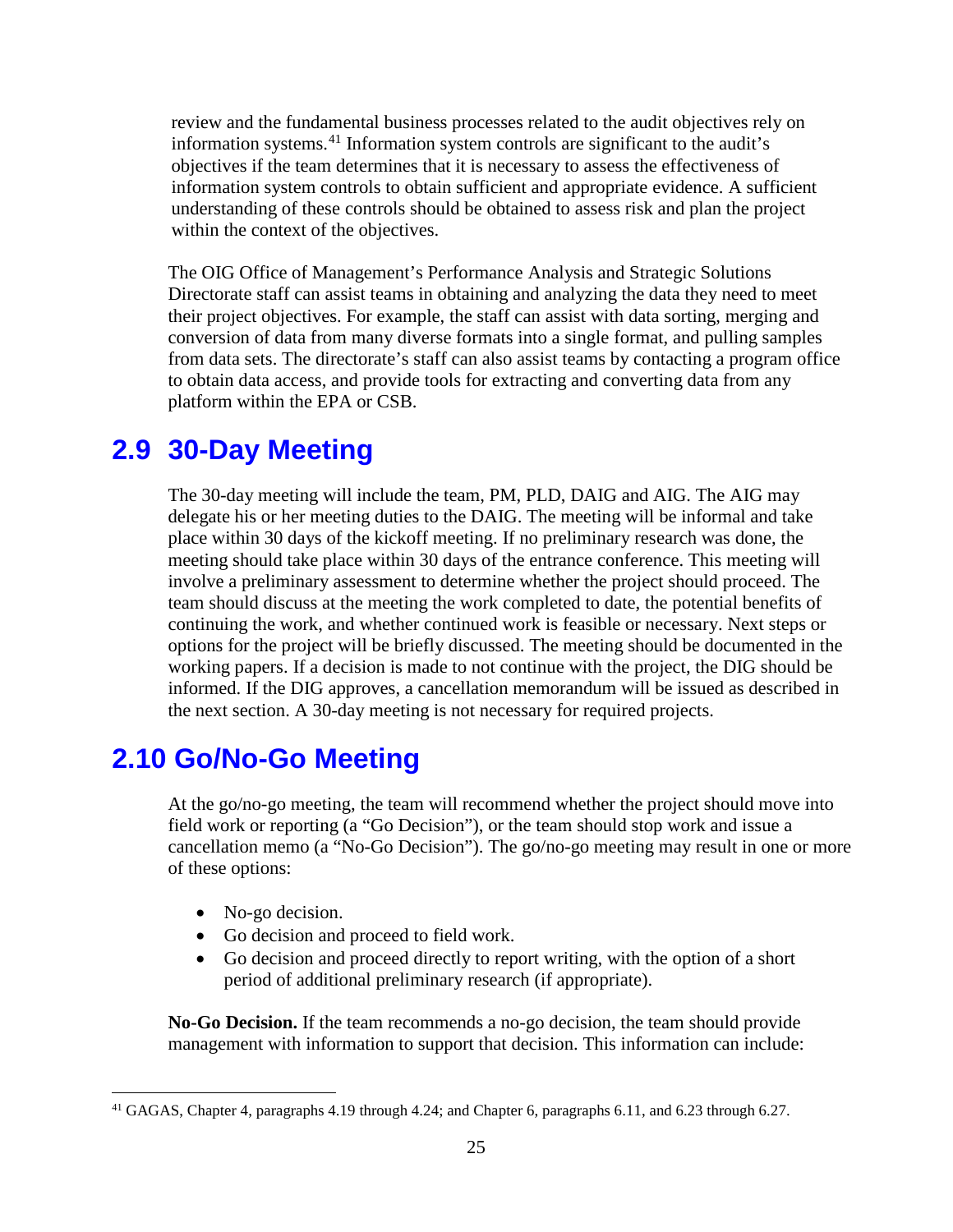review and the fundamental business processes related to the audit objectives rely on information systems.[41] Information system controls are significant to the audit's objectives if the team determines that it is necessary to assess the effectiveness of information system controls to obtain sufficient and appropriate evidence. A sufficient understanding of these controls should be obtained to assess risk and plan the project within the context of the objectives.

The OIG Office of Management's Performance Analysis and Strategic Solutions Directorate staff can assist teams in obtaining and analyzing the data they need to meet their project objectives. For example, the staff can assist with data sorting, merging and conversion of data from many diverse formats into a single format, and pulling samples from data sets. The directorate's staff can also assist teams by contacting a program office to obtain data access, and provide tools for extracting and converting data from any platform within the EPA or CSB.

## 2.9 30-Day Meeting

The 30-day meeting will include the team, PM, PLD, DAIG and AIG. The AIG may delegate his or her meeting duties to the DAIG. The meeting will be informal and take place within 30 days of the kickoff meeting. If no preliminary research was done, the meeting should take place within 30 days of the entrance conference. This meeting will involve a preliminary assessment to determine whether the project should proceed. The team should discuss at the meeting the work completed to date, the potential benefits of continuing the work, and whether continued work is feasible or necessary. Next steps or options for the project will be briefly discussed. The meeting should be documented in the working papers. If a decision is made to not continue with the project, the DIG should be informed. If the DIG approves, a cancellation memorandum will be issued as described in the next section. A 30-day meeting is not necessary for required projects.

## 2.10 Go/No-Go Meeting

At the go/no-go meeting, the team will recommend whether the project should move into field work or reporting (a "Go Decision"), or the team should stop work and issue a cancellation memo (a "No-Go Decision"). The go/no-go meeting may result in one or more of these options:

- No-go decision.
- Go decision and proceed to field work.
- Go decision and proceed directly to report writing, with the option of a short period of additional preliminary research (if appropriate).

**No-Go Decision.** If the team recommends a no-go decision, the team should provide management with information to support that decision. This information can include:

[41] GAGAS, Chapter 4, paragraphs 4.19 through 4.24; and Chapter 6, paragraphs 6.11, and 6.23 through 6.27.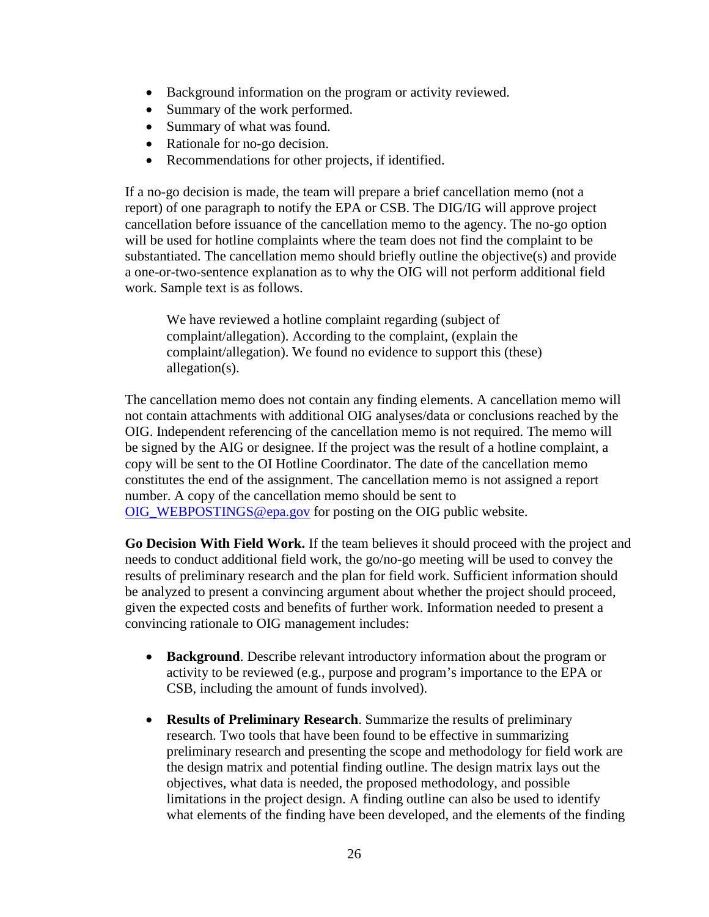- Background information on the program or activity reviewed.
- Summary of the work performed.
- Summary of what was found.
- Rationale for no-go decision.
- Recommendations for other projects, if identified.

If a no-go decision is made, the team will prepare a brief cancellation memo (not a report) of one paragraph to notify the EPA or CSB. The DIG/IG will approve project cancellation before issuance of the cancellation memo to the agency. The no-go option will be used for hotline complaints where the team does not find the complaint to be substantiated. The cancellation memo should briefly outline the objective(s) and provide a one-or-two-sentence explanation as to why the OIG will not perform additional field work. Sample text is as follows.

> We have reviewed a hotline complaint regarding (subject of complaint/allegation). According to the complaint, (explain the complaint/allegation). We found no evidence to support this (these) allegation(s).

The cancellation memo does not contain any finding elements. A cancellation memo will not contain attachments with additional OIG analyses/data or conclusions reached by the OIG. Independent referencing of the cancellation memo is not required. The memo will be signed by the AIG or designee. If the project was the result of a hotline complaint, a copy will be sent to the OI Hotline Coordinator. The date of the cancellation memo constitutes the end of the assignment. The cancellation memo is not assigned a report number. A copy of the cancellation memo should be sent to OIG_WEBPOSTINGS@epa.gov for posting on the OIG public website.

**Go Decision With Field Work.** If the team believes it should proceed with the project and needs to conduct additional field work, the go/no-go meeting will be used to convey the results of preliminary research and the plan for field work. Sufficient information should be analyzed to present a convincing argument about whether the project should proceed, given the expected costs and benefits of further work. Information needed to present a convincing rationale to OIG management includes:

- **Background**. Describe relevant introductory information about the program or activity to be reviewed (e.g., purpose and program's importance to the EPA or CSB, including the amount of funds involved).

- **Results of Preliminary Research**. Summarize the results of preliminary research. Two tools that have been found to be effective in summarizing preliminary research and presenting the scope and methodology for field work are the design matrix and potential finding outline. The design matrix lays out the objectives, what data is needed, the proposed methodology, and possible limitations in the project design. A finding outline can also be used to identify what elements of the finding have been developed, and the elements of the finding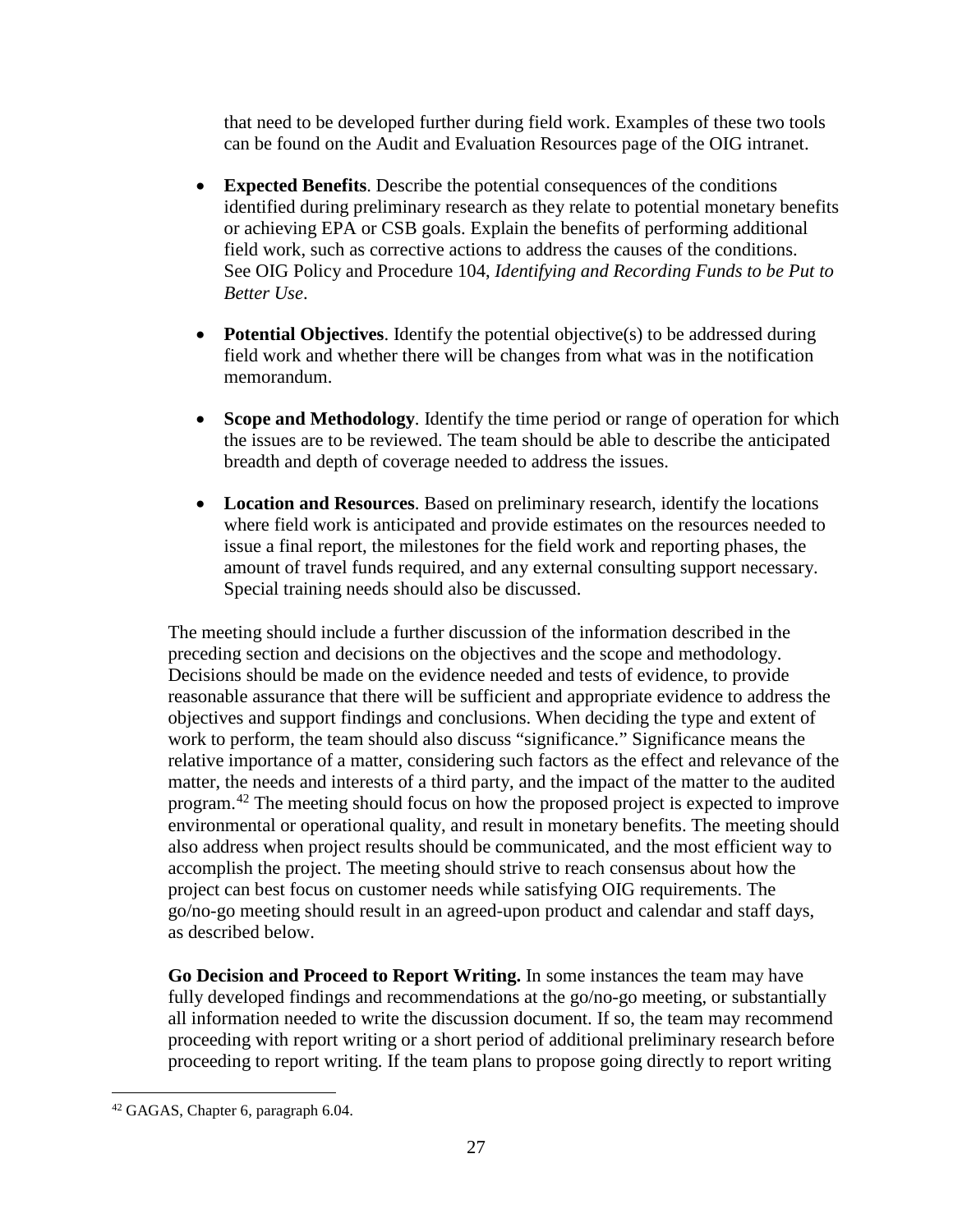that need to be developed further during field work. Examples of these two tools can be found on the Audit and Evaluation Resources page of the OIG intranet.

- **Expected Benefits**. Describe the potential consequences of the conditions identified during preliminary research as they relate to potential monetary benefits or achieving EPA or CSB goals. Explain the benefits of performing additional field work, such as corrective actions to address the causes of the conditions. See OIG Policy and Procedure 104, *Identifying and Recording Funds to be Put to Better Use*.

- **Potential Objectives**. Identify the potential objective(s) to be addressed during field work and whether there will be changes from what was in the notification memorandum.

- **Scope and Methodology**. Identify the time period or range of operation for which the issues are to be reviewed. The team should be able to describe the anticipated breadth and depth of coverage needed to address the issues.

- **Location and Resources**. Based on preliminary research, identify the locations where field work is anticipated and provide estimates on the resources needed to issue a final report, the milestones for the field work and reporting phases, the amount of travel funds required, and any external consulting support necessary. Special training needs should also be discussed.

The meeting should include a further discussion of the information described in the preceding section and decisions on the objectives and the scope and methodology. Decisions should be made on the evidence needed and tests of evidence, to provide reasonable assurance that there will be sufficient and appropriate evidence to address the objectives and support findings and conclusions. When deciding the type and extent of work to perform, the team should also discuss "significance." Significance means the relative importance of a matter, considering such factors as the effect and relevance of the matter, the needs and interests of a third party, and the impact of the matter to the audited program.[42] The meeting should focus on how the proposed project is expected to improve environmental or operational quality, and result in monetary benefits. The meeting should also address when project results should be communicated, and the most efficient way to accomplish the project. The meeting should strive to reach consensus about how the project can best focus on customer needs while satisfying OIG requirements. The go/no-go meeting should result in an agreed-upon product and calendar and staff days, as described below.

**Go Decision and Proceed to Report Writing.** In some instances the team may have fully developed findings and recommendations at the go/no-go meeting, or substantially all information needed to write the discussion document. If so, the team may recommend proceeding with report writing or a short period of additional preliminary research before proceeding to report writing. If the team plans to propose going directly to report writing

[42] GAGAS, Chapter 6, paragraph 6.04.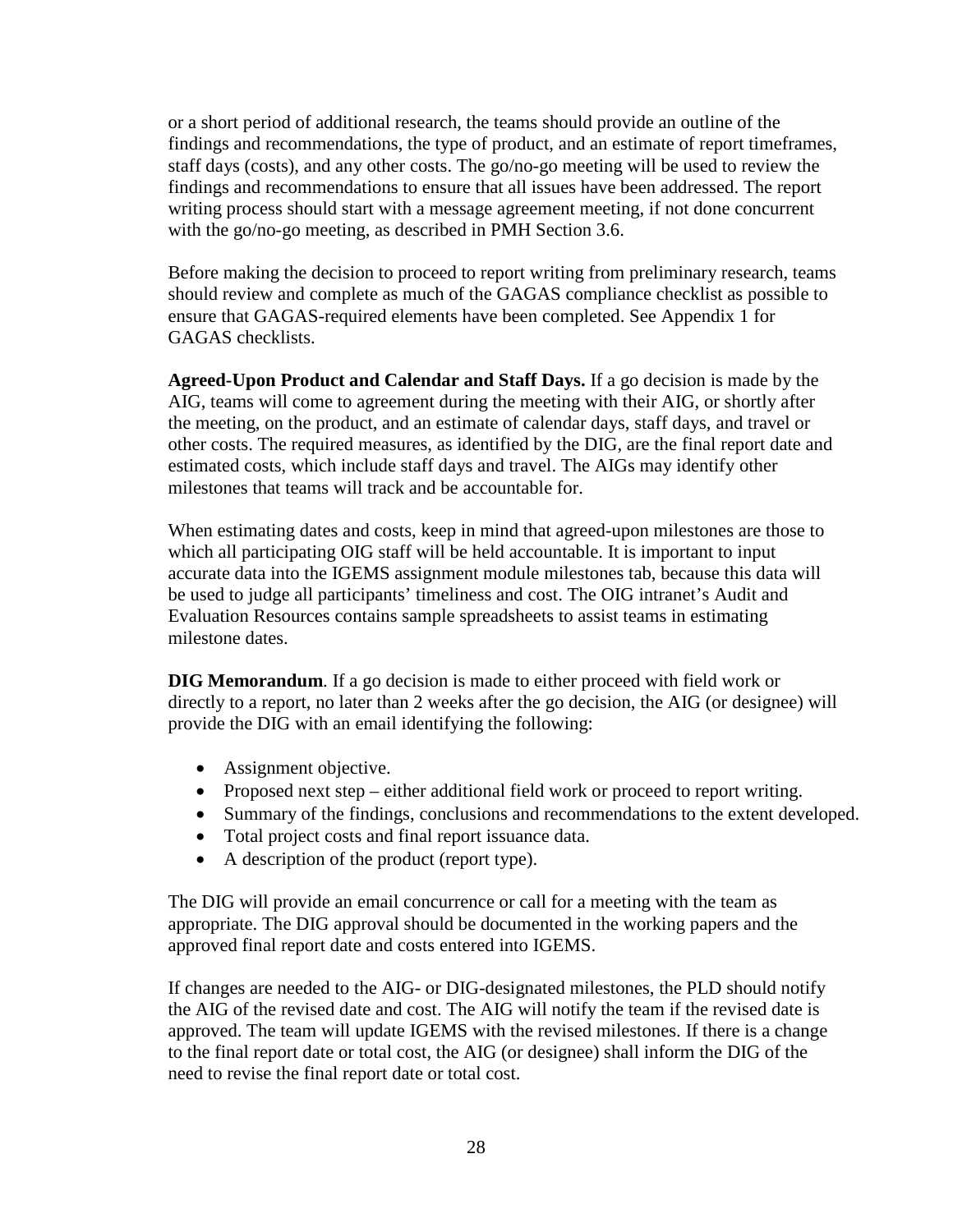or a short period of additional research, the teams should provide an outline of the findings and recommendations, the type of product, and an estimate of report timeframes, staff days (costs), and any other costs. The go/no-go meeting will be used to review the findings and recommendations to ensure that all issues have been addressed. The report writing process should start with a message agreement meeting, if not done concurrent with the go/no-go meeting, as described in PMH Section 3.6.

Before making the decision to proceed to report writing from preliminary research, teams should review and complete as much of the GAGAS compliance checklist as possible to ensure that GAGAS-required elements have been completed. See Appendix 1 for GAGAS checklists.

**Agreed-Upon Product and Calendar and Staff Days.** If a go decision is made by the AIG, teams will come to agreement during the meeting with their AIG, or shortly after the meeting, on the product, and an estimate of calendar days, staff days, and travel or other costs. The required measures, as identified by the DIG, are the final report date and estimated costs, which include staff days and travel. The AIGs may identify other milestones that teams will track and be accountable for.

When estimating dates and costs, keep in mind that agreed-upon milestones are those to which all participating OIG staff will be held accountable. It is important to input accurate data into the IGEMS assignment module milestones tab, because this data will be used to judge all participants' timeliness and cost. The OIG intranet's Audit and Evaluation Resources contains sample spreadsheets to assist teams in estimating milestone dates.

**DIG Memorandum**. If a go decision is made to either proceed with field work or directly to a report, no later than 2 weeks after the go decision, the AIG (or designee) will provide the DIG with an email identifying the following:

- Assignment objective.
- Proposed next step – either additional field work or proceed to report writing.
- Summary of the findings, conclusions and recommendations to the extent developed.
- Total project costs and final report issuance data.
- A description of the product (report type).

The DIG will provide an email concurrence or call for a meeting with the team as appropriate. The DIG approval should be documented in the working papers and the approved final report date and costs entered into IGEMS.

If changes are needed to the AIG- or DIG-designated milestones, the PLD should notify the AIG of the revised date and cost. The AIG will notify the team if the revised date is approved. The team will update IGEMS with the revised milestones. If there is a change to the final report date or total cost, the AIG (or designee) shall inform the DIG of the need to revise the final report date or total cost.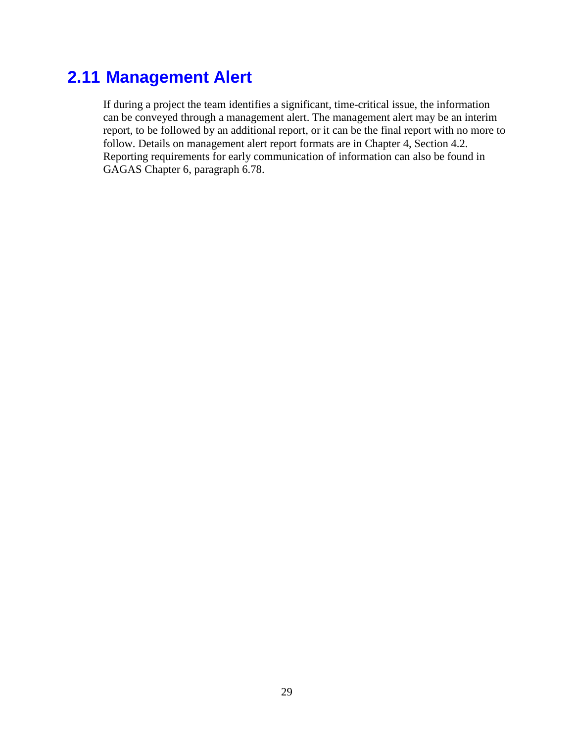## 2.11 Management Alert

If during a project the team identifies a significant, time-critical issue, the information can be conveyed through a management alert. The management alert may be an interim report, to be followed by an additional report, or it can be the final report with no more to follow. Details on management alert report formats are in Chapter 4, Section 4.2. Reporting requirements for early communication of information can also be found in GAGAS Chapter 6, paragraph 6.78.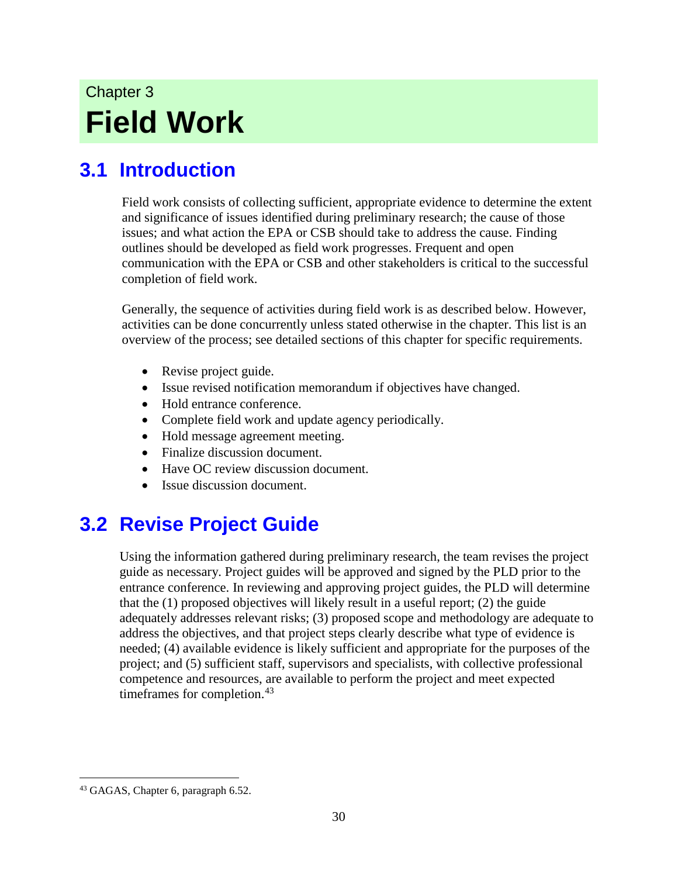Chapter 3

# Field Work

## 3.1 Introduction

Field work consists of collecting sufficient, appropriate evidence to determine the extent and significance of issues identified during preliminary research; the cause of those issues; and what action the EPA or CSB should take to address the cause. Finding outlines should be developed as field work progresses. Frequent and open communication with the EPA or CSB and other stakeholders is critical to the successful completion of field work.

Generally, the sequence of activities during field work is as described below. However, activities can be done concurrently unless stated otherwise in the chapter. This list is an overview of the process; see detailed sections of this chapter for specific requirements.

- Revise project guide.
- Issue revised notification memorandum if objectives have changed.
- Hold entrance conference.
- Complete field work and update agency periodically.
- Hold message agreement meeting.
- Finalize discussion document.
- Have OC review discussion document.
- Issue discussion document.

## 3.2 Revise Project Guide

Using the information gathered during preliminary research, the team revises the project guide as necessary. Project guides will be approved and signed by the PLD prior to the entrance conference. In reviewing and approving project guides, the PLD will determine that the (1) proposed objectives will likely result in a useful report; (2) the guide adequately addresses relevant risks; (3) proposed scope and methodology are adequate to address the objectives, and that project steps clearly describe what type of evidence is needed; (4) available evidence is likely sufficient and appropriate for the purposes of the project; and (5) sufficient staff, supervisors and specialists, with collective professional competence and resources, are available to perform the project and meet expected timeframes for completion.[43]

[43] GAGAS, Chapter 6, paragraph 6.52.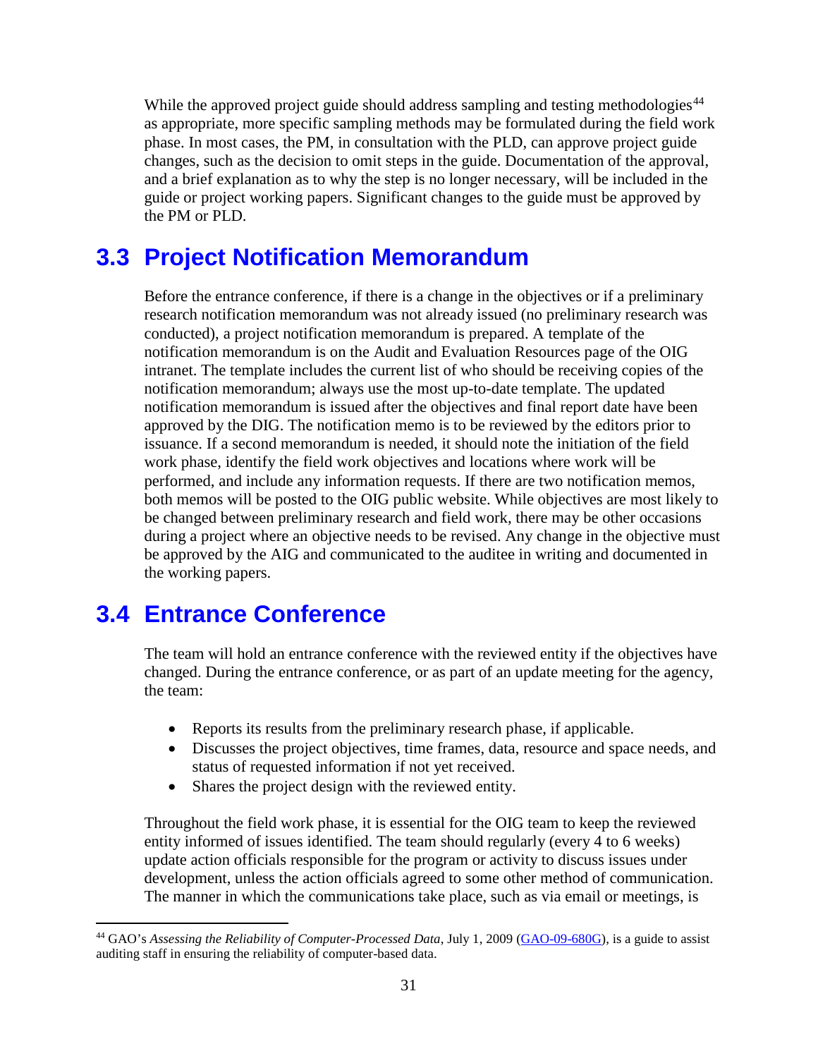While the approved project guide should address sampling and testing methodologies[44] as appropriate, more specific sampling methods may be formulated during the field work phase. In most cases, the PM, in consultation with the PLD, can approve project guide changes, such as the decision to omit steps in the guide. Documentation of the approval, and a brief explanation as to why the step is no longer necessary, will be included in the guide or project working papers. Significant changes to the guide must be approved by the PM or PLD.

## 3.3 Project Notification Memorandum

Before the entrance conference, if there is a change in the objectives or if a preliminary research notification memorandum was not already issued (no preliminary research was conducted), a project notification memorandum is prepared. A template of the notification memorandum is on the Audit and Evaluation Resources page of the OIG intranet. The template includes the current list of who should be receiving copies of the notification memorandum; always use the most up-to-date template. The updated notification memorandum is issued after the objectives and final report date have been approved by the DIG. The notification memo is to be reviewed by the editors prior to issuance. If a second memorandum is needed, it should note the initiation of the field work phase, identify the field work objectives and locations where work will be performed, and include any information requests. If there are two notification memos, both memos will be posted to the OIG public website. While objectives are most likely to be changed between preliminary research and field work, there may be other occasions during a project where an objective needs to be revised. Any change in the objective must be approved by the AIG and communicated to the auditee in writing and documented in the working papers.

## 3.4 Entrance Conference

The team will hold an entrance conference with the reviewed entity if the objectives have changed. During the entrance conference, or as part of an update meeting for the agency, the team:

- Reports its results from the preliminary research phase, if applicable.
- Discusses the project objectives, time frames, data, resource and space needs, and status of requested information if not yet received.
- Shares the project design with the reviewed entity.

Throughout the field work phase, it is essential for the OIG team to keep the reviewed entity informed of issues identified. The team should regularly (every 4 to 6 weeks) update action officials responsible for the program or activity to discuss issues under development, unless the action officials agreed to some other method of communication. The manner in which the communications take place, such as via email or meetings, is

---

[44] GAO's *Assessing the Reliability of Computer-Processed Data*, July 1, 2009 (GAO-09-680G), is a guide to assist auditing staff in ensuring the reliability of computer-based data.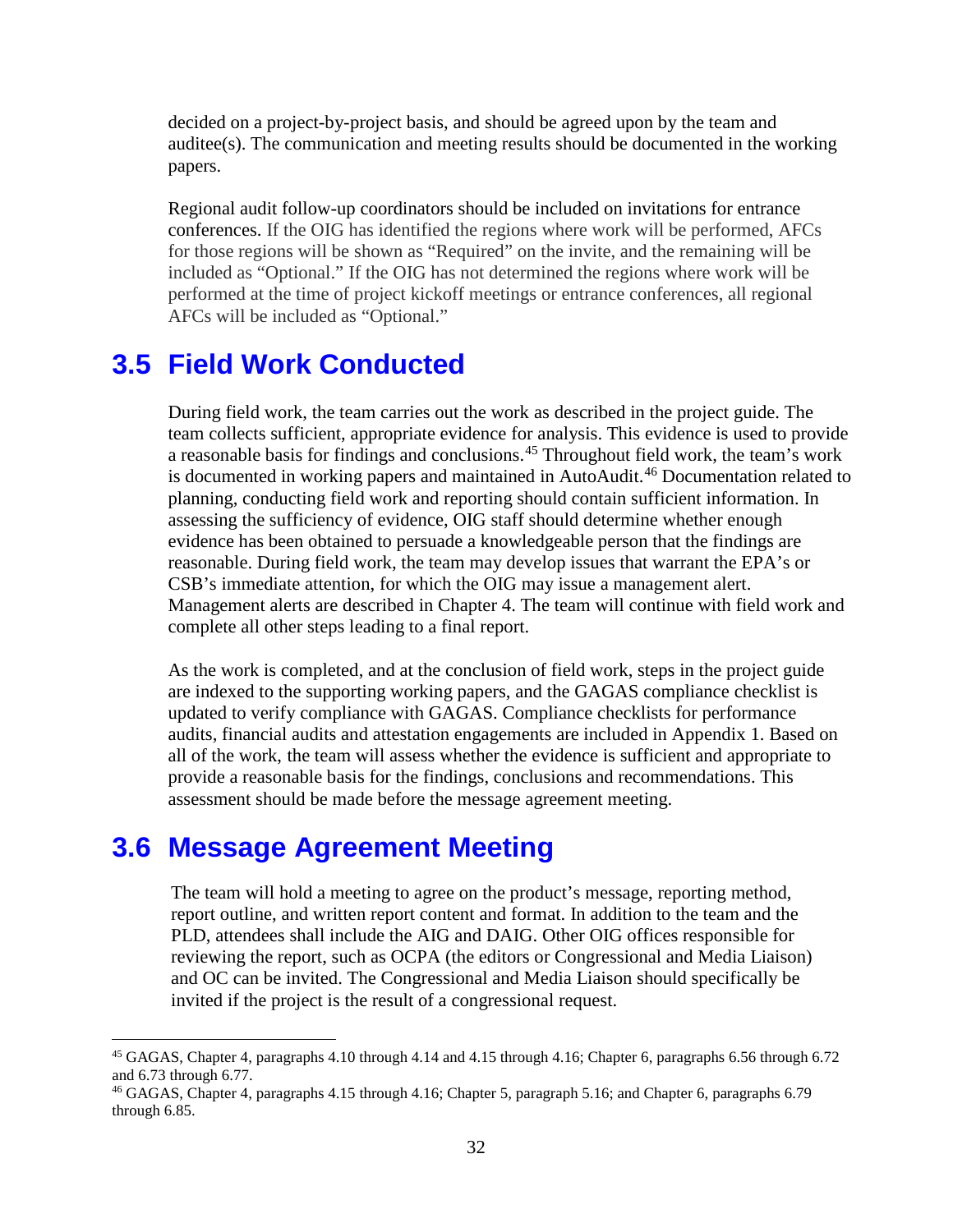decided on a project-by-project basis, and should be agreed upon by the team and auditee(s). The communication and meeting results should be documented in the working papers.

Regional audit follow-up coordinators should be included on invitations for entrance conferences. If the OIG has identified the regions where work will be performed, AFCs for those regions will be shown as "Required" on the invite, and the remaining will be included as "Optional." If the OIG has not determined the regions where work will be performed at the time of project kickoff meetings or entrance conferences, all regional AFCs will be included as "Optional."

## 3.5 Field Work Conducted

During field work, the team carries out the work as described in the project guide. The team collects sufficient, appropriate evidence for analysis. This evidence is used to provide a reasonable basis for findings and conclusions.[45] Throughout field work, the team's work is documented in working papers and maintained in AutoAudit.[46] Documentation related to planning, conducting field work and reporting should contain sufficient information. In assessing the sufficiency of evidence, OIG staff should determine whether enough evidence has been obtained to persuade a knowledgeable person that the findings are reasonable. During field work, the team may develop issues that warrant the EPA's or CSB's immediate attention, for which the OIG may issue a management alert. Management alerts are described in Chapter 4. The team will continue with field work and complete all other steps leading to a final report.

As the work is completed, and at the conclusion of field work, steps in the project guide are indexed to the supporting working papers, and the GAGAS compliance checklist is updated to verify compliance with GAGAS. Compliance checklists for performance audits, financial audits and attestation engagements are included in Appendix 1. Based on all of the work, the team will assess whether the evidence is sufficient and appropriate to provide a reasonable basis for the findings, conclusions and recommendations. This assessment should be made before the message agreement meeting.

## 3.6 Message Agreement Meeting

The team will hold a meeting to agree on the product's message, reporting method, report outline, and written report content and format. In addition to the team and the PLD, attendees shall include the AIG and DAIG. Other OIG offices responsible for reviewing the report, such as OCPA (the editors or Congressional and Media Liaison) and OC can be invited. The Congressional and Media Liaison should specifically be invited if the project is the result of a congressional request.

---

[45] GAGAS, Chapter 4, paragraphs 4.10 through 4.14 and 4.15 through 4.16; Chapter 6, paragraphs 6.56 through 6.72 and 6.73 through 6.77.

[46] GAGAS, Chapter 4, paragraphs 4.15 through 4.16; Chapter 5, paragraph 5.16; and Chapter 6, paragraphs 6.79 through 6.85.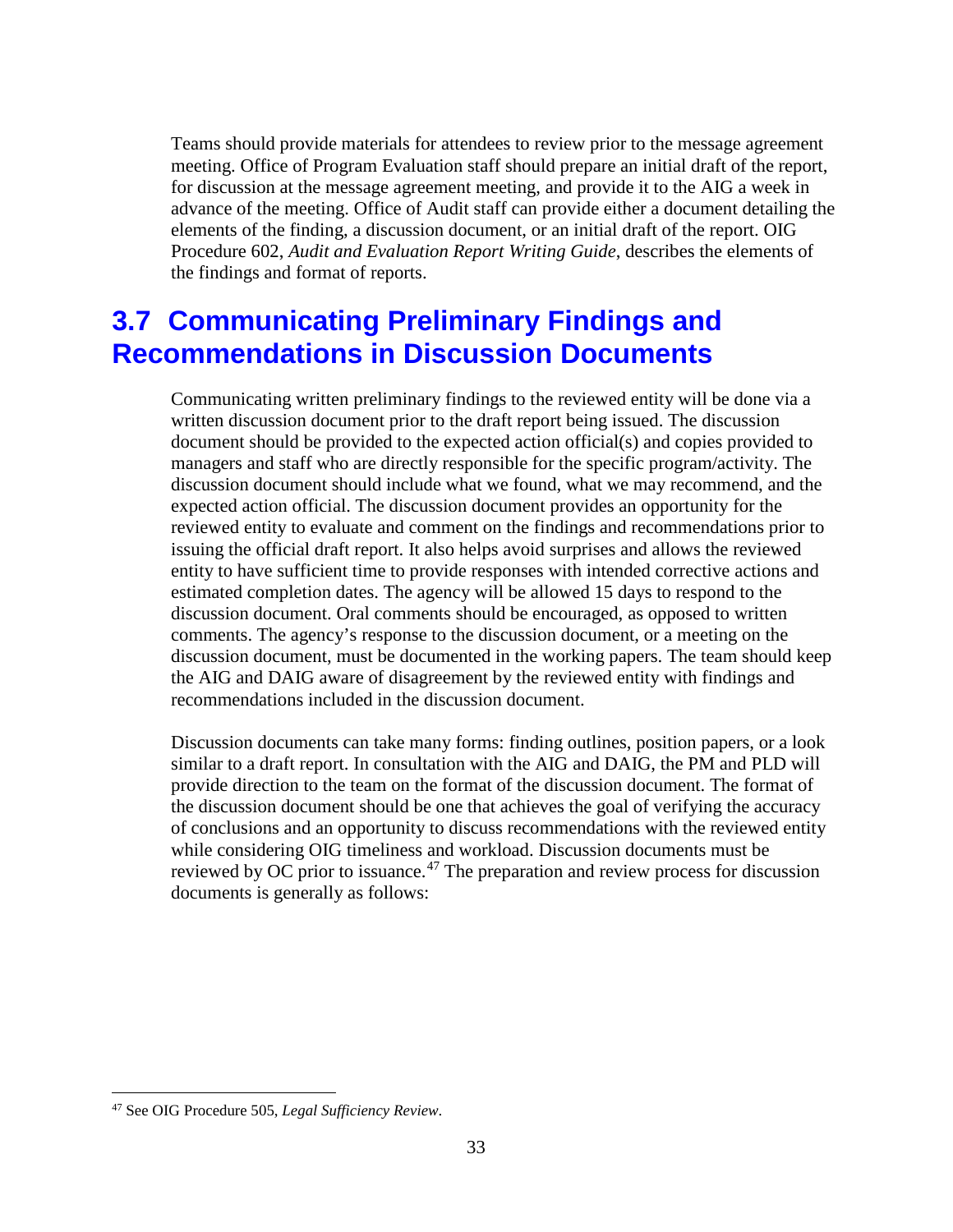Teams should provide materials for attendees to review prior to the message agreement meeting. Office of Program Evaluation staff should prepare an initial draft of the report, for discussion at the message agreement meeting, and provide it to the AIG a week in advance of the meeting. Office of Audit staff can provide either a document detailing the elements of the finding, a discussion document, or an initial draft of the report. OIG Procedure 602, *Audit and Evaluation Report Writing Guide*, describes the elements of the findings and format of reports.

## 3.7 Communicating Preliminary Findings and Recommendations in Discussion Documents

Communicating written preliminary findings to the reviewed entity will be done via a written discussion document prior to the draft report being issued. The discussion document should be provided to the expected action official(s) and copies provided to managers and staff who are directly responsible for the specific program/activity. The discussion document should include what we found, what we may recommend, and the expected action official. The discussion document provides an opportunity for the reviewed entity to evaluate and comment on the findings and recommendations prior to issuing the official draft report. It also helps avoid surprises and allows the reviewed entity to have sufficient time to provide responses with intended corrective actions and estimated completion dates. The agency will be allowed 15 days to respond to the discussion document. Oral comments should be encouraged, as opposed to written comments. The agency's response to the discussion document, or a meeting on the discussion document, must be documented in the working papers. The team should keep the AIG and DAIG aware of disagreement by the reviewed entity with findings and recommendations included in the discussion document.

Discussion documents can take many forms: finding outlines, position papers, or a look similar to a draft report. In consultation with the AIG and DAIG, the PM and PLD will provide direction to the team on the format of the discussion document. The format of the discussion document should be one that achieves the goal of verifying the accuracy of conclusions and an opportunity to discuss recommendations with the reviewed entity while considering OIG timeliness and workload. Discussion documents must be reviewed by OC prior to issuance.[47] The preparation and review process for discussion documents is generally as follows:

[47] See OIG Procedure 505, *Legal Sufficiency Review*.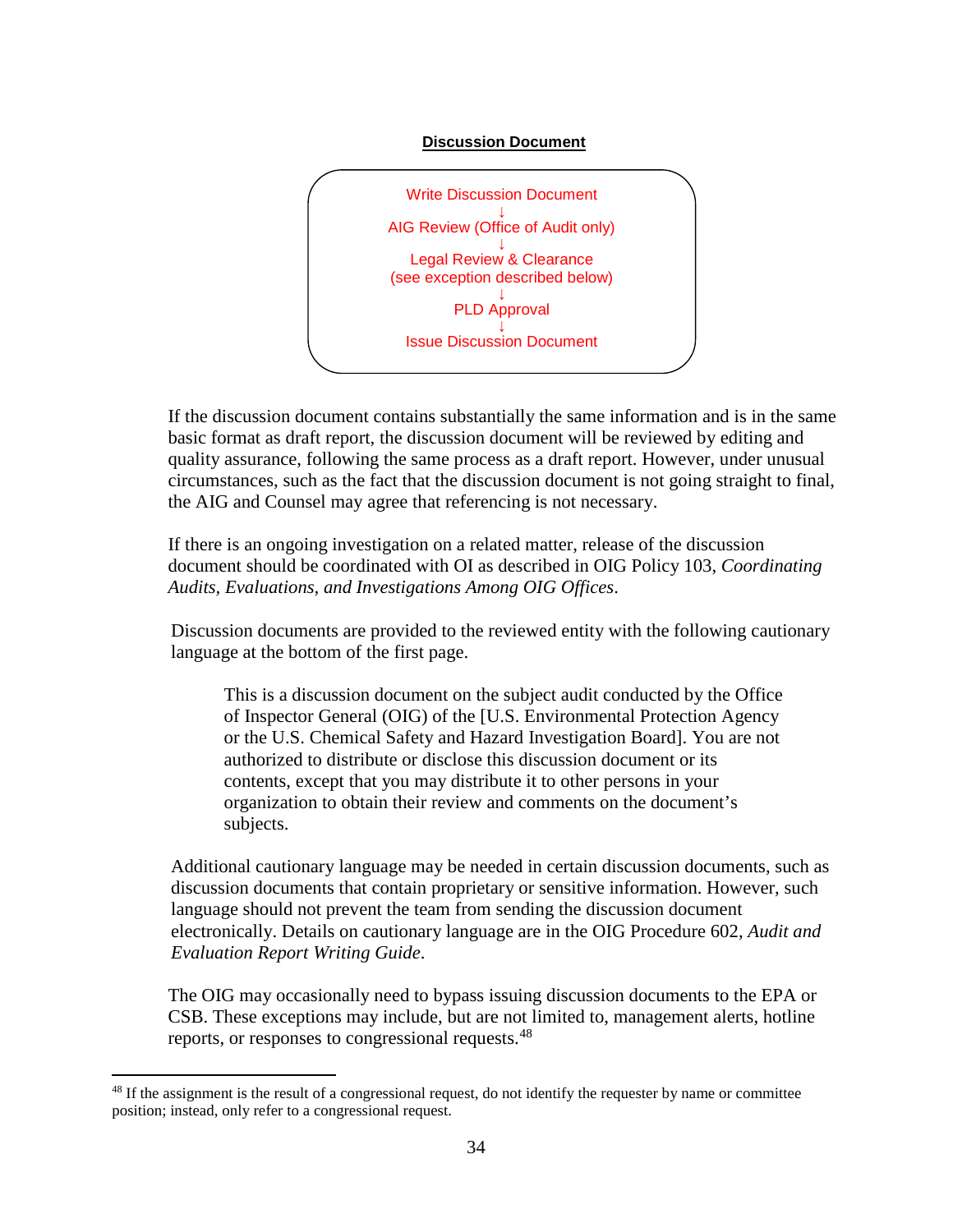**Discussion Document**

Write Discussion Document
↓
AIG Review (Office of Audit only)
↓
Legal Review & Clearance
(see exception described below)
↓
PLD Approval
↓
Issue Discussion Document

If the discussion document contains substantially the same information and is in the same basic format as draft report, the discussion document will be reviewed by editing and quality assurance, following the same process as a draft report. However, under unusual circumstances, such as the fact that the discussion document is not going straight to final, the AIG and Counsel may agree that referencing is not necessary.

If there is an ongoing investigation on a related matter, release of the discussion document should be coordinated with OI as described in OIG Policy 103, *Coordinating Audits, Evaluations, and Investigations Among OIG Offices*.

Discussion documents are provided to the reviewed entity with the following cautionary language at the bottom of the first page.

> This is a discussion document on the subject audit conducted by the Office of Inspector General (OIG) of the [U.S. Environmental Protection Agency or the U.S. Chemical Safety and Hazard Investigation Board]. You are not authorized to distribute or disclose this discussion document or its contents, except that you may distribute it to other persons in your organization to obtain their review and comments on the document's subjects.

Additional cautionary language may be needed in certain discussion documents, such as discussion documents that contain proprietary or sensitive information. However, such language should not prevent the team from sending the discussion document electronically. Details on cautionary language are in the OIG Procedure 602, *Audit and Evaluation Report Writing Guide*.

The OIG may occasionally need to bypass issuing discussion documents to the EPA or CSB. These exceptions may include, but are not limited to, management alerts, hotline reports, or responses to congressional requests.[48]

---

[48] If the assignment is the result of a congressional request, do not identify the requester by name or committee position; instead, only refer to a congressional request.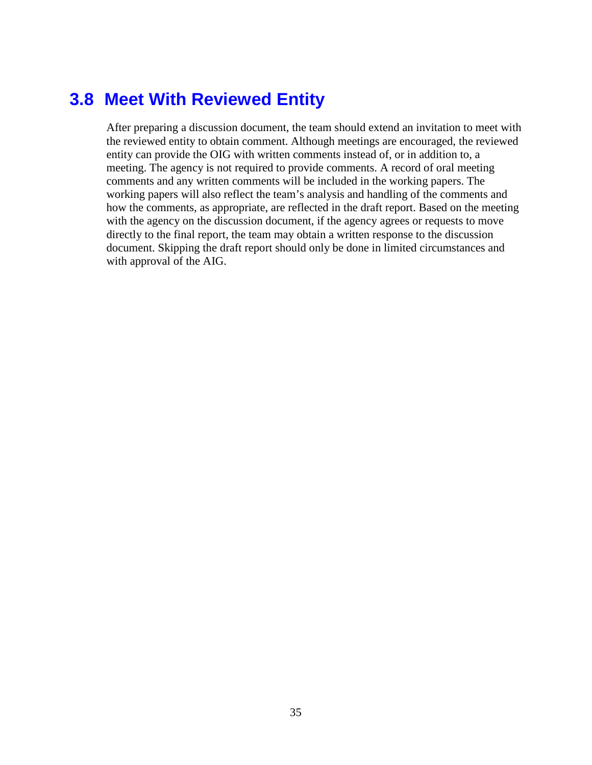## 3.8 Meet With Reviewed Entity

After preparing a discussion document, the team should extend an invitation to meet with the reviewed entity to obtain comment. Although meetings are encouraged, the reviewed entity can provide the OIG with written comments instead of, or in addition to, a meeting. The agency is not required to provide comments. A record of oral meeting comments and any written comments will be included in the working papers. The working papers will also reflect the team's analysis and handling of the comments and how the comments, as appropriate, are reflected in the draft report. Based on the meeting with the agency on the discussion document, if the agency agrees or requests to move directly to the final report, the team may obtain a written response to the discussion document. Skipping the draft report should only be done in limited circumstances and with approval of the AIG.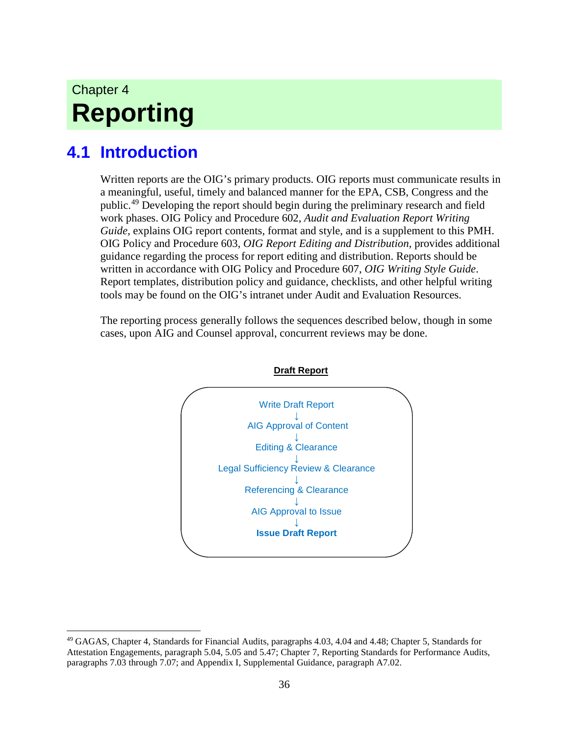# Chapter 4
# Reporting

## 4.1 Introduction

Written reports are the OIG's primary products. OIG reports must communicate results in a meaningful, useful, timely and balanced manner for the EPA, CSB, Congress and the public.[49] Developing the report should begin during the preliminary research and field work phases. OIG Policy and Procedure 602, *Audit and Evaluation Report Writing Guide,* explains OIG report contents, format and style, and is a supplement to this PMH. OIG Policy and Procedure 603, *OIG Report Editing and Distribution,* provides additional guidance regarding the process for report editing and distribution. Reports should be written in accordance with OIG Policy and Procedure 607, *OIG Writing Style Guide*. Report templates, distribution policy and guidance, checklists, and other helpful writing tools may be found on the OIG's intranet under Audit and Evaluation Resources.

The reporting process generally follows the sequences described below, though in some cases, upon AIG and Counsel approval, concurrent reviews may be done.

**Draft Report**

Write Draft Report
↓
AIG Approval of Content
↓
Editing & Clearance
↓
Legal Sufficiency Review & Clearance
↓
Referencing & Clearance
↓
AIG Approval to Issue
↓
**Issue Draft Report**

---

[49] GAGAS, Chapter 4, Standards for Financial Audits, paragraphs 4.03, 4.04 and 4.48; Chapter 5, Standards for Attestation Engagements, paragraph 5.04, 5.05 and 5.47; Chapter 7, Reporting Standards for Performance Audits, paragraphs 7.03 through 7.07; and Appendix I, Supplemental Guidance, paragraph A7.02.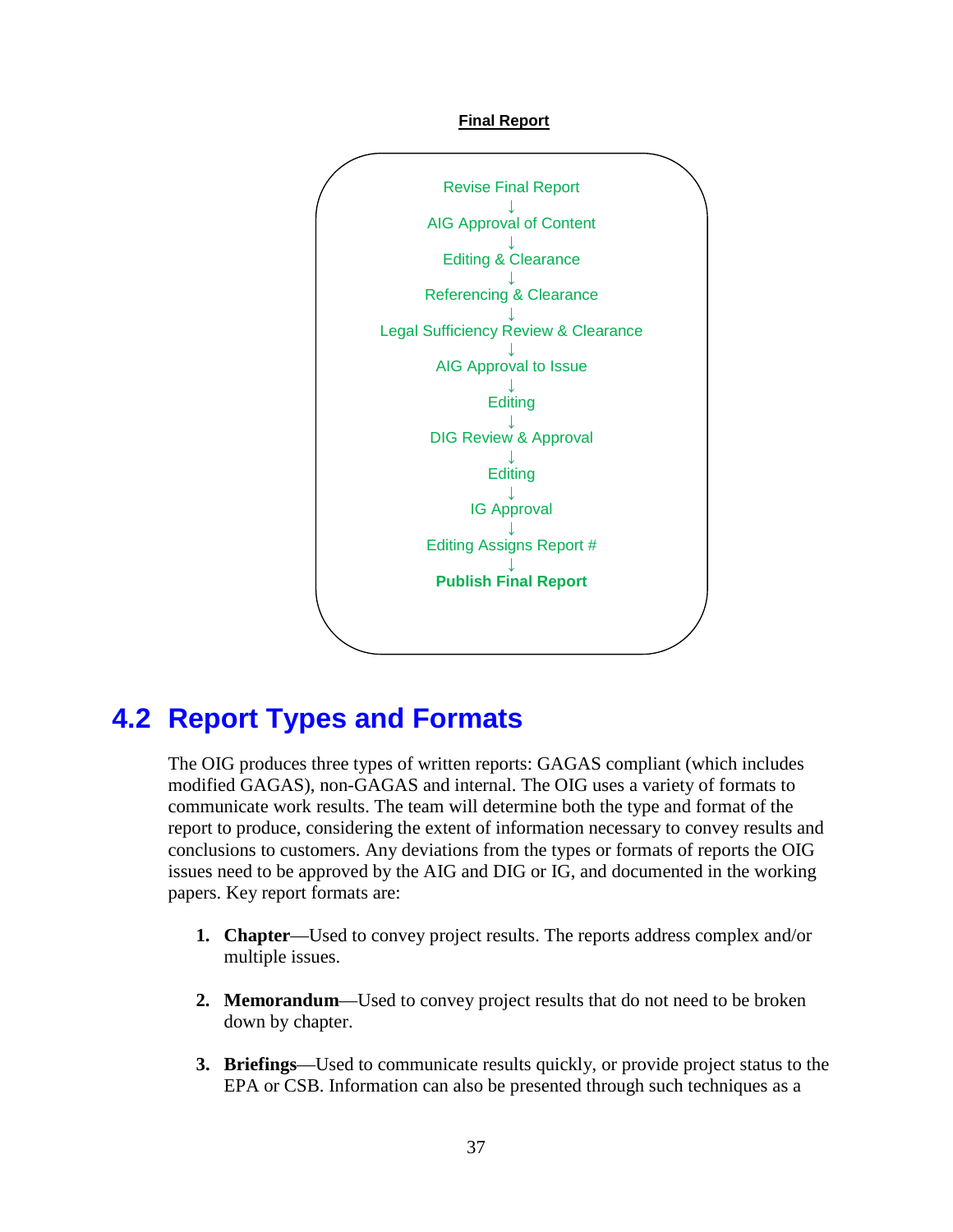**Final Report**

Revise Final Report
↓
AIG Approval of Content
↓
Editing & Clearance
↓
Referencing & Clearance
↓
Legal Sufficiency Review & Clearance
↓
AIG Approval to Issue
↓
Editing
↓
DIG Review & Approval
↓
Editing
↓
IG Approval
↓
Editing Assigns Report #
↓
**Publish Final Report**

## 4.2 Report Types and Formats

The OIG produces three types of written reports: GAGAS compliant (which includes modified GAGAS), non-GAGAS and internal. The OIG uses a variety of formats to communicate work results. The team will determine both the type and format of the report to produce, considering the extent of information necessary to convey results and conclusions to customers. Any deviations from the types or formats of reports the OIG issues need to be approved by the AIG and DIG or IG, and documented in the working papers. Key report formats are:

1. **Chapter**—Used to convey project results. The reports address complex and/or multiple issues.

2. **Memorandum**—Used to convey project results that do not need to be broken down by chapter.

3. **Briefings**—Used to communicate results quickly, or provide project status to the EPA or CSB. Information can also be presented through such techniques as a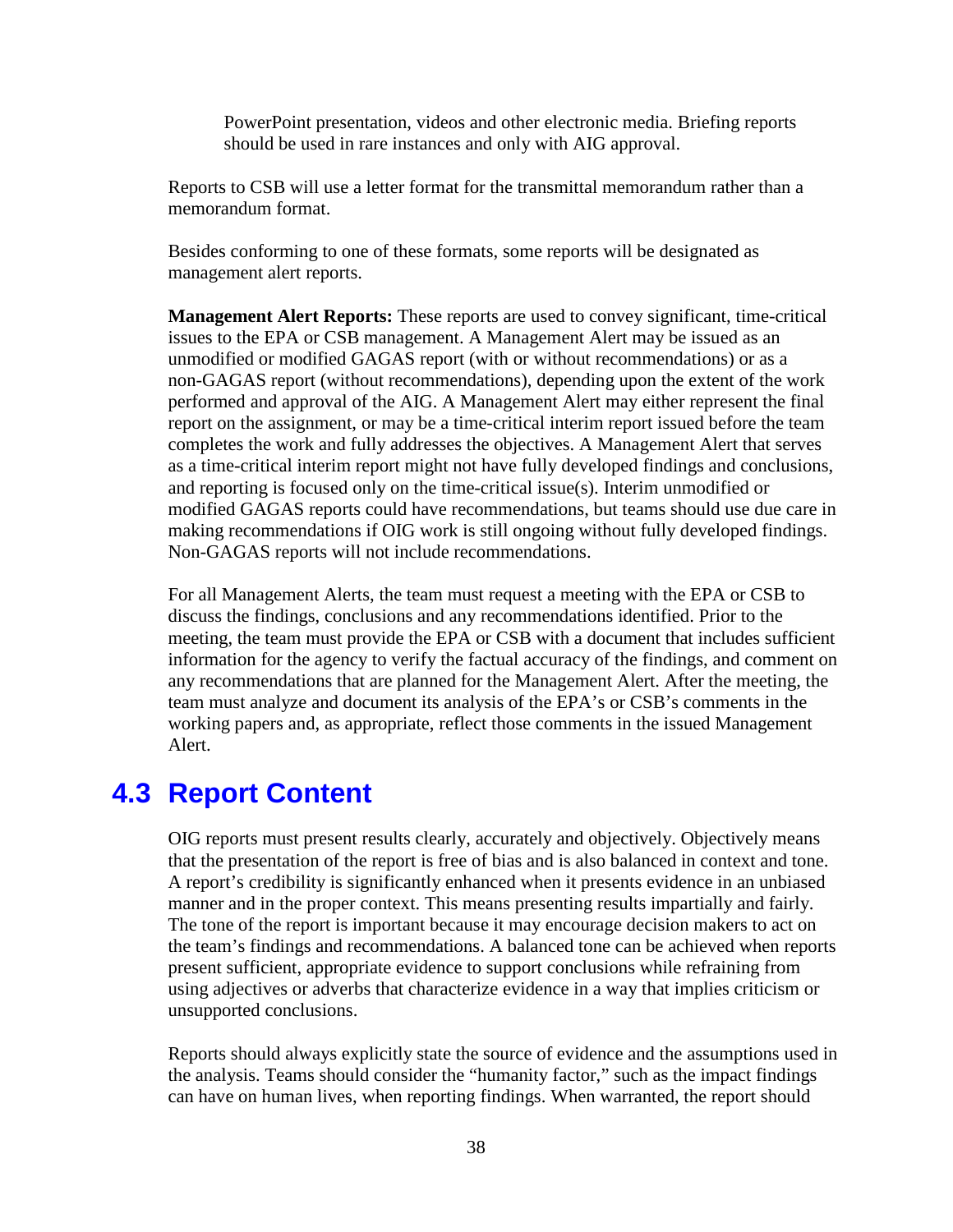PowerPoint presentation, videos and other electronic media. Briefing reports should be used in rare instances and only with AIG approval.

Reports to CSB will use a letter format for the transmittal memorandum rather than a memorandum format.

Besides conforming to one of these formats, some reports will be designated as management alert reports.

**Management Alert Reports:** These reports are used to convey significant, time-critical issues to the EPA or CSB management. A Management Alert may be issued as an unmodified or modified GAGAS report (with or without recommendations) or as a non-GAGAS report (without recommendations), depending upon the extent of the work performed and approval of the AIG. A Management Alert may either represent the final report on the assignment, or may be a time-critical interim report issued before the team completes the work and fully addresses the objectives. A Management Alert that serves as a time-critical interim report might not have fully developed findings and conclusions, and reporting is focused only on the time-critical issue(s). Interim unmodified or modified GAGAS reports could have recommendations, but teams should use due care in making recommendations if OIG work is still ongoing without fully developed findings. Non-GAGAS reports will not include recommendations.

For all Management Alerts, the team must request a meeting with the EPA or CSB to discuss the findings, conclusions and any recommendations identified. Prior to the meeting, the team must provide the EPA or CSB with a document that includes sufficient information for the agency to verify the factual accuracy of the findings, and comment on any recommendations that are planned for the Management Alert. After the meeting, the team must analyze and document its analysis of the EPA's or CSB's comments in the working papers and, as appropriate, reflect those comments in the issued Management Alert.

## 4.3 Report Content

OIG reports must present results clearly, accurately and objectively. Objectively means that the presentation of the report is free of bias and is also balanced in context and tone. A report's credibility is significantly enhanced when it presents evidence in an unbiased manner and in the proper context. This means presenting results impartially and fairly. The tone of the report is important because it may encourage decision makers to act on the team's findings and recommendations. A balanced tone can be achieved when reports present sufficient, appropriate evidence to support conclusions while refraining from using adjectives or adverbs that characterize evidence in a way that implies criticism or unsupported conclusions.

Reports should always explicitly state the source of evidence and the assumptions used in the analysis. Teams should consider the "humanity factor," such as the impact findings can have on human lives, when reporting findings. When warranted, the report should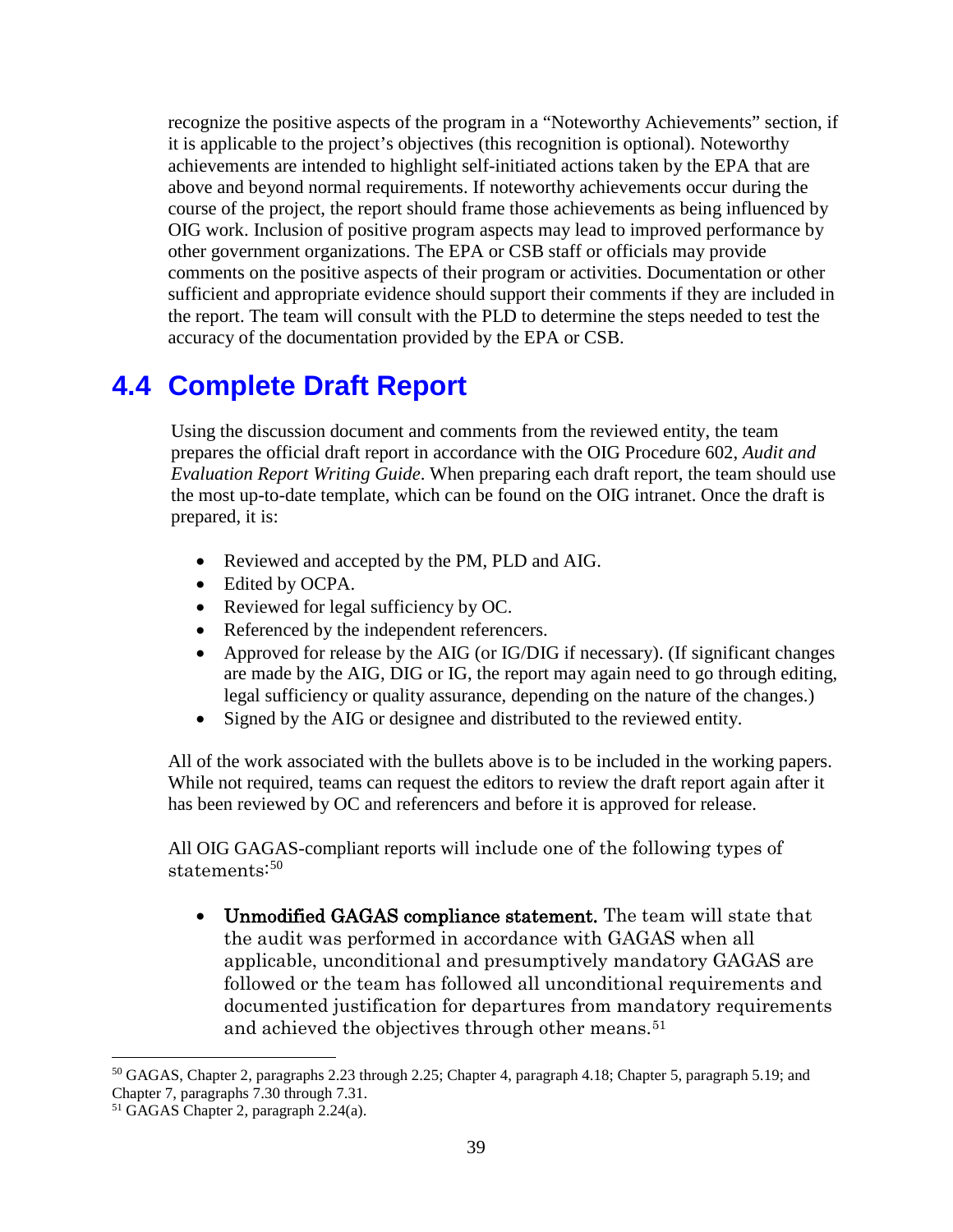recognize the positive aspects of the program in a "Noteworthy Achievements" section, if it is applicable to the project's objectives (this recognition is optional). Noteworthy achievements are intended to highlight self-initiated actions taken by the EPA that are above and beyond normal requirements. If noteworthy achievements occur during the course of the project, the report should frame those achievements as being influenced by OIG work. Inclusion of positive program aspects may lead to improved performance by other government organizations. The EPA or CSB staff or officials may provide comments on the positive aspects of their program or activities. Documentation or other sufficient and appropriate evidence should support their comments if they are included in the report. The team will consult with the PLD to determine the steps needed to test the accuracy of the documentation provided by the EPA or CSB.

## 4.4 Complete Draft Report

Using the discussion document and comments from the reviewed entity, the team prepares the official draft report in accordance with the OIG Procedure 602, *Audit and Evaluation Report Writing Guide*. When preparing each draft report, the team should use the most up-to-date template, which can be found on the OIG intranet. Once the draft is prepared, it is:

- Reviewed and accepted by the PM, PLD and AIG.
- Edited by OCPA.
- Reviewed for legal sufficiency by OC.
- Referenced by the independent referencers.
- Approved for release by the AIG (or IG/DIG if necessary). (If significant changes are made by the AIG, DIG or IG, the report may again need to go through editing, legal sufficiency or quality assurance, depending on the nature of the changes.)
- Signed by the AIG or designee and distributed to the reviewed entity.

All of the work associated with the bullets above is to be included in the working papers. While not required, teams can request the editors to review the draft report again after it has been reviewed by OC and referencers and before it is approved for release.

All OIG GAGAS-compliant reports will include one of the following types of statements:[50]

- **Unmodified GAGAS compliance statement.** The team will state that the audit was performed in accordance with GAGAS when all applicable, unconditional and presumptively mandatory GAGAS are followed or the team has followed all unconditional requirements and documented justification for departures from mandatory requirements and achieved the objectives through other means.[51]

---

[50] GAGAS, Chapter 2, paragraphs 2.23 through 2.25; Chapter 4, paragraph 4.18; Chapter 5, paragraph 5.19; and Chapter 7, paragraphs 7.30 through 7.31.

[51] GAGAS Chapter 2, paragraph 2.24(a).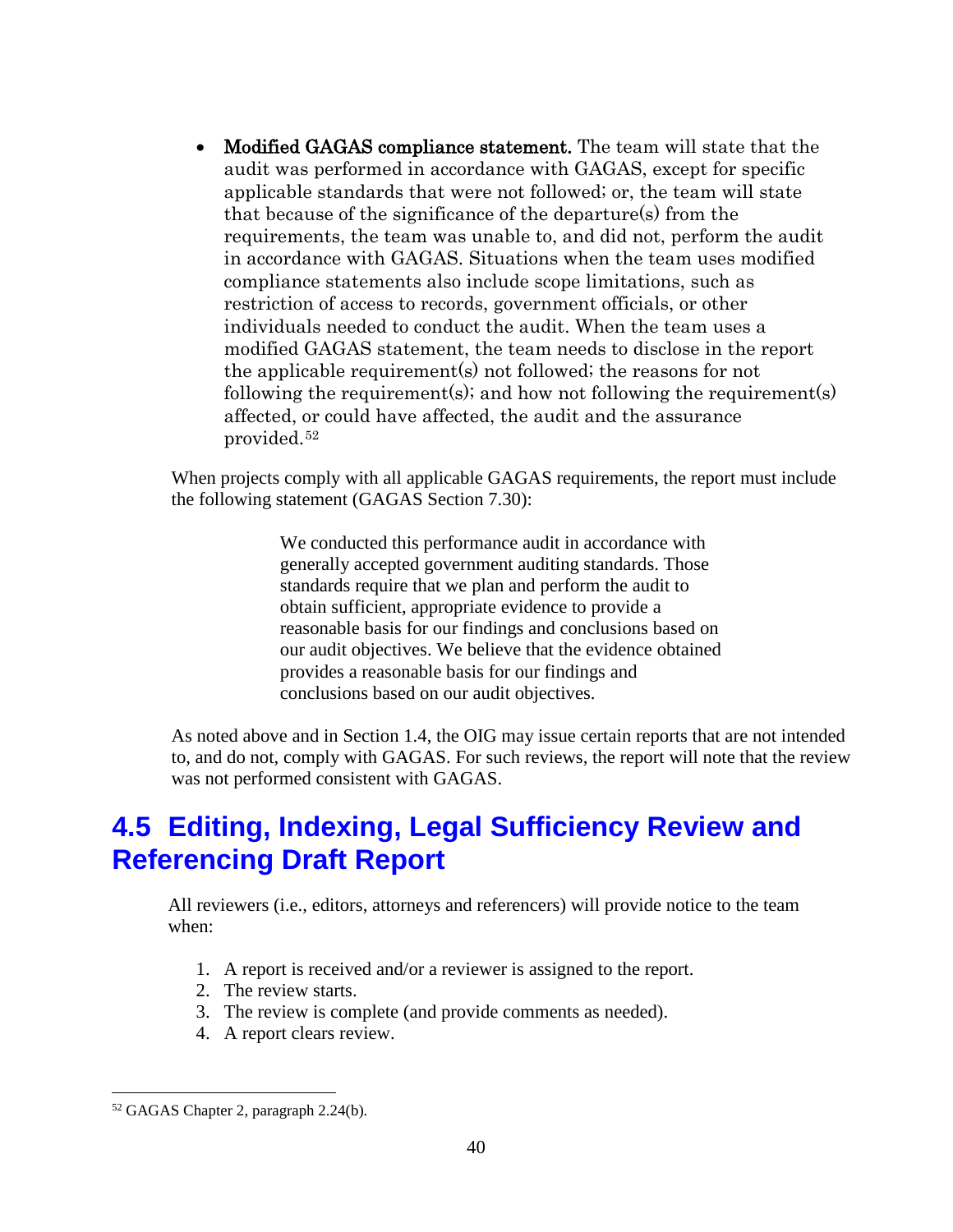- **Modified GAGAS compliance statement.** The team will state that the audit was performed in accordance with GAGAS, except for specific applicable standards that were not followed; or, the team will state that because of the significance of the departure(s) from the requirements, the team was unable to, and did not, perform the audit in accordance with GAGAS. Situations when the team uses modified compliance statements also include scope limitations, such as restriction of access to records, government officials, or other individuals needed to conduct the audit. When the team uses a modified GAGAS statement, the team needs to disclose in the report the applicable requirement(s) not followed; the reasons for not following the requirement(s); and how not following the requirement(s) affected, or could have affected, the audit and the assurance provided.[52]

When projects comply with all applicable GAGAS requirements, the report must include the following statement (GAGAS Section 7.30):

> We conducted this performance audit in accordance with generally accepted government auditing standards. Those standards require that we plan and perform the audit to obtain sufficient, appropriate evidence to provide a reasonable basis for our findings and conclusions based on our audit objectives. We believe that the evidence obtained provides a reasonable basis for our findings and conclusions based on our audit objectives.

As noted above and in Section 1.4, the OIG may issue certain reports that are not intended to, and do not, comply with GAGAS. For such reviews, the report will note that the review was not performed consistent with GAGAS.

## 4.5 Editing, Indexing, Legal Sufficiency Review and Referencing Draft Report

All reviewers (i.e., editors, attorneys and referencers) will provide notice to the team when:

1. A report is received and/or a reviewer is assigned to the report.
2. The review starts.
3. The review is complete (and provide comments as needed).
4. A report clears review.

[52] GAGAS Chapter 2, paragraph 2.24(b).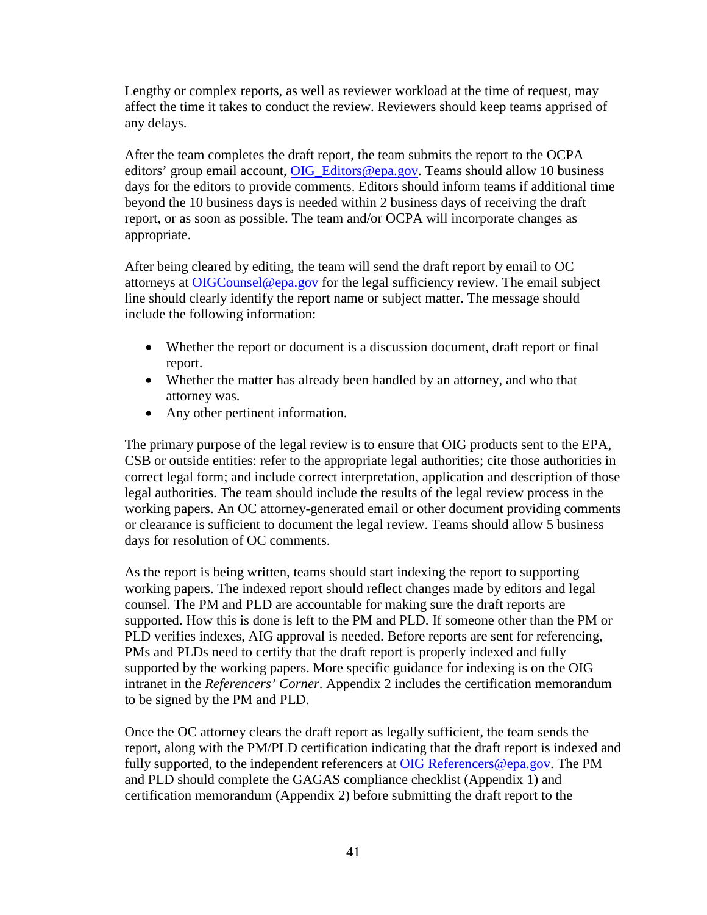Lengthy or complex reports, as well as reviewer workload at the time of request, may affect the time it takes to conduct the review. Reviewers should keep teams apprised of any delays.

After the team completes the draft report, the team submits the report to the OCPA editors' group email account, OIG_Editors@epa.gov. Teams should allow 10 business days for the editors to provide comments. Editors should inform teams if additional time beyond the 10 business days is needed within 2 business days of receiving the draft report, or as soon as possible. The team and/or OCPA will incorporate changes as appropriate.

After being cleared by editing, the team will send the draft report by email to OC attorneys at OIGCounsel@epa.gov for the legal sufficiency review. The email subject line should clearly identify the report name or subject matter. The message should include the following information:

- Whether the report or document is a discussion document, draft report or final report.
- Whether the matter has already been handled by an attorney, and who that attorney was.
- Any other pertinent information.

The primary purpose of the legal review is to ensure that OIG products sent to the EPA, CSB or outside entities: refer to the appropriate legal authorities; cite those authorities in correct legal form; and include correct interpretation, application and description of those legal authorities. The team should include the results of the legal review process in the working papers. An OC attorney-generated email or other document providing comments or clearance is sufficient to document the legal review. Teams should allow 5 business days for resolution of OC comments.

As the report is being written, teams should start indexing the report to supporting working papers. The indexed report should reflect changes made by editors and legal counsel. The PM and PLD are accountable for making sure the draft reports are supported. How this is done is left to the PM and PLD. If someone other than the PM or PLD verifies indexes, AIG approval is needed. Before reports are sent for referencing, PMs and PLDs need to certify that the draft report is properly indexed and fully supported by the working papers. More specific guidance for indexing is on the OIG intranet in the *Referencers' Corner*. Appendix 2 includes the certification memorandum to be signed by the PM and PLD.

Once the OC attorney clears the draft report as legally sufficient, the team sends the report, along with the PM/PLD certification indicating that the draft report is indexed and fully supported, to the independent referencers at OIG Referencers@epa.gov. The PM and PLD should complete the GAGAS compliance checklist (Appendix 1) and certification memorandum (Appendix 2) before submitting the draft report to the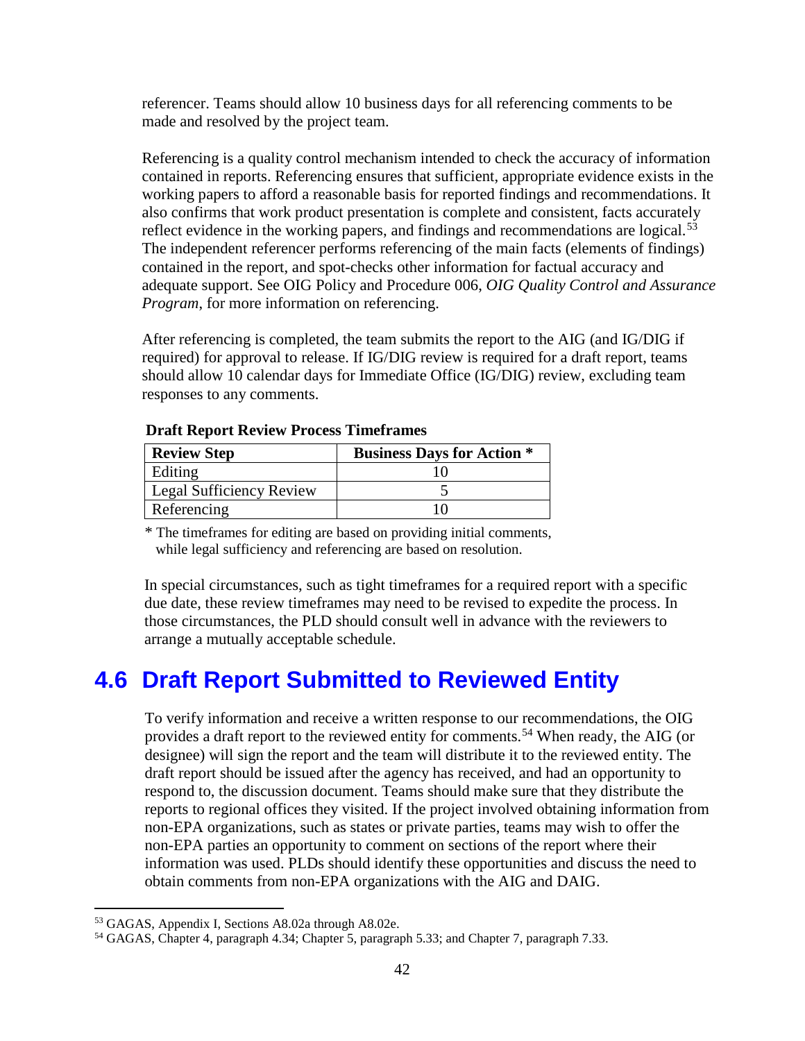referencer. Teams should allow 10 business days for all referencing comments to be made and resolved by the project team.

Referencing is a quality control mechanism intended to check the accuracy of information contained in reports. Referencing ensures that sufficient, appropriate evidence exists in the working papers to afford a reasonable basis for reported findings and recommendations. It also confirms that work product presentation is complete and consistent, facts accurately reflect evidence in the working papers, and findings and recommendations are logical.[53] The independent referencer performs referencing of the main facts (elements of findings) contained in the report, and spot-checks other information for factual accuracy and adequate support. See OIG Policy and Procedure 006, *OIG Quality Control and Assurance Program*, for more information on referencing.

After referencing is completed, the team submits the report to the AIG (and IG/DIG if required) for approval to release. If IG/DIG review is required for a draft report, teams should allow 10 calendar days for Immediate Office (IG/DIG) review, excluding team responses to any comments.

**Draft Report Review Process Timeframes**

| Review Step | Business Days for Action * |
|---|---|
| Editing | 10 |
| Legal Sufficiency Review | 5 |
| Referencing | 10 |

\* The timeframes for editing are based on providing initial comments, while legal sufficiency and referencing are based on resolution.

In special circumstances, such as tight timeframes for a required report with a specific due date, these review timeframes may need to be revised to expedite the process. In those circumstances, the PLD should consult well in advance with the reviewers to arrange a mutually acceptable schedule.

## 4.6 Draft Report Submitted to Reviewed Entity

To verify information and receive a written response to our recommendations, the OIG provides a draft report to the reviewed entity for comments.[54] When ready, the AIG (or designee) will sign the report and the team will distribute it to the reviewed entity. The draft report should be issued after the agency has received, and had an opportunity to respond to, the discussion document. Teams should make sure that they distribute the reports to regional offices they visited. If the project involved obtaining information from non-EPA organizations, such as states or private parties, teams may wish to offer the non-EPA parties an opportunity to comment on sections of the report where their information was used. PLDs should identify these opportunities and discuss the need to obtain comments from non-EPA organizations with the AIG and DAIG.

---

[53] GAGAS, Appendix I, Sections A8.02a through A8.02e.

[54] GAGAS, Chapter 4, paragraph 4.34; Chapter 5, paragraph 5.33; and Chapter 7, paragraph 7.33.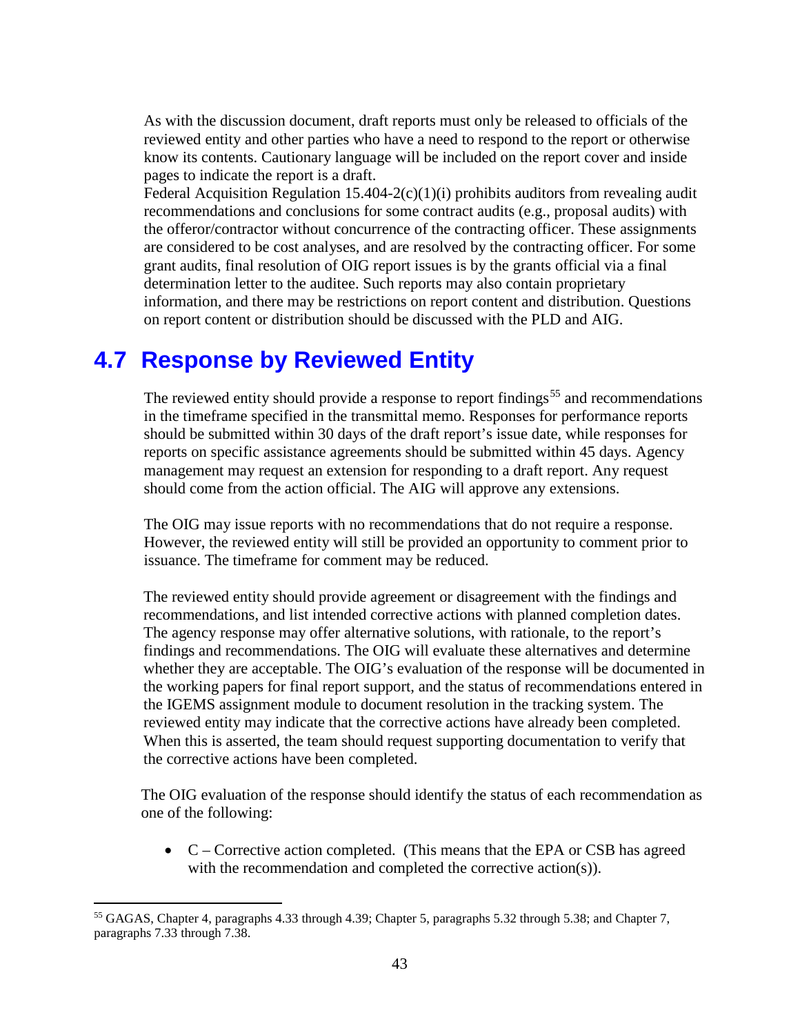As with the discussion document, draft reports must only be released to officials of the reviewed entity and other parties who have a need to respond to the report or otherwise know its contents. Cautionary language will be included on the report cover and inside pages to indicate the report is a draft.
Federal Acquisition Regulation 15.404-2(c)(1)(i) prohibits auditors from revealing audit recommendations and conclusions for some contract audits (e.g., proposal audits) with the offeror/contractor without concurrence of the contracting officer. These assignments are considered to be cost analyses, and are resolved by the contracting officer. For some grant audits, final resolution of OIG report issues is by the grants official via a final determination letter to the auditee. Such reports may also contain proprietary information, and there may be restrictions on report content and distribution. Questions on report content or distribution should be discussed with the PLD and AIG.

## 4.7 Response by Reviewed Entity

The reviewed entity should provide a response to report findings[55] and recommendations in the timeframe specified in the transmittal memo. Responses for performance reports should be submitted within 30 days of the draft report's issue date, while responses for reports on specific assistance agreements should be submitted within 45 days. Agency management may request an extension for responding to a draft report. Any request should come from the action official. The AIG will approve any extensions.

The OIG may issue reports with no recommendations that do not require a response. However, the reviewed entity will still be provided an opportunity to comment prior to issuance. The timeframe for comment may be reduced.

The reviewed entity should provide agreement or disagreement with the findings and recommendations, and list intended corrective actions with planned completion dates. The agency response may offer alternative solutions, with rationale, to the report's findings and recommendations. The OIG will evaluate these alternatives and determine whether they are acceptable. The OIG's evaluation of the response will be documented in the working papers for final report support, and the status of recommendations entered in the IGEMS assignment module to document resolution in the tracking system. The reviewed entity may indicate that the corrective actions have already been completed. When this is asserted, the team should request supporting documentation to verify that the corrective actions have been completed.

The OIG evaluation of the response should identify the status of each recommendation as one of the following:

- C – Corrective action completed. (This means that the EPA or CSB has agreed with the recommendation and completed the corrective action(s)).

---

[55] GAGAS, Chapter 4, paragraphs 4.33 through 4.39; Chapter 5, paragraphs 5.32 through 5.38; and Chapter 7, paragraphs 7.33 through 7.38.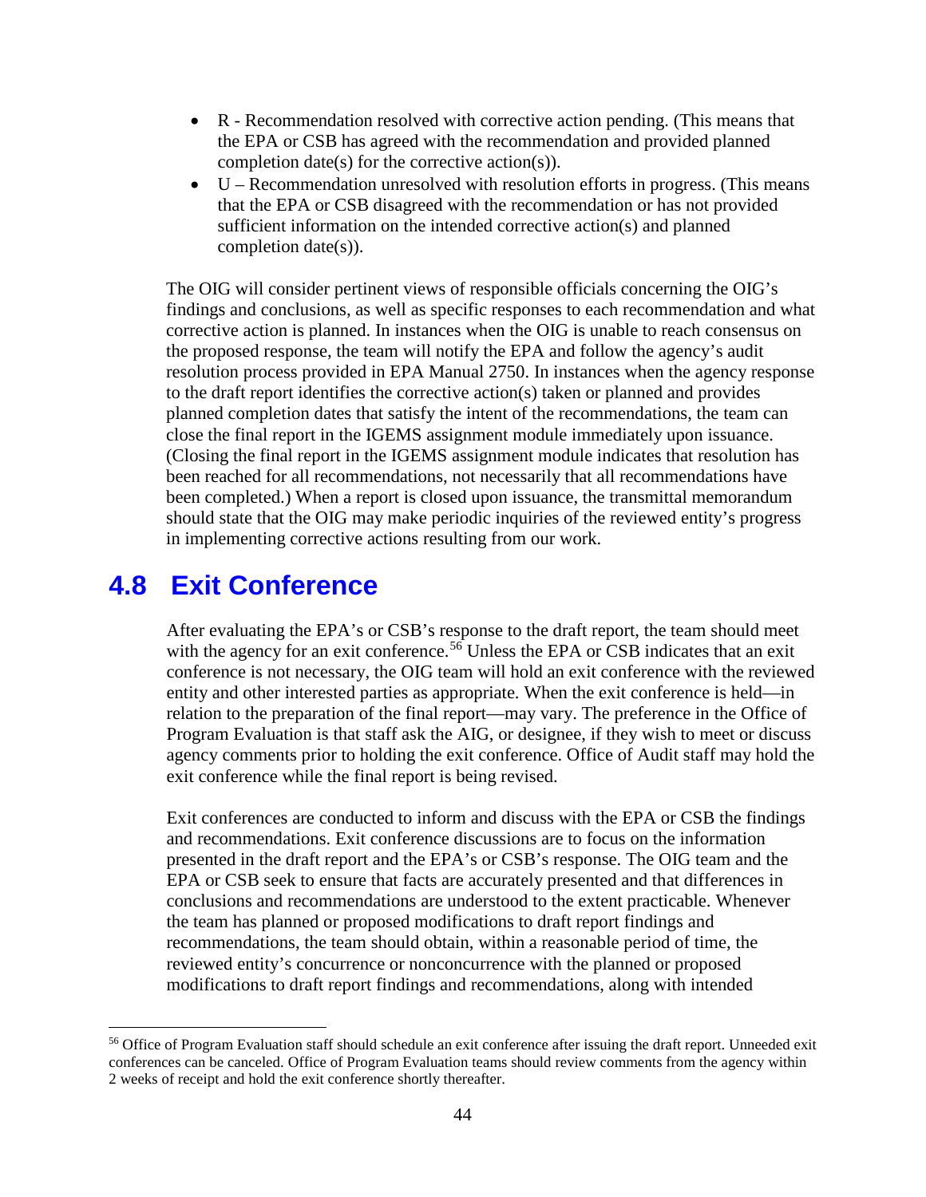- R - Recommendation resolved with corrective action pending. (This means that the EPA or CSB has agreed with the recommendation and provided planned completion date(s) for the corrective action(s)).
- U – Recommendation unresolved with resolution efforts in progress. (This means that the EPA or CSB disagreed with the recommendation or has not provided sufficient information on the intended corrective action(s) and planned completion date(s)).

The OIG will consider pertinent views of responsible officials concerning the OIG's findings and conclusions, as well as specific responses to each recommendation and what corrective action is planned. In instances when the OIG is unable to reach consensus on the proposed response, the team will notify the EPA and follow the agency's audit resolution process provided in EPA Manual 2750. In instances when the agency response to the draft report identifies the corrective action(s) taken or planned and provides planned completion dates that satisfy the intent of the recommendations, the team can close the final report in the IGEMS assignment module immediately upon issuance. (Closing the final report in the IGEMS assignment module indicates that resolution has been reached for all recommendations, not necessarily that all recommendations have been completed.) When a report is closed upon issuance, the transmittal memorandum should state that the OIG may make periodic inquiries of the reviewed entity's progress in implementing corrective actions resulting from our work.

## 4.8 Exit Conference

After evaluating the EPA's or CSB's response to the draft report, the team should meet with the agency for an exit conference.[56] Unless the EPA or CSB indicates that an exit conference is not necessary, the OIG team will hold an exit conference with the reviewed entity and other interested parties as appropriate. When the exit conference is held—in relation to the preparation of the final report—may vary. The preference in the Office of Program Evaluation is that staff ask the AIG, or designee, if they wish to meet or discuss agency comments prior to holding the exit conference. Office of Audit staff may hold the exit conference while the final report is being revised.

Exit conferences are conducted to inform and discuss with the EPA or CSB the findings and recommendations. Exit conference discussions are to focus on the information presented in the draft report and the EPA's or CSB's response. The OIG team and the EPA or CSB seek to ensure that facts are accurately presented and that differences in conclusions and recommendations are understood to the extent practicable. Whenever the team has planned or proposed modifications to draft report findings and recommendations, the team should obtain, within a reasonable period of time, the reviewed entity's concurrence or nonconcurrence with the planned or proposed modifications to draft report findings and recommendations, along with intended

[56] Office of Program Evaluation staff should schedule an exit conference after issuing the draft report. Unneeded exit conferences can be canceled. Office of Program Evaluation teams should review comments from the agency within 2 weeks of receipt and hold the exit conference shortly thereafter.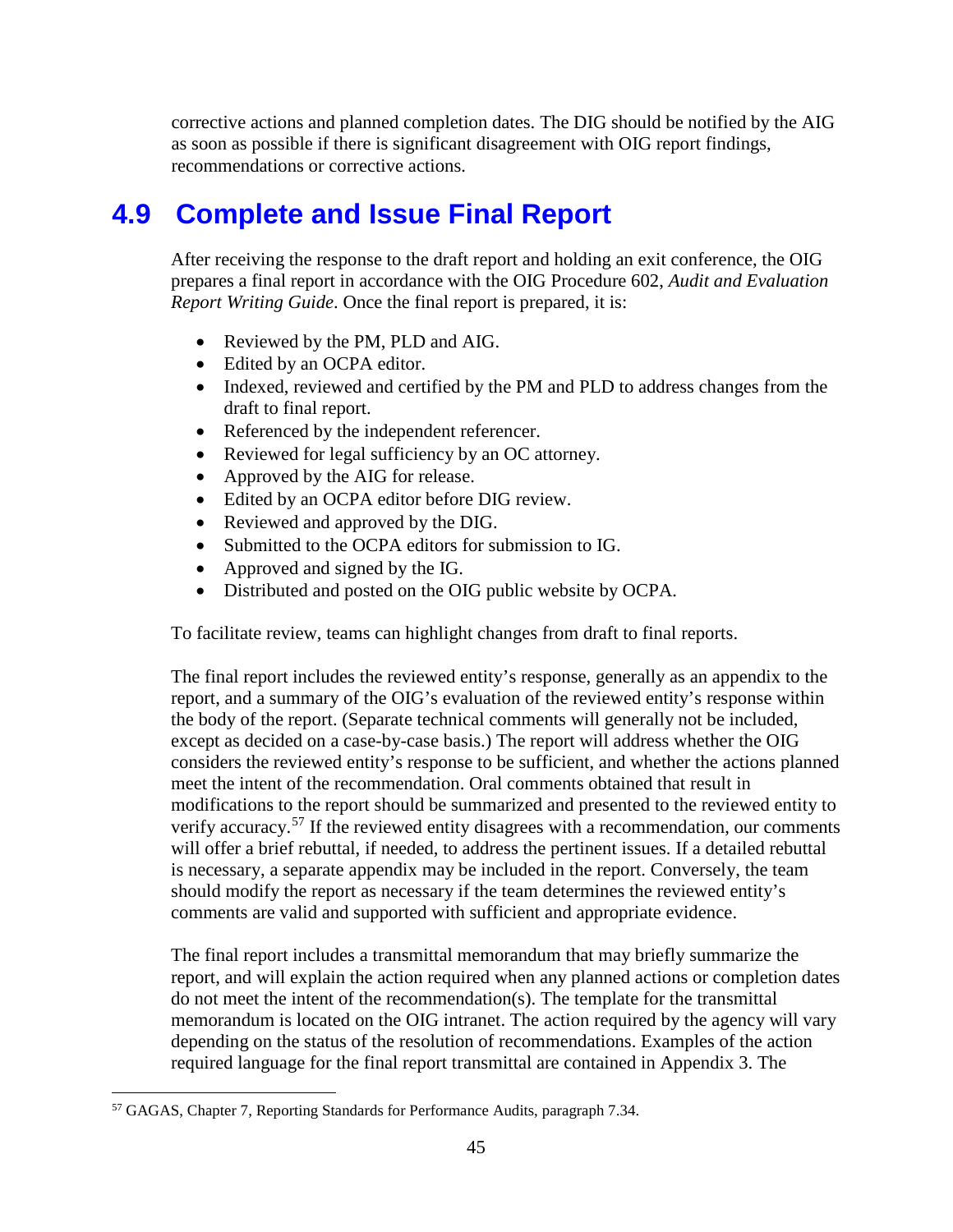corrective actions and planned completion dates. The DIG should be notified by the AIG as soon as possible if there is significant disagreement with OIG report findings, recommendations or corrective actions.

## 4.9 Complete and Issue Final Report

After receiving the response to the draft report and holding an exit conference, the OIG prepares a final report in accordance with the OIG Procedure 602, *Audit and Evaluation Report Writing Guide*. Once the final report is prepared, it is:

- Reviewed by the PM, PLD and AIG.
- Edited by an OCPA editor.
- Indexed, reviewed and certified by the PM and PLD to address changes from the draft to final report.
- Referenced by the independent referencer.
- Reviewed for legal sufficiency by an OC attorney.
- Approved by the AIG for release.
- Edited by an OCPA editor before DIG review.
- Reviewed and approved by the DIG.
- Submitted to the OCPA editors for submission to IG.
- Approved and signed by the IG.
- Distributed and posted on the OIG public website by OCPA.

To facilitate review, teams can highlight changes from draft to final reports.

The final report includes the reviewed entity's response, generally as an appendix to the report, and a summary of the OIG's evaluation of the reviewed entity's response within the body of the report. (Separate technical comments will generally not be included, except as decided on a case-by-case basis.) The report will address whether the OIG considers the reviewed entity's response to be sufficient, and whether the actions planned meet the intent of the recommendation. Oral comments obtained that result in modifications to the report should be summarized and presented to the reviewed entity to verify accuracy.[57] If the reviewed entity disagrees with a recommendation, our comments will offer a brief rebuttal, if needed, to address the pertinent issues. If a detailed rebuttal is necessary, a separate appendix may be included in the report. Conversely, the team should modify the report as necessary if the team determines the reviewed entity's comments are valid and supported with sufficient and appropriate evidence.

The final report includes a transmittal memorandum that may briefly summarize the report, and will explain the action required when any planned actions or completion dates do not meet the intent of the recommendation(s). The template for the transmittal memorandum is located on the OIG intranet. The action required by the agency will vary depending on the status of the resolution of recommendations. Examples of the action required language for the final report transmittal are contained in Appendix 3. The

[57] GAGAS, Chapter 7, Reporting Standards for Performance Audits, paragraph 7.34.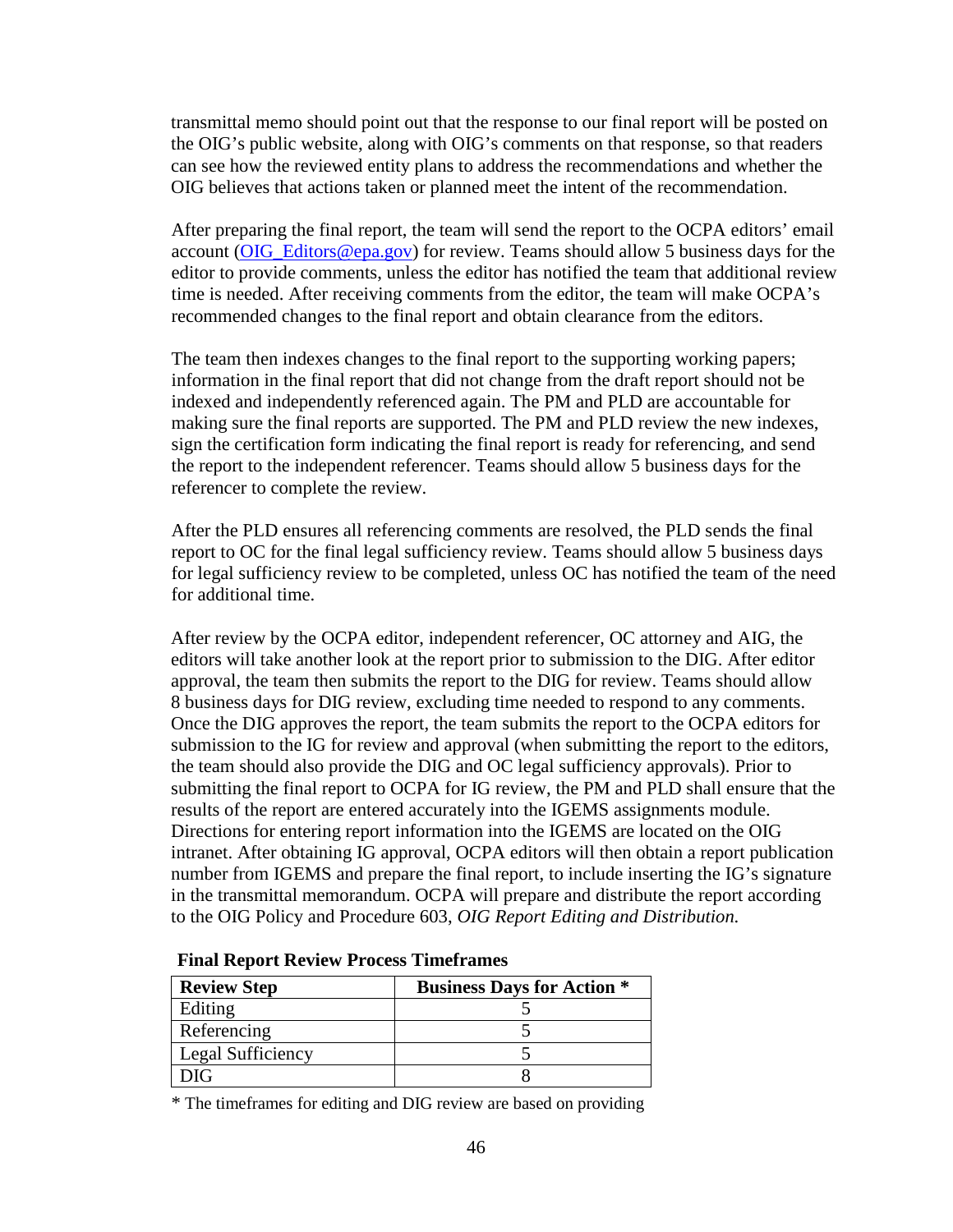transmittal memo should point out that the response to our final report will be posted on the OIG's public website, along with OIG's comments on that response, so that readers can see how the reviewed entity plans to address the recommendations and whether the OIG believes that actions taken or planned meet the intent of the recommendation.

After preparing the final report, the team will send the report to the OCPA editors' email account ([OIG_Editors@epa.gov](mailto:OIG_Editors@epa.gov)) for review. Teams should allow 5 business days for the editor to provide comments, unless the editor has notified the team that additional review time is needed. After receiving comments from the editor, the team will make OCPA's recommended changes to the final report and obtain clearance from the editors.

The team then indexes changes to the final report to the supporting working papers; information in the final report that did not change from the draft report should not be indexed and independently referenced again. The PM and PLD are accountable for making sure the final reports are supported. The PM and PLD review the new indexes, sign the certification form indicating the final report is ready for referencing, and send the report to the independent referencer. Teams should allow 5 business days for the referencer to complete the review.

After the PLD ensures all referencing comments are resolved, the PLD sends the final report to OC for the final legal sufficiency review. Teams should allow 5 business days for legal sufficiency review to be completed, unless OC has notified the team of the need for additional time.

After review by the OCPA editor, independent referencer, OC attorney and AIG, the editors will take another look at the report prior to submission to the DIG. After editor approval, the team then submits the report to the DIG for review. Teams should allow 8 business days for DIG review, excluding time needed to respond to any comments. Once the DIG approves the report, the team submits the report to the OCPA editors for submission to the IG for review and approval (when submitting the report to the editors, the team should also provide the DIG and OC legal sufficiency approvals). Prior to submitting the final report to OCPA for IG review, the PM and PLD shall ensure that the results of the report are entered accurately into the IGEMS assignments module. Directions for entering report information into the IGEMS are located on the OIG intranet. After obtaining IG approval, OCPA editors will then obtain a report publication number from IGEMS and prepare the final report, to include inserting the IG's signature in the transmittal memorandum. OCPA will prepare and distribute the report according to the OIG Policy and Procedure 603, *OIG Report Editing and Distribution.*

**Final Report Review Process Timeframes**

| Review Step | Business Days for Action * |
|---|---|
| Editing | 5 |
| Referencing | 5 |
| Legal Sufficiency | 5 |
| DIG | 8 |

* The timeframes for editing and DIG review are based on providing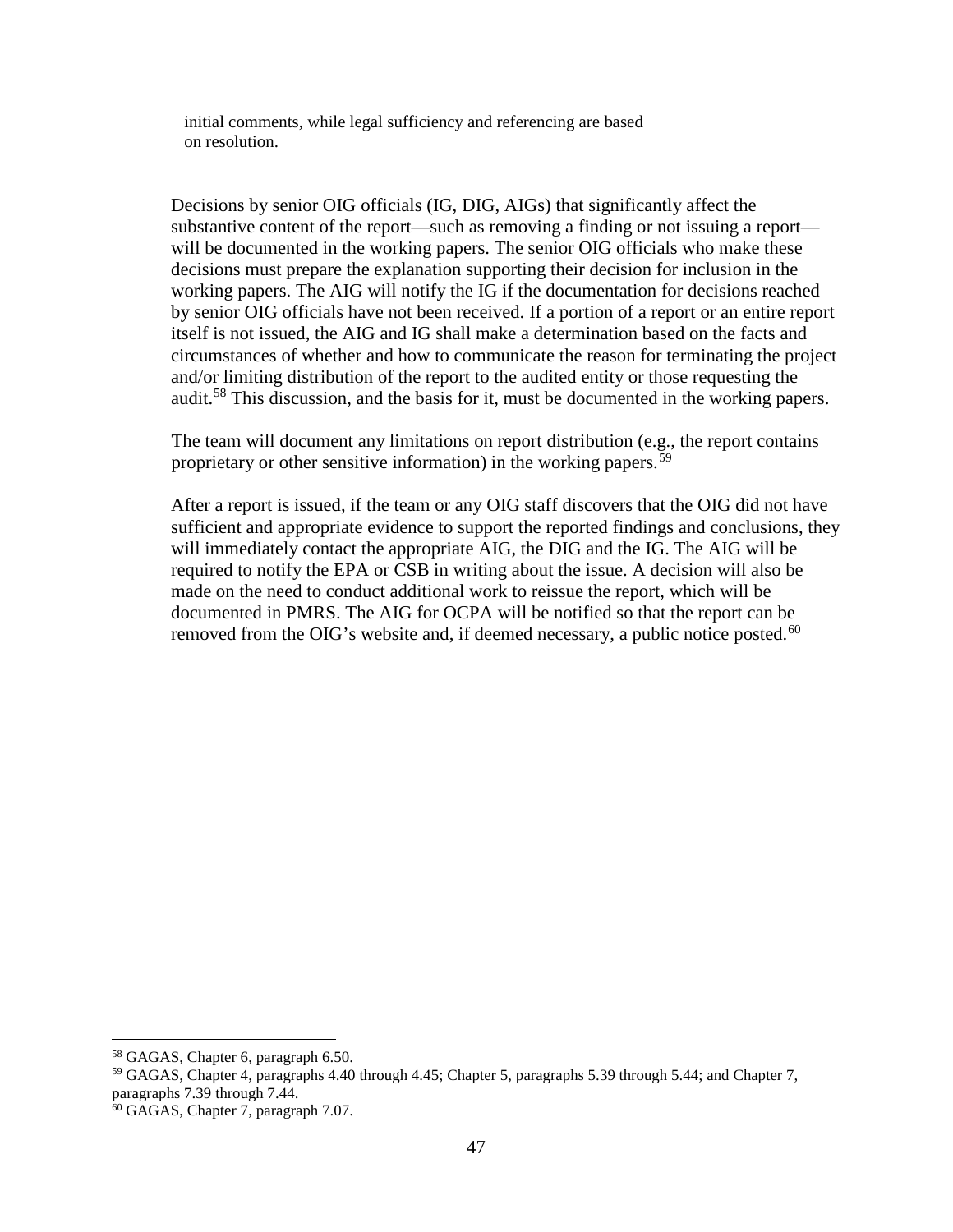initial comments, while legal sufficiency and referencing are based on resolution.

Decisions by senior OIG officials (IG, DIG, AIGs) that significantly affect the substantive content of the report—such as removing a finding or not issuing a report—will be documented in the working papers. The senior OIG officials who make these decisions must prepare the explanation supporting their decision for inclusion in the working papers. The AIG will notify the IG if the documentation for decisions reached by senior OIG officials have not been received. If a portion of a report or an entire report itself is not issued, the AIG and IG shall make a determination based on the facts and circumstances of whether and how to communicate the reason for terminating the project and/or limiting distribution of the report to the audited entity or those requesting the audit.[58] This discussion, and the basis for it, must be documented in the working papers.

The team will document any limitations on report distribution (e.g., the report contains proprietary or other sensitive information) in the working papers.[59]

After a report is issued, if the team or any OIG staff discovers that the OIG did not have sufficient and appropriate evidence to support the reported findings and conclusions, they will immediately contact the appropriate AIG, the DIG and the IG. The AIG will be required to notify the EPA or CSB in writing about the issue. A decision will also be made on the need to conduct additional work to reissue the report, which will be documented in PMRS. The AIG for OCPA will be notified so that the report can be removed from the OIG's website and, if deemed necessary, a public notice posted.[60]

---

[58] GAGAS, Chapter 6, paragraph 6.50.

[59] GAGAS, Chapter 4, paragraphs 4.40 through 4.45; Chapter 5, paragraphs 5.39 through 5.44; and Chapter 7, paragraphs 7.39 through 7.44.

[60] GAGAS, Chapter 7, paragraph 7.07.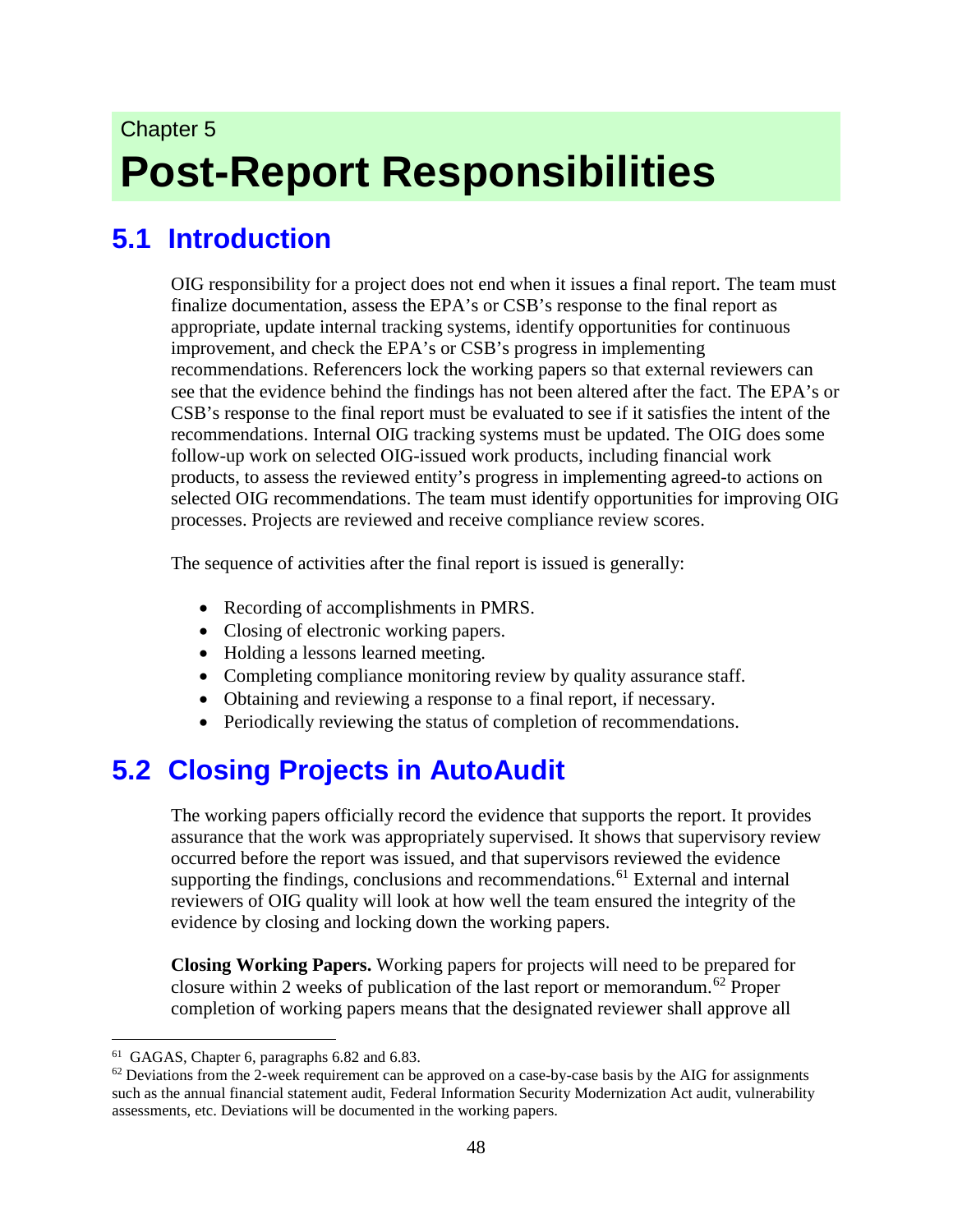Chapter 5

# Post-Report Responsibilities

## 5.1 Introduction

OIG responsibility for a project does not end when it issues a final report. The team must finalize documentation, assess the EPA's or CSB's response to the final report as appropriate, update internal tracking systems, identify opportunities for continuous improvement, and check the EPA's or CSB's progress in implementing recommendations. Referencers lock the working papers so that external reviewers can see that the evidence behind the findings has not been altered after the fact. The EPA's or CSB's response to the final report must be evaluated to see if it satisfies the intent of the recommendations. Internal OIG tracking systems must be updated. The OIG does some follow-up work on selected OIG-issued work products, including financial work products, to assess the reviewed entity's progress in implementing agreed-to actions on selected OIG recommendations. The team must identify opportunities for improving OIG processes. Projects are reviewed and receive compliance review scores.

The sequence of activities after the final report is issued is generally:

- Recording of accomplishments in PMRS.
- Closing of electronic working papers.
- Holding a lessons learned meeting.
- Completing compliance monitoring review by quality assurance staff.
- Obtaining and reviewing a response to a final report, if necessary.
- Periodically reviewing the status of completion of recommendations.

## 5.2 Closing Projects in AutoAudit

The working papers officially record the evidence that supports the report. It provides assurance that the work was appropriately supervised. It shows that supervisory review occurred before the report was issued, and that supervisors reviewed the evidence supporting the findings, conclusions and recommendations.[61] External and internal reviewers of OIG quality will look at how well the team ensured the integrity of the evidence by closing and locking down the working papers.

**Closing Working Papers.** Working papers for projects will need to be prepared for closure within 2 weeks of publication of the last report or memorandum.[62] Proper completion of working papers means that the designated reviewer shall approve all

[61] GAGAS, Chapter 6, paragraphs 6.82 and 6.83.

[62] Deviations from the 2-week requirement can be approved on a case-by-case basis by the AIG for assignments such as the annual financial statement audit, Federal Information Security Modernization Act audit, vulnerability assessments, etc. Deviations will be documented in the working papers.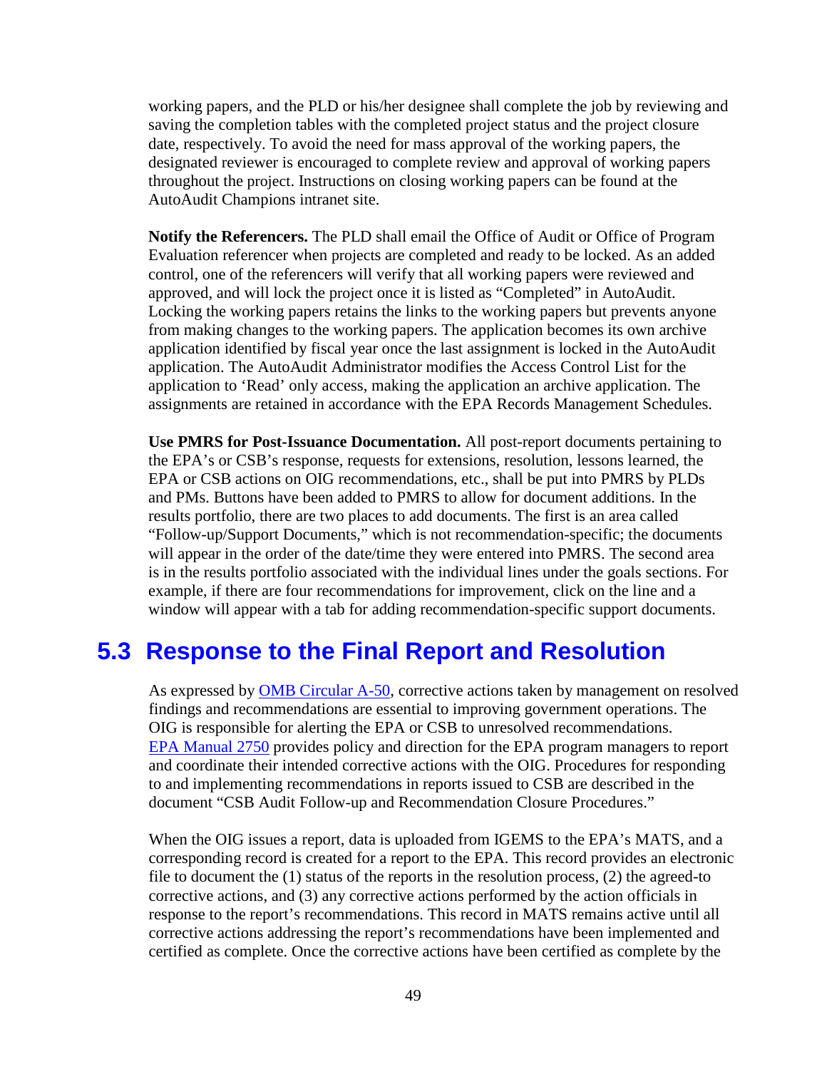working papers, and the PLD or his/her designee shall complete the job by reviewing and saving the completion tables with the completed project status and the project closure date, respectively. To avoid the need for mass approval of the working papers, the designated reviewer is encouraged to complete review and approval of working papers throughout the project. Instructions on closing working papers can be found at the AutoAudit Champions intranet site.

**Notify the Referencers.** The PLD shall email the Office of Audit or Office of Program Evaluation referencer when projects are completed and ready to be locked. As an added control, one of the referencers will verify that all working papers were reviewed and approved, and will lock the project once it is listed as "Completed" in AutoAudit. Locking the working papers retains the links to the working papers but prevents anyone from making changes to the working papers. The application becomes its own archive application identified by fiscal year once the last assignment is locked in the AutoAudit application. The AutoAudit Administrator modifies the Access Control List for the application to 'Read' only access, making the application an archive application. The assignments are retained in accordance with the EPA Records Management Schedules.

**Use PMRS for Post-Issuance Documentation.** All post-report documents pertaining to the EPA's or CSB's response, requests for extensions, resolution, lessons learned, the EPA or CSB actions on OIG recommendations, etc., shall be put into PMRS by PLDs and PMs. Buttons have been added to PMRS to allow for document additions. In the results portfolio, there are two places to add documents. The first is an area called "Follow-up/Support Documents," which is not recommendation-specific; the documents will appear in the order of the date/time they were entered into PMRS. The second area is in the results portfolio associated with the individual lines under the goals sections. For example, if there are four recommendations for improvement, click on the line and a window will appear with a tab for adding recommendation-specific support documents.

## 5.3 Response to the Final Report and Resolution

As expressed by OMB Circular A-50, corrective actions taken by management on resolved findings and recommendations are essential to improving government operations. The OIG is responsible for alerting the EPA or CSB to unresolved recommendations. EPA Manual 2750 provides policy and direction for the EPA program managers to report and coordinate their intended corrective actions with the OIG. Procedures for responding to and implementing recommendations in reports issued to CSB are described in the document "CSB Audit Follow-up and Recommendation Closure Procedures."

When the OIG issues a report, data is uploaded from IGEMS to the EPA's MATS, and a corresponding record is created for a report to the EPA. This record provides an electronic file to document the (1) status of the reports in the resolution process, (2) the agreed-to corrective actions, and (3) any corrective actions performed by the action officials in response to the report's recommendations. This record in MATS remains active until all corrective actions addressing the report's recommendations have been implemented and certified as complete. Once the corrective actions have been certified as complete by the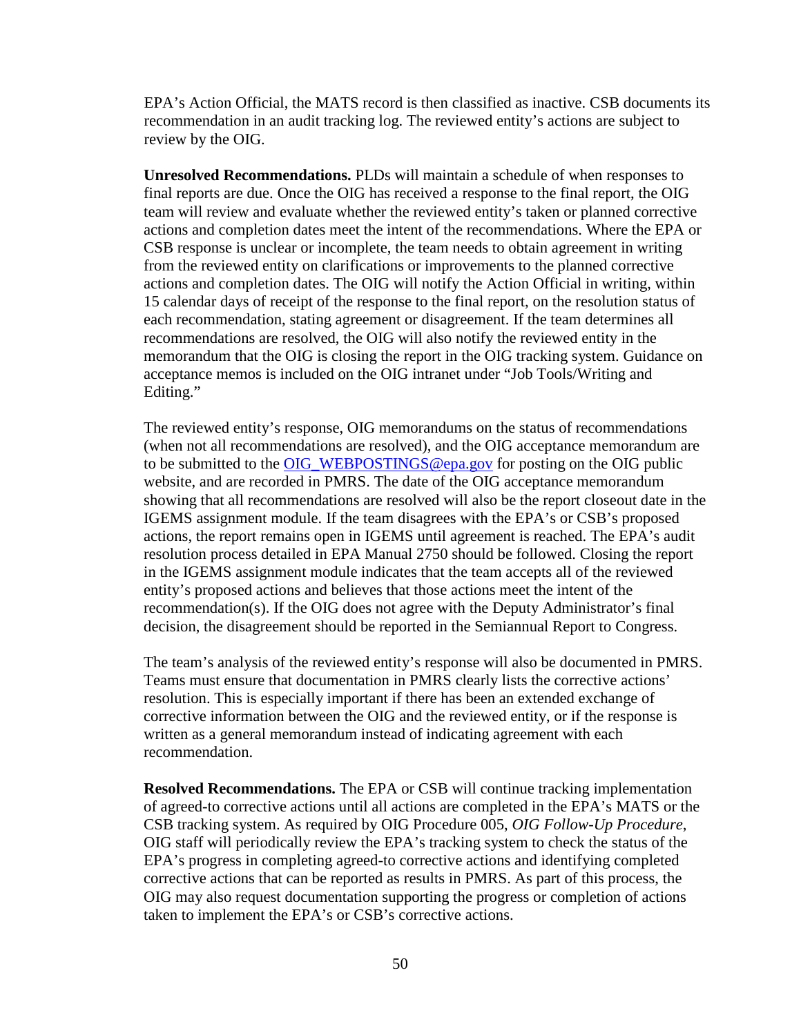EPA's Action Official, the MATS record is then classified as inactive. CSB documents its recommendation in an audit tracking log. The reviewed entity's actions are subject to review by the OIG.

**Unresolved Recommendations.** PLDs will maintain a schedule of when responses to final reports are due. Once the OIG has received a response to the final report, the OIG team will review and evaluate whether the reviewed entity's taken or planned corrective actions and completion dates meet the intent of the recommendations. Where the EPA or CSB response is unclear or incomplete, the team needs to obtain agreement in writing from the reviewed entity on clarifications or improvements to the planned corrective actions and completion dates. The OIG will notify the Action Official in writing, within 15 calendar days of receipt of the response to the final report, on the resolution status of each recommendation, stating agreement or disagreement. If the team determines all recommendations are resolved, the OIG will also notify the reviewed entity in the memorandum that the OIG is closing the report in the OIG tracking system. Guidance on acceptance memos is included on the OIG intranet under "Job Tools/Writing and Editing."

The reviewed entity's response, OIG memorandums on the status of recommendations (when not all recommendations are resolved), and the OIG acceptance memorandum are to be submitted to the [OIG_WEBPOSTINGS@epa.gov](mailto:OIG_WEBPOSTINGS@epa.gov) for posting on the OIG public website, and are recorded in PMRS. The date of the OIG acceptance memorandum showing that all recommendations are resolved will also be the report closeout date in the IGEMS assignment module. If the team disagrees with the EPA's or CSB's proposed actions, the report remains open in IGEMS until agreement is reached. The EPA's audit resolution process detailed in EPA Manual 2750 should be followed. Closing the report in the IGEMS assignment module indicates that the team accepts all of the reviewed entity's proposed actions and believes that those actions meet the intent of the recommendation(s). If the OIG does not agree with the Deputy Administrator's final decision, the disagreement should be reported in the Semiannual Report to Congress.

The team's analysis of the reviewed entity's response will also be documented in PMRS. Teams must ensure that documentation in PMRS clearly lists the corrective actions' resolution. This is especially important if there has been an extended exchange of corrective information between the OIG and the reviewed entity, or if the response is written as a general memorandum instead of indicating agreement with each recommendation.

**Resolved Recommendations.** The EPA or CSB will continue tracking implementation of agreed-to corrective actions until all actions are completed in the EPA's MATS or the CSB tracking system. As required by OIG Procedure 005, *OIG Follow-Up Procedure*, OIG staff will periodically review the EPA's tracking system to check the status of the EPA's progress in completing agreed-to corrective actions and identifying completed corrective actions that can be reported as results in PMRS. As part of this process, the OIG may also request documentation supporting the progress or completion of actions taken to implement the EPA's or CSB's corrective actions.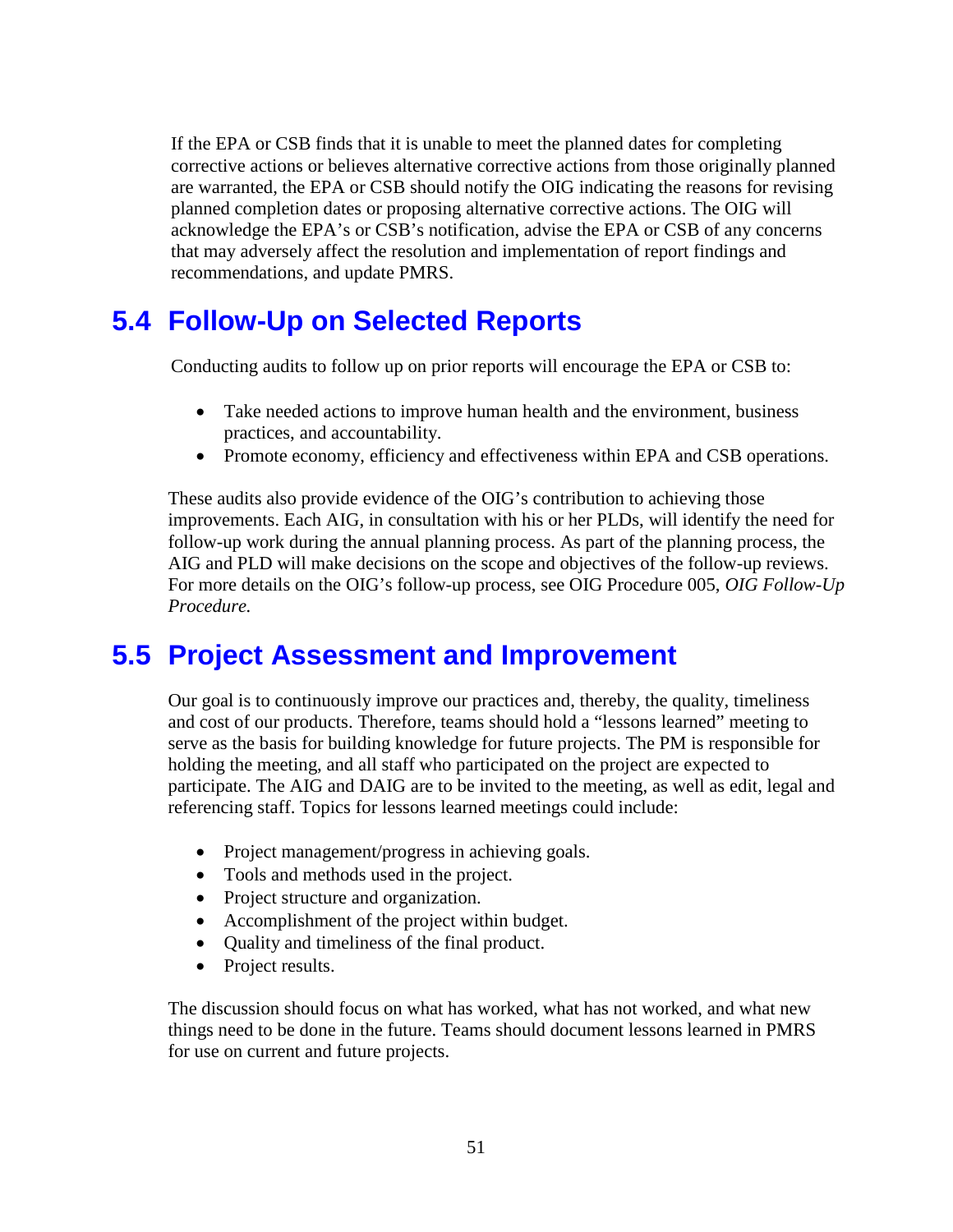If the EPA or CSB finds that it is unable to meet the planned dates for completing corrective actions or believes alternative corrective actions from those originally planned are warranted, the EPA or CSB should notify the OIG indicating the reasons for revising planned completion dates or proposing alternative corrective actions. The OIG will acknowledge the EPA's or CSB's notification, advise the EPA or CSB of any concerns that may adversely affect the resolution and implementation of report findings and recommendations, and update PMRS.

## 5.4 Follow-Up on Selected Reports

Conducting audits to follow up on prior reports will encourage the EPA or CSB to:

- Take needed actions to improve human health and the environment, business practices, and accountability.
- Promote economy, efficiency and effectiveness within EPA and CSB operations.

These audits also provide evidence of the OIG's contribution to achieving those improvements. Each AIG, in consultation with his or her PLDs, will identify the need for follow-up work during the annual planning process. As part of the planning process, the AIG and PLD will make decisions on the scope and objectives of the follow-up reviews. For more details on the OIG's follow-up process, see OIG Procedure 005, *OIG Follow-Up Procedure.*

## 5.5 Project Assessment and Improvement

Our goal is to continuously improve our practices and, thereby, the quality, timeliness and cost of our products. Therefore, teams should hold a "lessons learned" meeting to serve as the basis for building knowledge for future projects. The PM is responsible for holding the meeting, and all staff who participated on the project are expected to participate. The AIG and DAIG are to be invited to the meeting, as well as edit, legal and referencing staff. Topics for lessons learned meetings could include:

- Project management/progress in achieving goals.
- Tools and methods used in the project.
- Project structure and organization.
- Accomplishment of the project within budget.
- Quality and timeliness of the final product.
- Project results.

The discussion should focus on what has worked, what has not worked, and what new things need to be done in the future. Teams should document lessons learned in PMRS for use on current and future projects.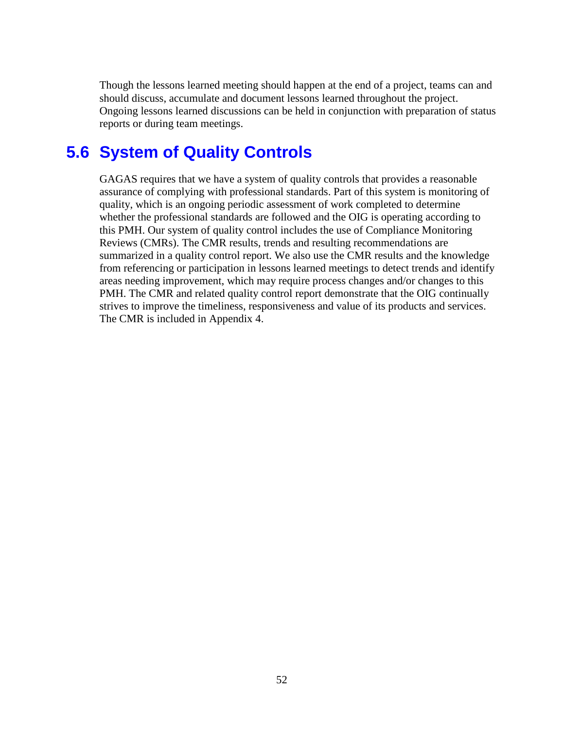Though the lessons learned meeting should happen at the end of a project, teams can and should discuss, accumulate and document lessons learned throughout the project. Ongoing lessons learned discussions can be held in conjunction with preparation of status reports or during team meetings.

## 5.6 System of Quality Controls

GAGAS requires that we have a system of quality controls that provides a reasonable assurance of complying with professional standards. Part of this system is monitoring of quality, which is an ongoing periodic assessment of work completed to determine whether the professional standards are followed and the OIG is operating according to this PMH. Our system of quality control includes the use of Compliance Monitoring Reviews (CMRs). The CMR results, trends and resulting recommendations are summarized in a quality control report. We also use the CMR results and the knowledge from referencing or participation in lessons learned meetings to detect trends and identify areas needing improvement, which may require process changes and/or changes to this PMH. The CMR and related quality control report demonstrate that the OIG continually strives to improve the timeliness, responsiveness and value of its products and services. The CMR is included in Appendix 4.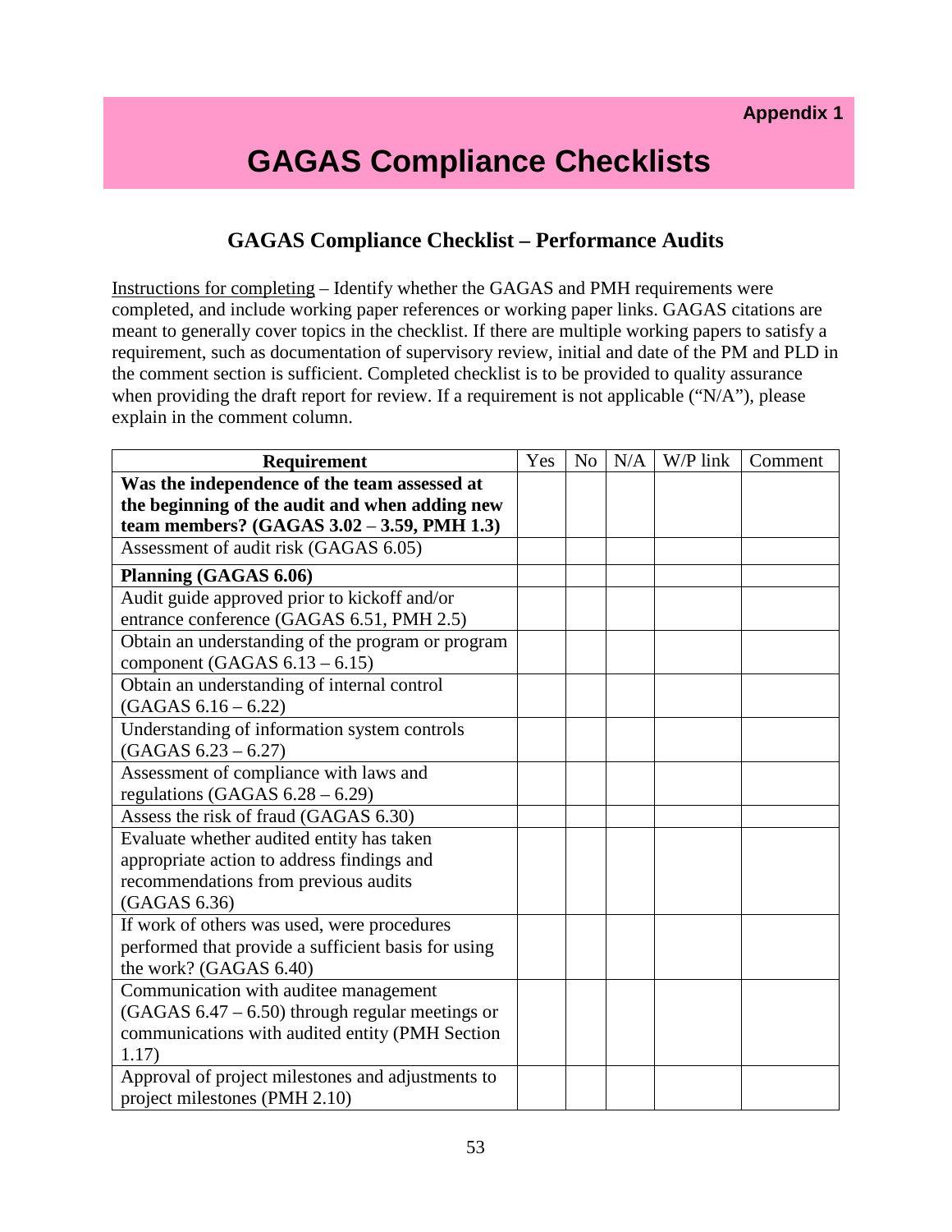**Appendix 1**

# GAGAS Compliance Checklists

## GAGAS Compliance Checklist – Performance Audits

Instructions for completing – Identify whether the GAGAS and PMH requirements were completed, and include working paper references or working paper links. GAGAS citations are meant to generally cover topics in the checklist. If there are multiple working papers to satisfy a requirement, such as documentation of supervisory review, initial and date of the PM and PLD in the comment section is sufficient. Completed checklist is to be provided to quality assurance when providing the draft report for review. If a requirement is not applicable ("N/A"), please explain in the comment column.

| Requirement | Yes | No | N/A | W/P link | Comment |
|---|---|---|---|---|---|
| **Was the independence of the team assessed at the beginning of the audit and when adding new team members? (GAGAS 3.02 – 3.59, PMH 1.3)** | | | | | |
| Assessment of audit risk (GAGAS 6.05) | | | | | |
| **Planning (GAGAS 6.06)** | | | | | |
| Audit guide approved prior to kickoff and/or entrance conference (GAGAS 6.51, PMH 2.5) | | | | | |
| Obtain an understanding of the program or program component (GAGAS 6.13 – 6.15) | | | | | |
| Obtain an understanding of internal control (GAGAS 6.16 – 6.22) | | | | | |
| Understanding of information system controls (GAGAS 6.23 – 6.27) | | | | | |
| Assessment of compliance with laws and regulations (GAGAS 6.28 – 6.29) | | | | | |
| Assess the risk of fraud (GAGAS 6.30) | | | | | |
| Evaluate whether audited entity has taken appropriate action to address findings and recommendations from previous audits (GAGAS 6.36) | | | | | |
| If work of others was used, were procedures performed that provide a sufficient basis for using the work? (GAGAS 6.40) | | | | | |
| Communication with auditee management (GAGAS 6.47 – 6.50) through regular meetings or communications with audited entity (PMH Section 1.17) | | | | | |
| Approval of project milestones and adjustments to project milestones (PMH 2.10) | | | | | |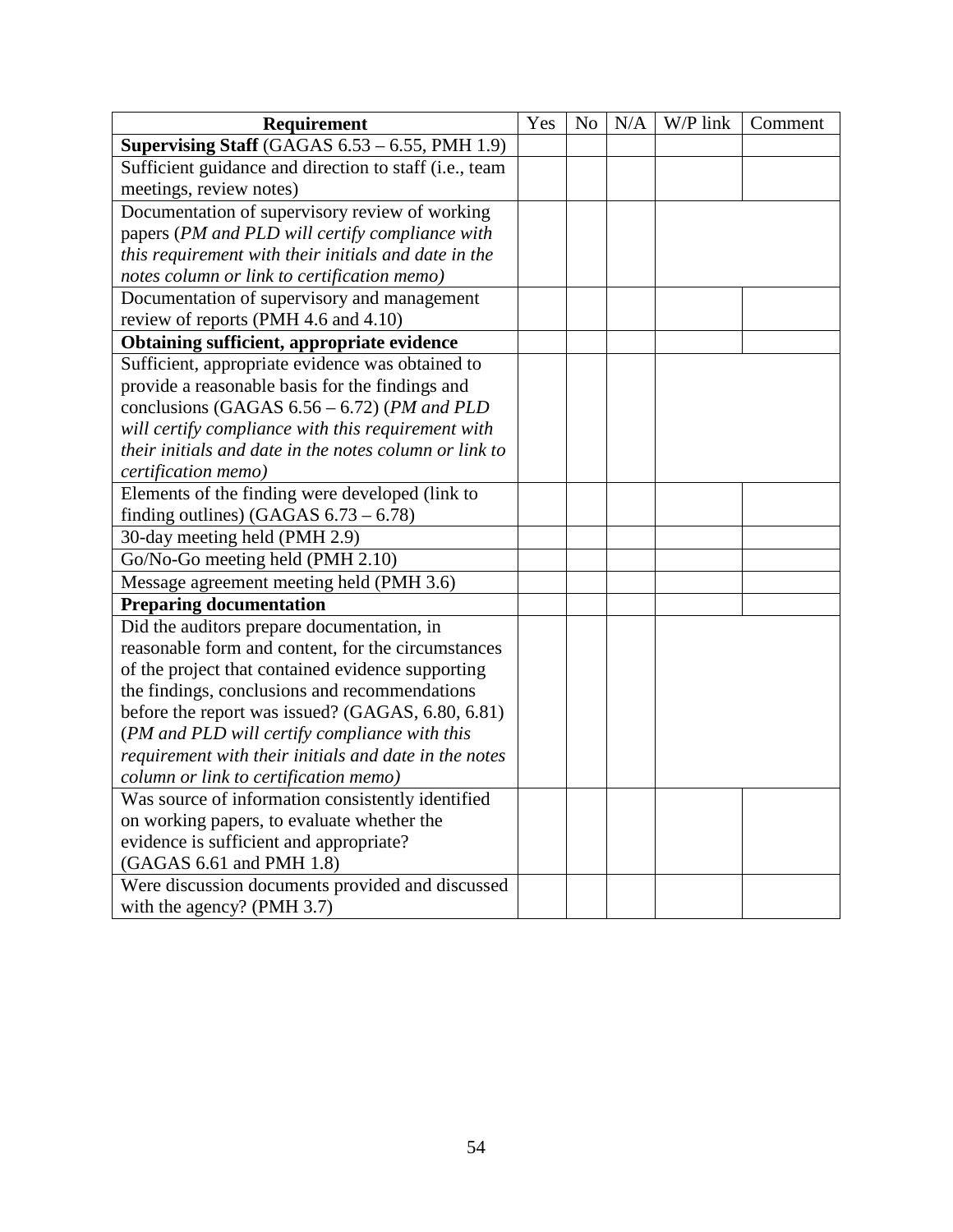| Requirement | Yes | No | N/A | W/P link | Comment |
|---|---|---|---|---|---|
| **Supervising Staff** (GAGAS 6.53 – 6.55, PMH 1.9) | | | | | |
| Sufficient guidance and direction to staff (i.e., team meetings, review notes) | | | | | |
| Documentation of supervisory review of working papers (*PM and PLD will certify compliance with this requirement with their initials and date in the notes column or link to certification memo)* | | | | | |
| Documentation of supervisory and management review of reports (PMH 4.6 and 4.10) | | | | | |
| **Obtaining sufficient, appropriate evidence** | | | | | |
| Sufficient, appropriate evidence was obtained to provide a reasonable basis for the findings and conclusions (GAGAS 6.56 – 6.72) (*PM and PLD will certify compliance with this requirement with their initials and date in the notes column or link to certification memo)* | | | | | |
| Elements of the finding were developed (link to finding outlines) (GAGAS 6.73 – 6.78) | | | | | |
| 30-day meeting held (PMH 2.9) | | | | | |
| Go/No-Go meeting held (PMH 2.10) | | | | | |
| Message agreement meeting held (PMH 3.6) | | | | | |
| **Preparing documentation** | | | | | |
| Did the auditors prepare documentation, in reasonable form and content, for the circumstances of the project that contained evidence supporting the findings, conclusions and recommendations before the report was issued? (GAGAS, 6.80, 6.81) (*PM and PLD will certify compliance with this requirement with their initials and date in the notes column or link to certification memo)* | | | | | |
| Was source of information consistently identified on working papers, to evaluate whether the evidence is sufficient and appropriate? (GAGAS 6.61 and PMH 1.8) | | | | | |
| Were discussion documents provided and discussed with the agency? (PMH 3.7) | | | | | |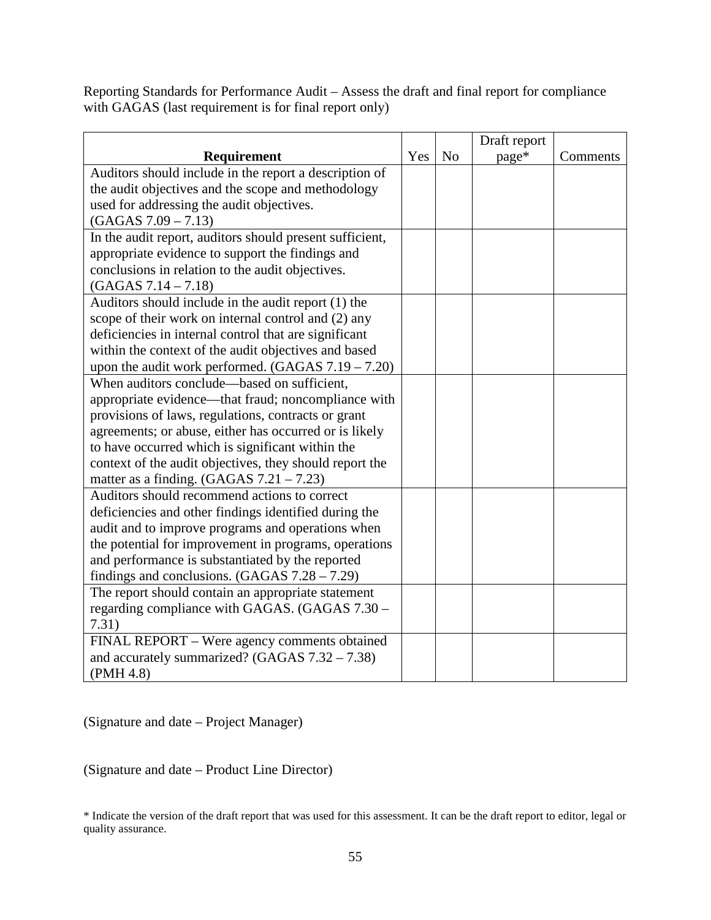Reporting Standards for Performance Audit – Assess the draft and final report for compliance with GAGAS (last requirement is for final report only)

| Requirement | Yes | No | Draft report page* | Comments |
|---|---|---|---|---|
| Auditors should include in the report a description of the audit objectives and the scope and methodology used for addressing the audit objectives. (GAGAS 7.09 – 7.13) | | | | |
| In the audit report, auditors should present sufficient, appropriate evidence to support the findings and conclusions in relation to the audit objectives. (GAGAS 7.14 – 7.18) | | | | |
| Auditors should include in the audit report (1) the scope of their work on internal control and (2) any deficiencies in internal control that are significant within the context of the audit objectives and based upon the audit work performed. (GAGAS 7.19 – 7.20) | | | | |
| When auditors conclude—based on sufficient, appropriate evidence—that fraud; noncompliance with provisions of laws, regulations, contracts or grant agreements; or abuse, either has occurred or is likely to have occurred which is significant within the context of the audit objectives, they should report the matter as a finding. (GAGAS 7.21 – 7.23) | | | | |
| Auditors should recommend actions to correct deficiencies and other findings identified during the audit and to improve programs and operations when the potential for improvement in programs, operations and performance is substantiated by the reported findings and conclusions. (GAGAS 7.28 – 7.29) | | | | |
| The report should contain an appropriate statement regarding compliance with GAGAS. (GAGAS 7.30 – 7.31) | | | | |
| FINAL REPORT – Were agency comments obtained and accurately summarized? (GAGAS 7.32 – 7.38) (PMH 4.8) | | | | |

(Signature and date – Project Manager)

(Signature and date – Product Line Director)

* Indicate the version of the draft report that was used for this assessment. It can be the draft report to editor, legal or quality assurance.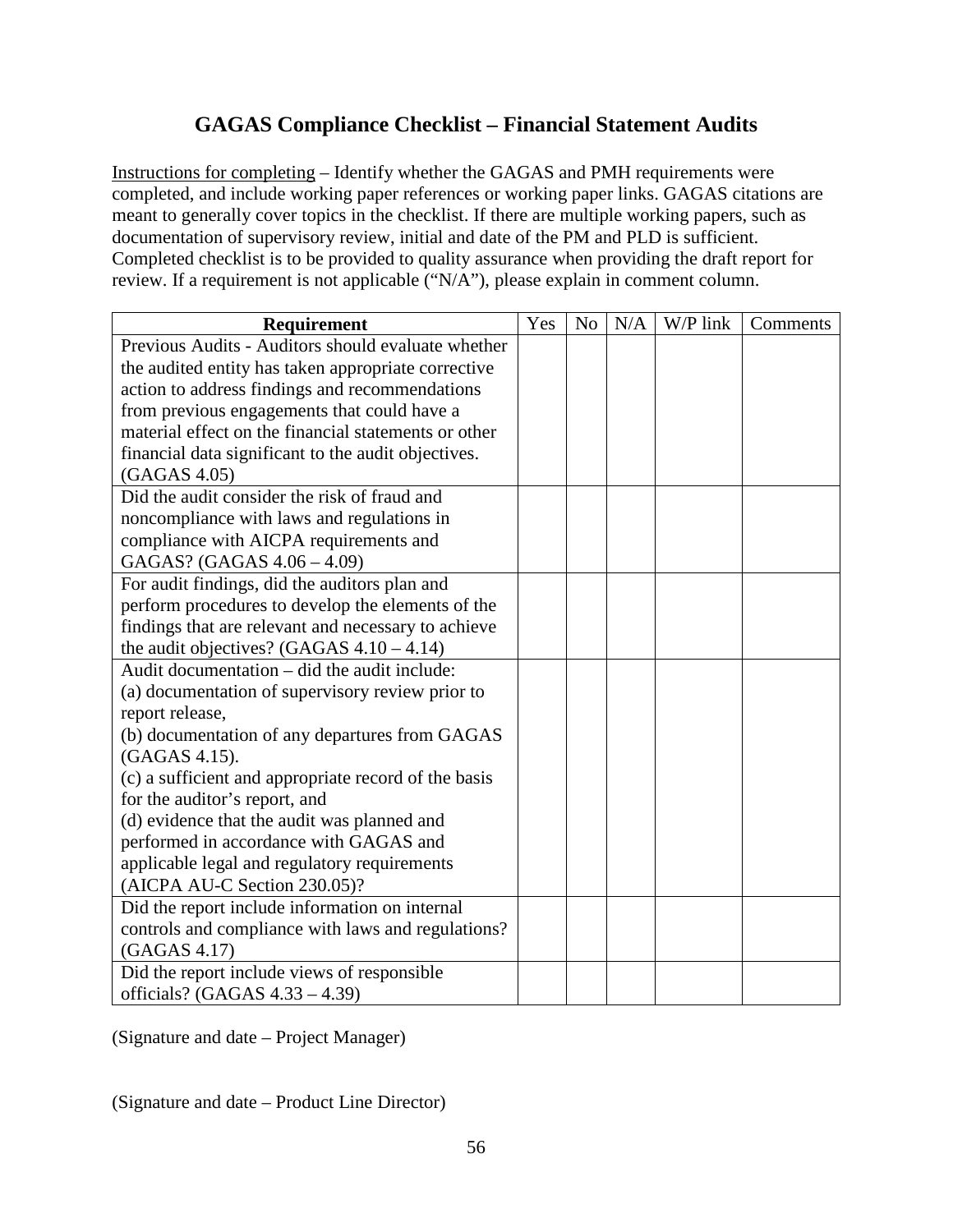# GAGAS Compliance Checklist – Financial Statement Audits

<u>Instructions for completing</u> – Identify whether the GAGAS and PMH requirements were completed, and include working paper references or working paper links. GAGAS citations are meant to generally cover topics in the checklist. If there are multiple working papers, such as documentation of supervisory review, initial and date of the PM and PLD is sufficient. Completed checklist is to be provided to quality assurance when providing the draft report for review. If a requirement is not applicable ("N/A"), please explain in comment column.

| Requirement | Yes | No | N/A | W/P link | Comments |
|---|---|---|---|---|---|
| Previous Audits - Auditors should evaluate whether the audited entity has taken appropriate corrective action to address findings and recommendations from previous engagements that could have a material effect on the financial statements or other financial data significant to the audit objectives. (GAGAS 4.05) | | | | | |
| Did the audit consider the risk of fraud and noncompliance with laws and regulations in compliance with AICPA requirements and GAGAS? (GAGAS 4.06 – 4.09) | | | | | |
| For audit findings, did the auditors plan and perform procedures to develop the elements of the findings that are relevant and necessary to achieve the audit objectives? (GAGAS 4.10 – 4.14) | | | | | |
| Audit documentation – did the audit include:<br>(a) documentation of supervisory review prior to report release,<br>(b) documentation of any departures from GAGAS (GAGAS 4.15).<br>(c) a sufficient and appropriate record of the basis for the auditor's report, and<br>(d) evidence that the audit was planned and performed in accordance with GAGAS and applicable legal and regulatory requirements (AICPA AU-C Section 230.05)? | | | | | |
| Did the report include information on internal controls and compliance with laws and regulations? (GAGAS 4.17) | | | | | |
| Did the report include views of responsible officials? (GAGAS 4.33 – 4.39) | | | | | |

(Signature and date – Project Manager)

(Signature and date – Product Line Director)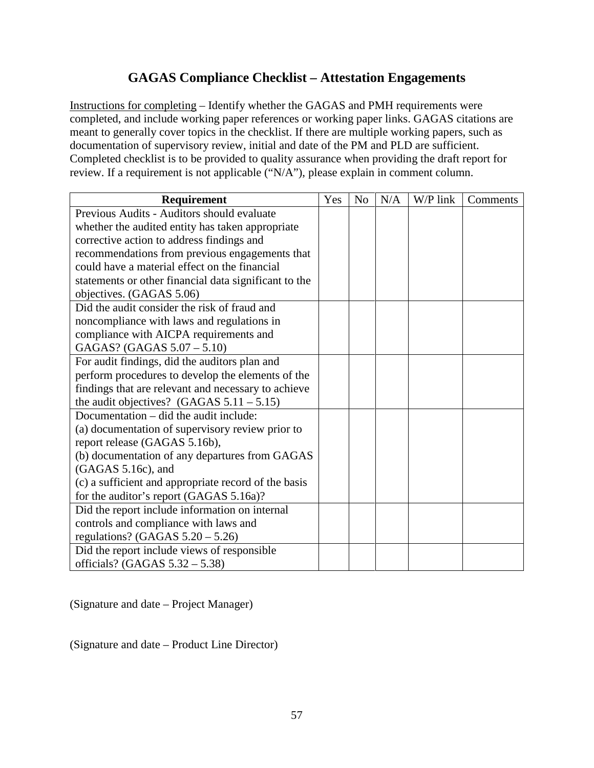# GAGAS Compliance Checklist – Attestation Engagements

<u>Instructions for completing</u> – Identify whether the GAGAS and PMH requirements were completed, and include working paper references or working paper links. GAGAS citations are meant to generally cover topics in the checklist. If there are multiple working papers, such as documentation of supervisory review, initial and date of the PM and PLD are sufficient. Completed checklist is to be provided to quality assurance when providing the draft report for review. If a requirement is not applicable ("N/A"), please explain in comment column.

| Requirement | Yes | No | N/A | W/P link | Comments |
|---|---|---|---|---|---|
| Previous Audits - Auditors should evaluate whether the audited entity has taken appropriate corrective action to address findings and recommendations from previous engagements that could have a material effect on the financial statements or other financial data significant to the objectives. (GAGAS 5.06) | | | | | |
| Did the audit consider the risk of fraud and noncompliance with laws and regulations in compliance with AICPA requirements and GAGAS? (GAGAS 5.07 – 5.10) | | | | | |
| For audit findings, did the auditors plan and perform procedures to develop the elements of the findings that are relevant and necessary to achieve the audit objectives? (GAGAS 5.11 – 5.15) | | | | | |
| Documentation – did the audit include:<br>(a) documentation of supervisory review prior to report release (GAGAS 5.16b),<br>(b) documentation of any departures from GAGAS (GAGAS 5.16c), and<br>(c) a sufficient and appropriate record of the basis for the auditor's report (GAGAS 5.16a)? | | | | | |
| Did the report include information on internal controls and compliance with laws and regulations? (GAGAS 5.20 – 5.26) | | | | | |
| Did the report include views of responsible officials? (GAGAS 5.32 – 5.38) | | | | | |

(Signature and date – Project Manager)

(Signature and date – Product Line Director)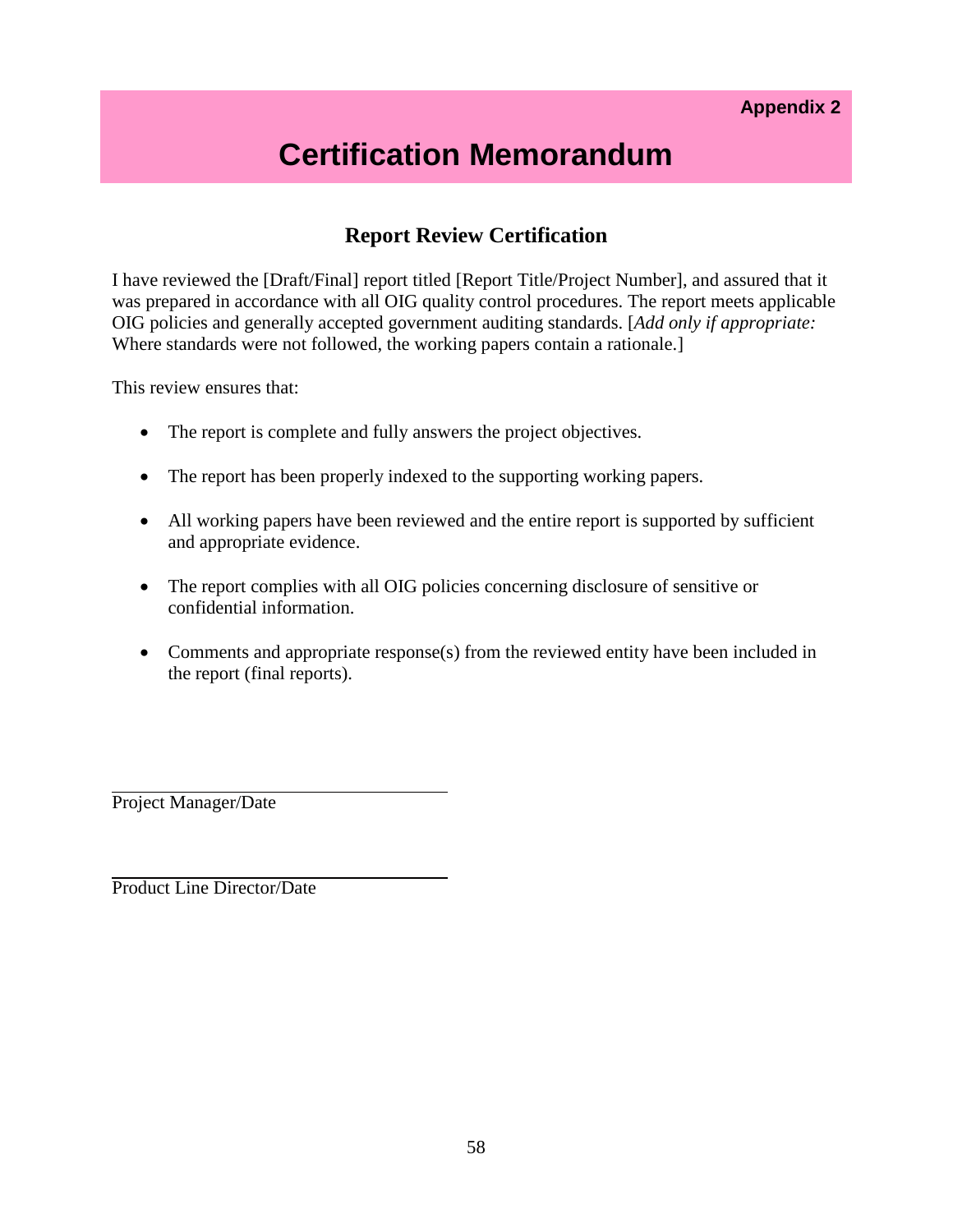Appendix 2

# Certification Memorandum

## Report Review Certification

I have reviewed the [Draft/Final] report titled [Report Title/Project Number], and assured that it was prepared in accordance with all OIG quality control procedures. The report meets applicable OIG policies and generally accepted government auditing standards. [*Add only if appropriate:* Where standards were not followed, the working papers contain a rationale.]

This review ensures that:

- The report is complete and fully answers the project objectives.
- The report has been properly indexed to the supporting working papers.
- All working papers have been reviewed and the entire report is supported by sufficient and appropriate evidence.
- The report complies with all OIG policies concerning disclosure of sensitive or confidential information.
- Comments and appropriate response(s) from the reviewed entity have been included in the report (final reports).

\_\_\_\_\_\_\_\_\_\_\_\_\_\_\_\_\_\_\_\_\_\_\_\_\_\_\_\_\_\_\_\_\_\_\_\_
Project Manager/Date

\_\_\_\_\_\_\_\_\_\_\_\_\_\_\_\_\_\_\_\_\_\_\_\_\_\_\_\_\_\_\_\_\_\_\_\_
Product Line Director/Date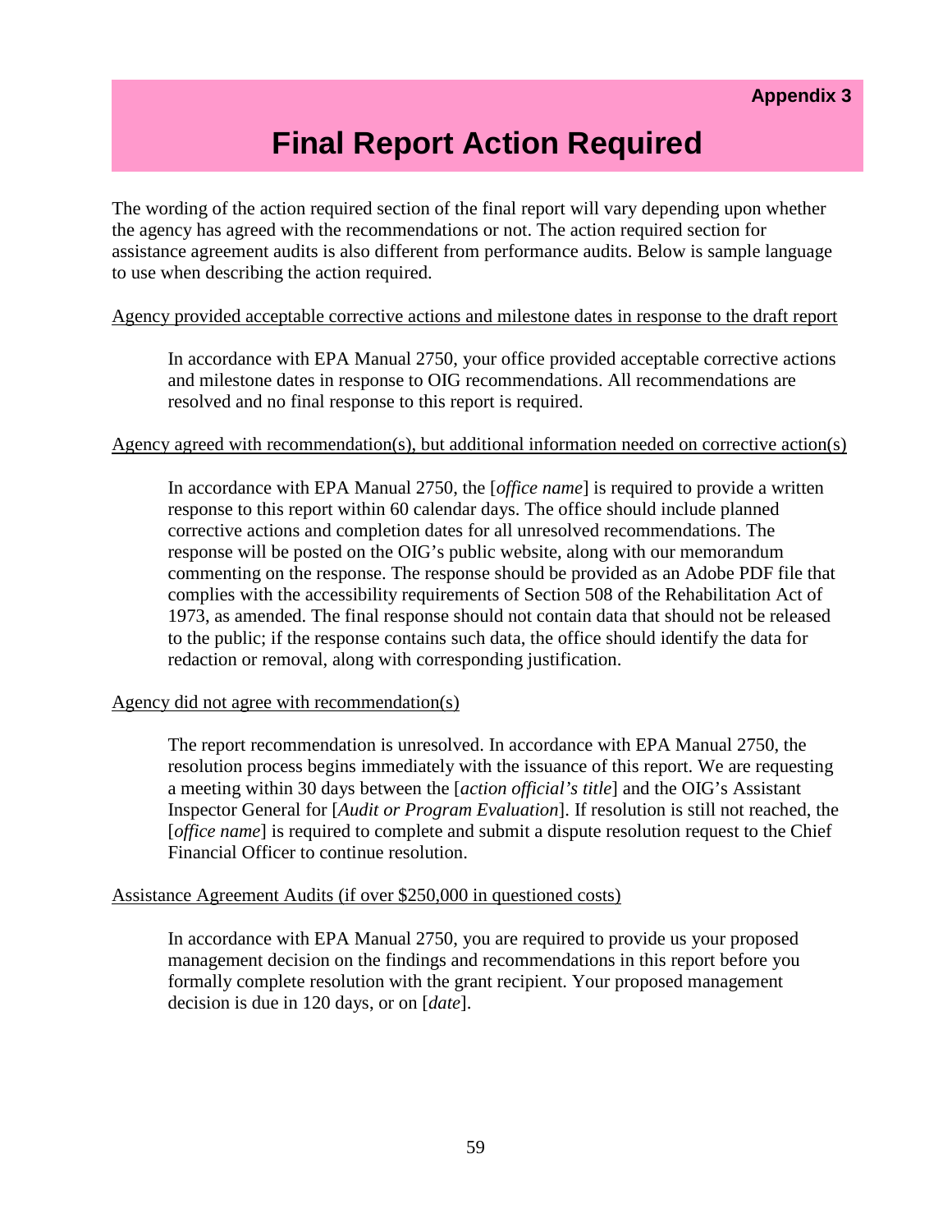**Appendix 3**

# Final Report Action Required

The wording of the action required section of the final report will vary depending upon whether the agency has agreed with the recommendations or not. The action required section for assistance agreement audits is also different from performance audits. Below is sample language to use when describing the action required.

<u>Agency provided acceptable corrective actions and milestone dates in response to the draft report</u>

> In accordance with EPA Manual 2750, your office provided acceptable corrective actions and milestone dates in response to OIG recommendations. All recommendations are resolved and no final response to this report is required.

<u>Agency agreed with recommendation(s), but additional information needed on corrective action(s)</u>

> In accordance with EPA Manual 2750, the [*office name*] is required to provide a written response to this report within 60 calendar days. The office should include planned corrective actions and completion dates for all unresolved recommendations. The response will be posted on the OIG's public website, along with our memorandum commenting on the response. The response should be provided as an Adobe PDF file that complies with the accessibility requirements of Section 508 of the Rehabilitation Act of 1973, as amended. The final response should not contain data that should not be released to the public; if the response contains such data, the office should identify the data for redaction or removal, along with corresponding justification.

<u>Agency did not agree with recommendation(s)</u>

> The report recommendation is unresolved. In accordance with EPA Manual 2750, the resolution process begins immediately with the issuance of this report. We are requesting a meeting within 30 days between the [*action official's title*] and the OIG's Assistant Inspector General for [*Audit or Program Evaluation*]. If resolution is still not reached, the [*office name*] is required to complete and submit a dispute resolution request to the Chief Financial Officer to continue resolution.

<u>Assistance Agreement Audits (if over $250,000 in questioned costs)</u>

> In accordance with EPA Manual 2750, you are required to provide us your proposed management decision on the findings and recommendations in this report before you formally complete resolution with the grant recipient. Your proposed management decision is due in 120 days, or on [*date*].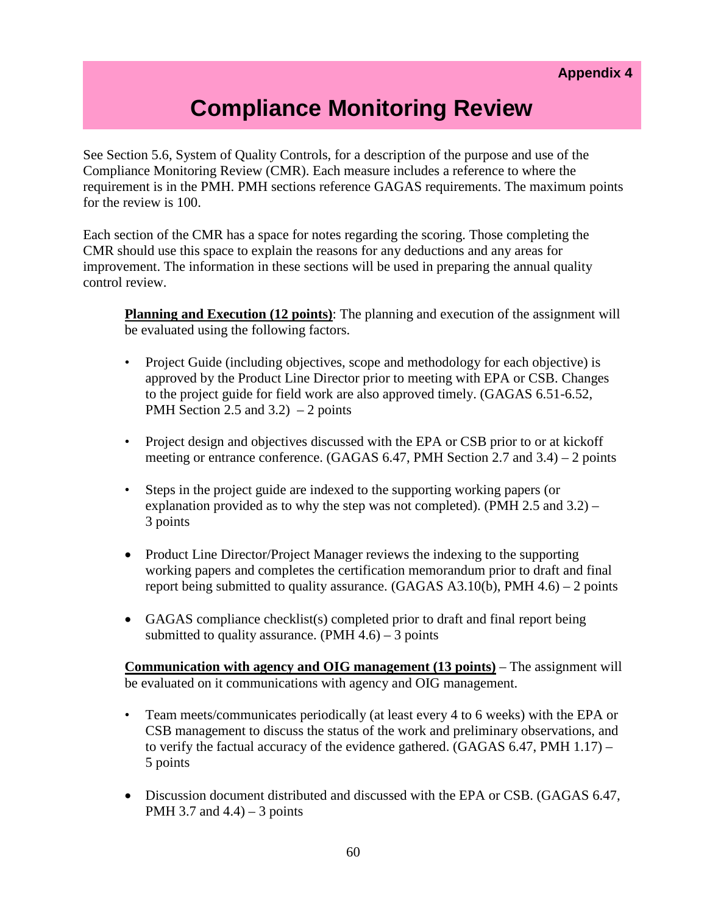**Appendix 4**

# Compliance Monitoring Review

See Section 5.6, System of Quality Controls, for a description of the purpose and use of the Compliance Monitoring Review (CMR). Each measure includes a reference to where the requirement is in the PMH. PMH sections reference GAGAS requirements. The maximum points for the review is 100.

Each section of the CMR has a space for notes regarding the scoring. Those completing the CMR should use this space to explain the reasons for any deductions and any areas for improvement. The information in these sections will be used in preparing the annual quality control review.

**Planning and Execution (12 points)**: The planning and execution of the assignment will be evaluated using the following factors.

- Project Guide (including objectives, scope and methodology for each objective) is approved by the Product Line Director prior to meeting with EPA or CSB. Changes to the project guide for field work are also approved timely. (GAGAS 6.51-6.52, PMH Section 2.5 and 3.2) – 2 points
- Project design and objectives discussed with the EPA or CSB prior to or at kickoff meeting or entrance conference. (GAGAS 6.47, PMH Section 2.7 and 3.4) – 2 points
- Steps in the project guide are indexed to the supporting working papers (or explanation provided as to why the step was not completed). (PMH 2.5 and 3.2) – 3 points
- Product Line Director/Project Manager reviews the indexing to the supporting working papers and completes the certification memorandum prior to draft and final report being submitted to quality assurance. (GAGAS A3.10(b), PMH 4.6) – 2 points
- GAGAS compliance checklist(s) completed prior to draft and final report being submitted to quality assurance. (PMH 4.6) – 3 points

**Communication with agency and OIG management (13 points)** – The assignment will be evaluated on it communications with agency and OIG management.

- Team meets/communicates periodically (at least every 4 to 6 weeks) with the EPA or CSB management to discuss the status of the work and preliminary observations, and to verify the factual accuracy of the evidence gathered. (GAGAS 6.47, PMH 1.17) – 5 points
- Discussion document distributed and discussed with the EPA or CSB. (GAGAS 6.47, PMH 3.7 and 4.4) – 3 points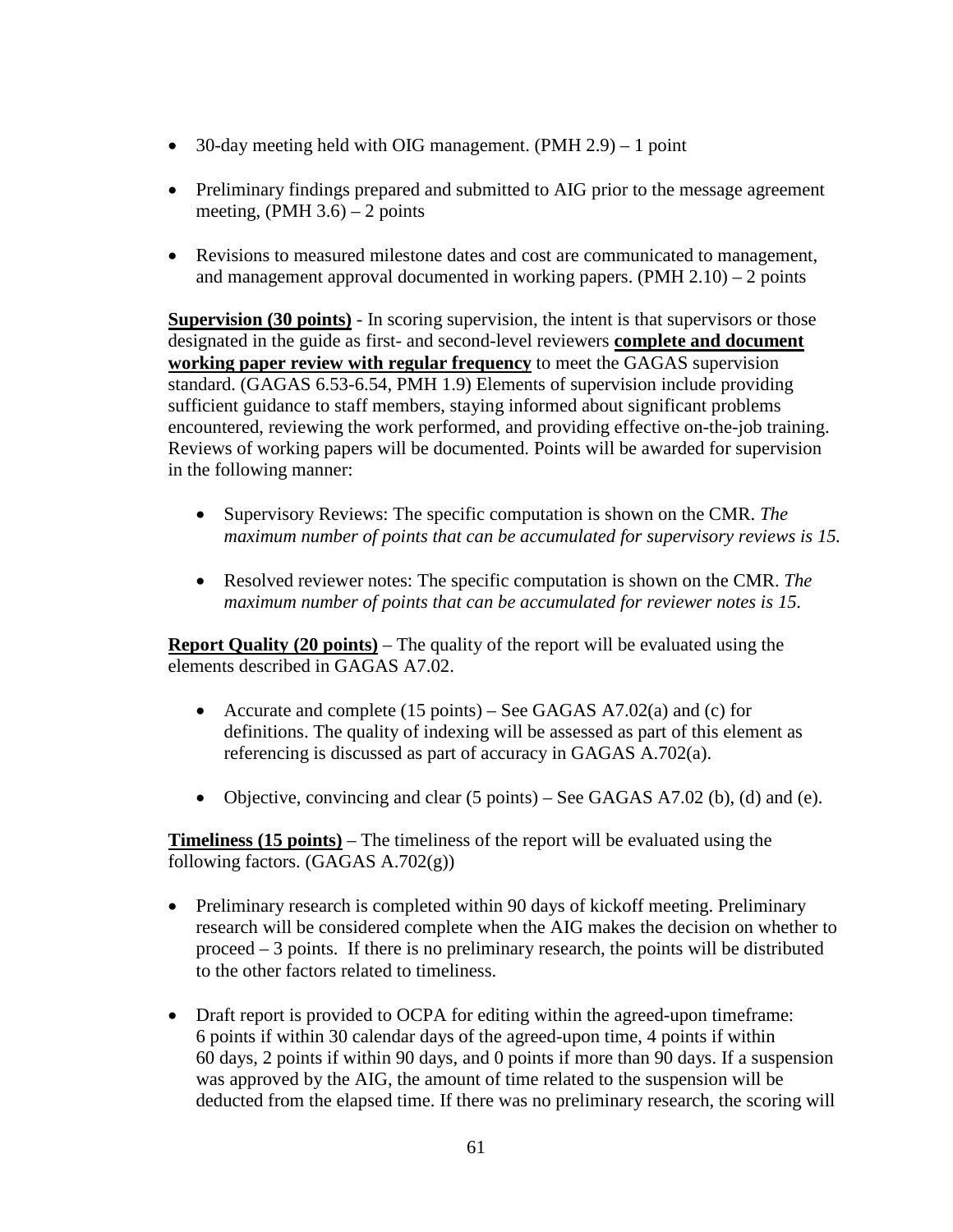- 30-day meeting held with OIG management. (PMH 2.9) – 1 point

- Preliminary findings prepared and submitted to AIG prior to the message agreement meeting, (PMH 3.6) – 2 points

- Revisions to measured milestone dates and cost are communicated to management, and management approval documented in working papers. (PMH 2.10) – 2 points

**Supervision (30 points)** - In scoring supervision, the intent is that supervisors or those designated in the guide as first- and second-level reviewers **complete and document working paper review with regular frequency** to meet the GAGAS supervision standard. (GAGAS 6.53-6.54, PMH 1.9) Elements of supervision include providing sufficient guidance to staff members, staying informed about significant problems encountered, reviewing the work performed, and providing effective on-the-job training. Reviews of working papers will be documented. Points will be awarded for supervision in the following manner:

- Supervisory Reviews: The specific computation is shown on the CMR. *The maximum number of points that can be accumulated for supervisory reviews is 15.*

- Resolved reviewer notes: The specific computation is shown on the CMR. *The maximum number of points that can be accumulated for reviewer notes is 15.*

**Report Quality (20 points)** – The quality of the report will be evaluated using the elements described in GAGAS A7.02.

- Accurate and complete (15 points) – See GAGAS A7.02(a) and (c) for definitions. The quality of indexing will be assessed as part of this element as referencing is discussed as part of accuracy in GAGAS A.702(a).

- Objective, convincing and clear (5 points) – See GAGAS A7.02 (b), (d) and (e).

**Timeliness (15 points)** – The timeliness of the report will be evaluated using the following factors. (GAGAS A.702(g))

- Preliminary research is completed within 90 days of kickoff meeting. Preliminary research will be considered complete when the AIG makes the decision on whether to proceed – 3 points. If there is no preliminary research, the points will be distributed to the other factors related to timeliness.

- Draft report is provided to OCPA for editing within the agreed-upon timeframe: 6 points if within 30 calendar days of the agreed-upon time, 4 points if within 60 days, 2 points if within 90 days, and 0 points if more than 90 days. If a suspension was approved by the AIG, the amount of time related to the suspension will be deducted from the elapsed time. If there was no preliminary research, the scoring will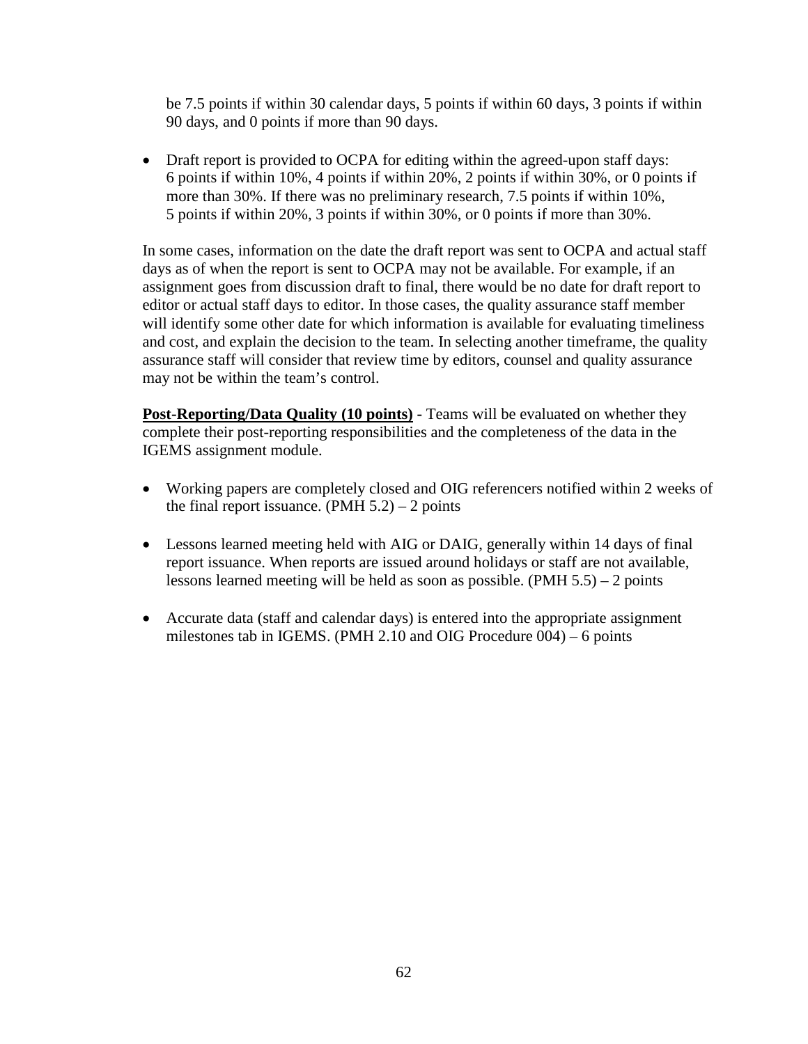be 7.5 points if within 30 calendar days, 5 points if within 60 days, 3 points if within 90 days, and 0 points if more than 90 days.

- Draft report is provided to OCPA for editing within the agreed-upon staff days: 6 points if within 10%, 4 points if within 20%, 2 points if within 30%, or 0 points if more than 30%. If there was no preliminary research, 7.5 points if within 10%, 5 points if within 20%, 3 points if within 30%, or 0 points if more than 30%.

In some cases, information on the date the draft report was sent to OCPA and actual staff days as of when the report is sent to OCPA may not be available. For example, if an assignment goes from discussion draft to final, there would be no date for draft report to editor or actual staff days to editor. In those cases, the quality assurance staff member will identify some other date for which information is available for evaluating timeliness and cost, and explain the decision to the team. In selecting another timeframe, the quality assurance staff will consider that review time by editors, counsel and quality assurance may not be within the team's control.

**Post-Reporting/Data Quality (10 points)** - Teams will be evaluated on whether they complete their post-reporting responsibilities and the completeness of the data in the IGEMS assignment module.

- Working papers are completely closed and OIG referencers notified within 2 weeks of the final report issuance. (PMH 5.2) – 2 points

- Lessons learned meeting held with AIG or DAIG, generally within 14 days of final report issuance. When reports are issued around holidays or staff are not available, lessons learned meeting will be held as soon as possible. (PMH 5.5) – 2 points

- Accurate data (staff and calendar days) is entered into the appropriate assignment milestones tab in IGEMS. (PMH 2.10 and OIG Procedure 004) – 6 points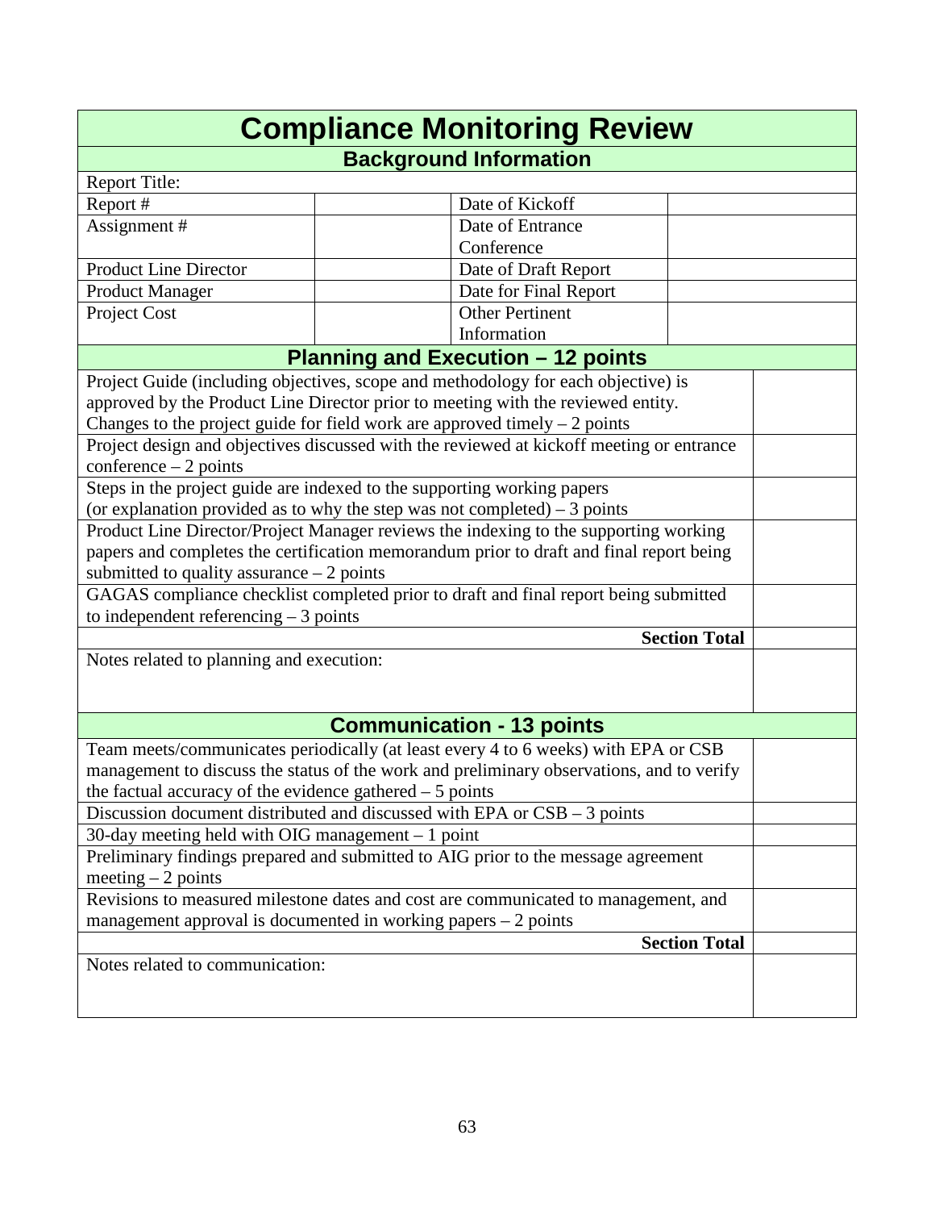# Compliance Monitoring Review

## Background Information

| Report Title: | | | |
|---|---|---|---|
| Report # | | Date of Kickoff | |
| Assignment # | | Date of Entrance Conference | |
| Product Line Director | | Date of Draft Report | |
| Product Manager | | Date for Final Report | |
| Project Cost | | Other Pertinent Information | |

## Planning and Execution – 12 points

| | |
|---|---|
| Project Guide (including objectives, scope and methodology for each objective) is approved by the Product Line Director prior to meeting with the reviewed entity. Changes to the project guide for field work are approved timely – 2 points | |
| Project design and objectives discussed with the reviewed at kickoff meeting or entrance conference – 2 points | |
| Steps in the project guide are indexed to the supporting working papers (or explanation provided as to why the step was not completed) – 3 points | |
| Product Line Director/Project Manager reviews the indexing to the supporting working papers and completes the certification memorandum prior to draft and final report being submitted to quality assurance – 2 points | |
| GAGAS compliance checklist completed prior to draft and final report being submitted to independent referencing – 3 points | |
| **Section Total** | |
| Notes related to planning and execution: | |

## Communication - 13 points

| | |
|---|---|
| Team meets/communicates periodically (at least every 4 to 6 weeks) with EPA or CSB management to discuss the status of the work and preliminary observations, and to verify the factual accuracy of the evidence gathered – 5 points | |
| Discussion document distributed and discussed with EPA or CSB – 3 points | |
| 30-day meeting held with OIG management – 1 point | |
| Preliminary findings prepared and submitted to AIG prior to the message agreement meeting – 2 points | |
| Revisions to measured milestone dates and cost are communicated to management, and management approval is documented in working papers – 2 points | |
| **Section Total** | |
| Notes related to communication: | |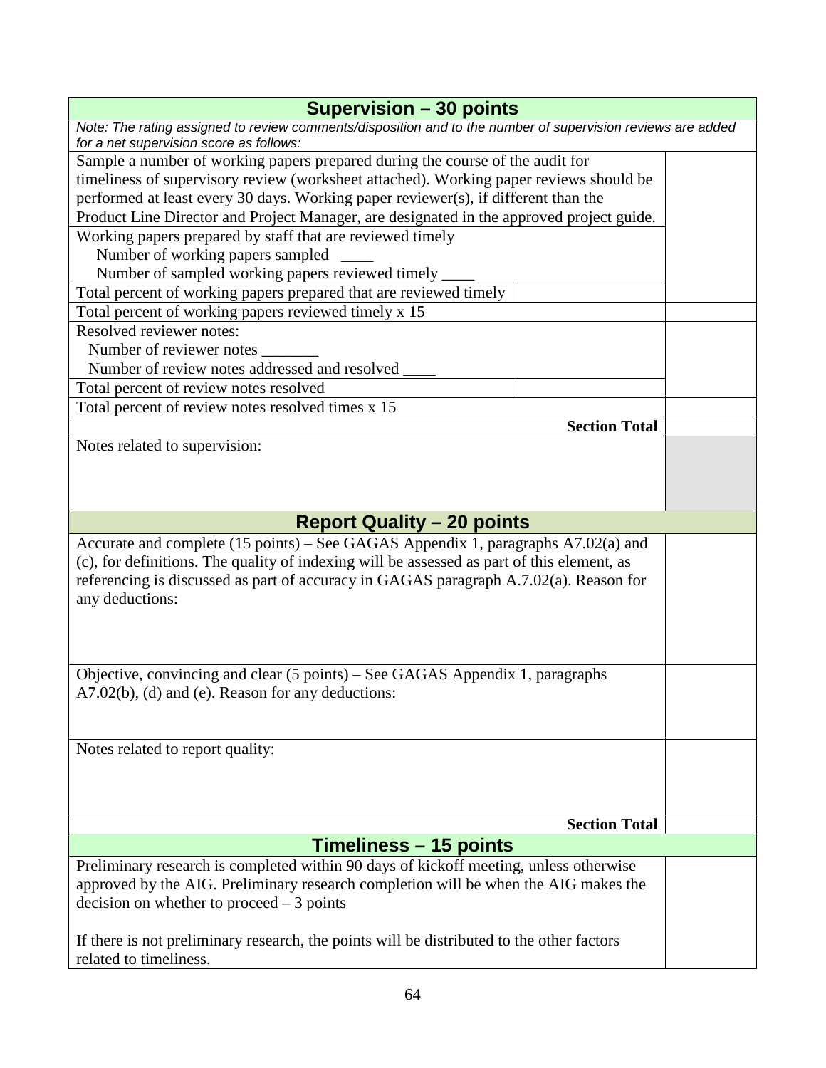| **Supervision – 30 points** | | |
|---|---|---|
| *Note: The rating assigned to review comments/disposition and to the number of supervision reviews are added for a net supervision score as follows:* | | |
| Sample a number of working papers prepared during the course of the audit for timeliness of supervisory review (worksheet attached). Working paper reviews should be performed at least every 30 days. Working paper reviewer(s), if different than the Product Line Director and Project Manager, are designated in the approved project guide. | | |
| Working papers prepared by staff that are reviewed timely<br>Number of working papers sampled ____<br>Number of sampled working papers reviewed timely ____ | | |
| Total percent of working papers prepared that are reviewed timely | | |
| Total percent of working papers reviewed timely x 15 | | |
| Resolved reviewer notes:<br>Number of reviewer notes _______<br>Number of review notes addressed and resolved ____ | | |
| Total percent of review notes resolved | | |
| Total percent of review notes resolved times x 15 | | |
| **Section Total** | | |
| Notes related to supervision: | | |
| **Report Quality – 20 points** | | |
| Accurate and complete (15 points) – See GAGAS Appendix 1, paragraphs A7.02(a) and (c), for definitions. The quality of indexing will be assessed as part of this element, as referencing is discussed as part of accuracy in GAGAS paragraph A.7.02(a). Reason for any deductions: | | |
| Objective, convincing and clear (5 points) – See GAGAS Appendix 1, paragraphs A7.02(b), (d) and (e). Reason for any deductions: | | |
| Notes related to report quality: | | |
| **Section Total** | | |
| **Timeliness – 15 points** | | |
| Preliminary research is completed within 90 days of kickoff meeting, unless otherwise approved by the AIG. Preliminary research completion will be when the AIG makes the decision on whether to proceed – 3 points<br><br>If there is not preliminary research, the points will be distributed to the other factors related to timeliness. | | |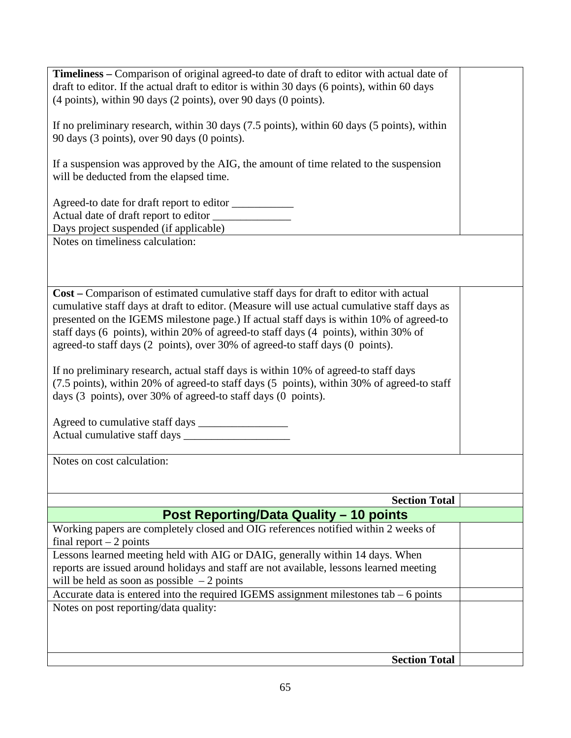| | |
|---|---|
| **Timeliness –** Comparison of original agreed-to date of draft to editor with actual date of draft to editor. If the actual draft to editor is within 30 days (6 points), within 60 days (4 points), within 90 days (2 points), over 90 days (0 points).<br><br>If no preliminary research, within 30 days (7.5 points), within 60 days (5 points), within 90 days (3 points), over 90 days (0 points).<br><br>If a suspension was approved by the AIG, the amount of time related to the suspension will be deducted from the elapsed time.<br><br>Agreed-to date for draft report to editor ___________<br>Actual date of draft report to editor ______________<br>Days project suspended (if applicable) | |
| Notes on timeliness calculation: | |
| **Cost –** Comparison of estimated cumulative staff days for draft to editor with actual cumulative staff days at draft to editor. (Measure will use actual cumulative staff days as presented on the IGEMS milestone page.) If actual staff days is within 10% of agreed-to staff days (6 points), within 20% of agreed-to staff days (4 points), within 30% of agreed-to staff days (2 points), over 30% of agreed-to staff days (0 points).<br><br>If no preliminary research, actual staff days is within 10% of agreed-to staff days (7.5 points), within 20% of agreed-to staff days (5 points), within 30% of agreed-to staff days (3 points), over 30% of agreed-to staff days (0 points).<br><br>Agreed to cumulative staff days ________________<br>Actual cumulative staff days ___________________ | |
| Notes on cost calculation: | |
| **Section Total** | |
| **Post Reporting/Data Quality – 10 points** | |
| Working papers are completely closed and OIG references notified within 2 weeks of final report – 2 points | |
| Lessons learned meeting held with AIG or DAIG, generally within 14 days. When reports are issued around holidays and staff are not available, lessons learned meeting will be held as soon as possible – 2 points | |
| Accurate data is entered into the required IGEMS assignment milestones tab – 6 points | |
| Notes on post reporting/data quality: | |
| **Section Total** | |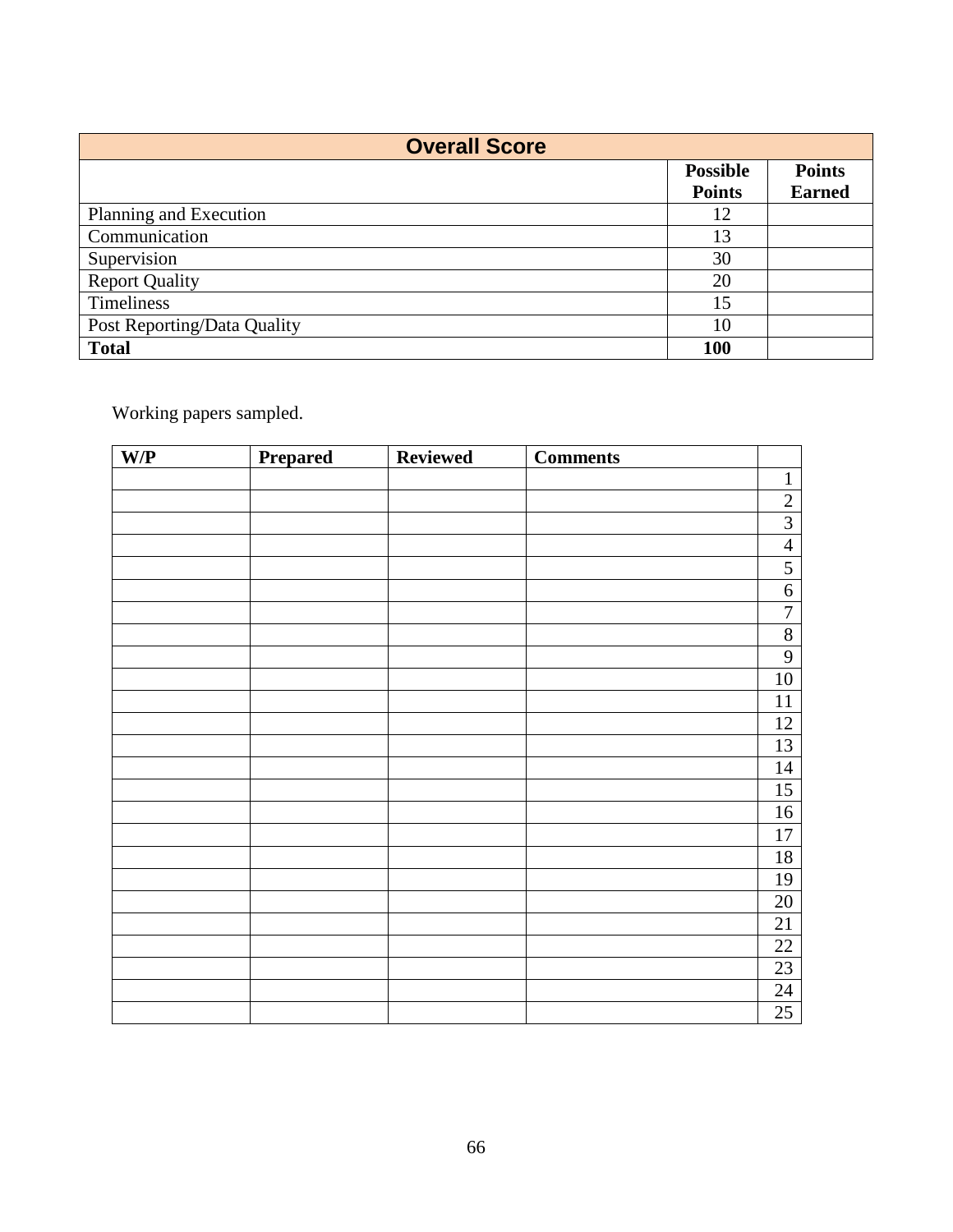| Overall Score | | |
|---|---|---|
| | **Possible Points** | **Points Earned** |
| Planning and Execution | 12 | |
| Communication | 13 | |
| Supervision | 30 | |
| Report Quality | 20 | |
| Timeliness | 15 | |
| Post Reporting/Data Quality | 10 | |
| **Total** | **100** | |

Working papers sampled.

| W/P | Prepared | Reviewed | Comments | |
|---|---|---|---|---|
| | | | | 1 |
| | | | | 2 |
| | | | | 3 |
| | | | | 4 |
| | | | | 5 |
| | | | | 6 |
| | | | | 7 |
| | | | | 8 |
| | | | | 9 |
| | | | | 10 |
| | | | | 11 |
| | | | | 12 |
| | | | | 13 |
| | | | | 14 |
| | | | | 15 |
| | | | | 16 |
| | | | | 17 |
| | | | | 18 |
| | | | | 19 |
| | | | | 20 |
| | | | | 21 |
| | | | | 22 |
| | | | | 23 |
| | | | | 24 |
| | | | | 25 |